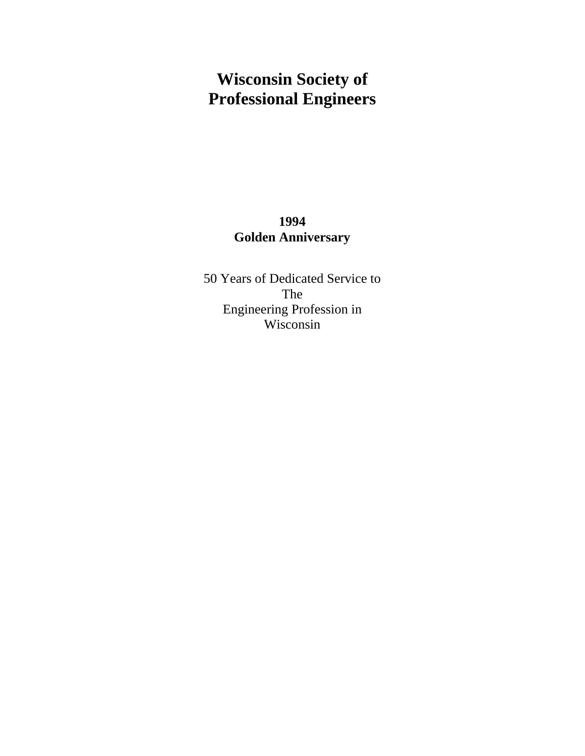# Wisconsin Society of Professional Engineers

**1994**
**Golden Anniversary**

50 Years of Dedicated Service to
The
Engineering Profession in
Wisconsin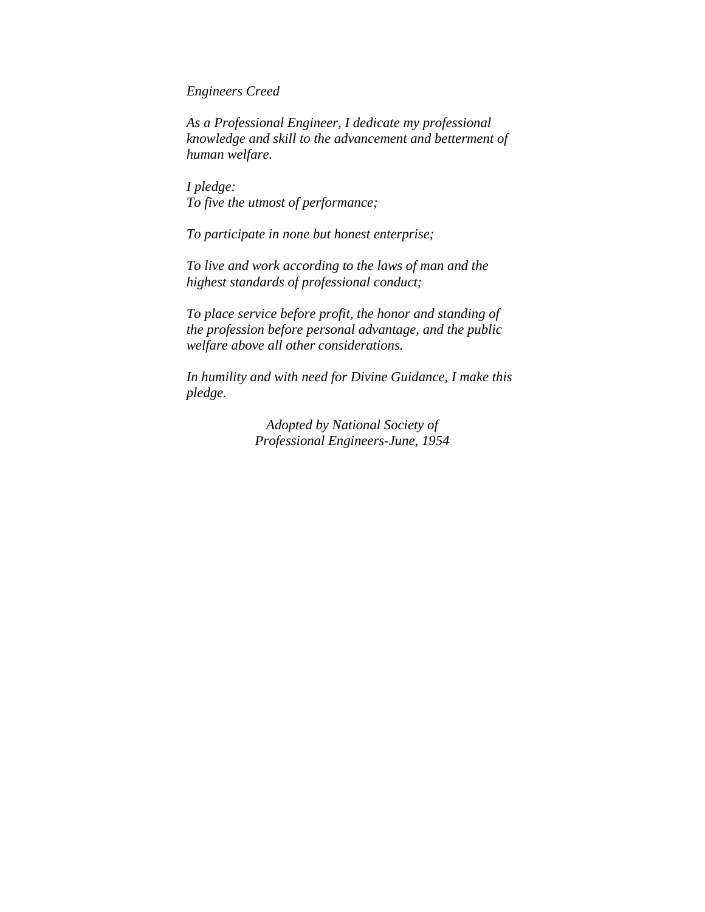*Engineers Creed*

*As a Professional Engineer, I dedicate my professional knowledge and skill to the advancement and betterment of human welfare.*

*I pledge:*
*To five the utmost of performance;*

*To participate in none but honest enterprise;*

*To live and work according to the laws of man and the highest standards of professional conduct;*

*To place service before profit, the honor and standing of the profession before personal advantage, and the public welfare above all other considerations.*

*In humility and with need for Divine Guidance, I make this pledge.*

*Adopted by National Society of Professional Engineers-June, 1954*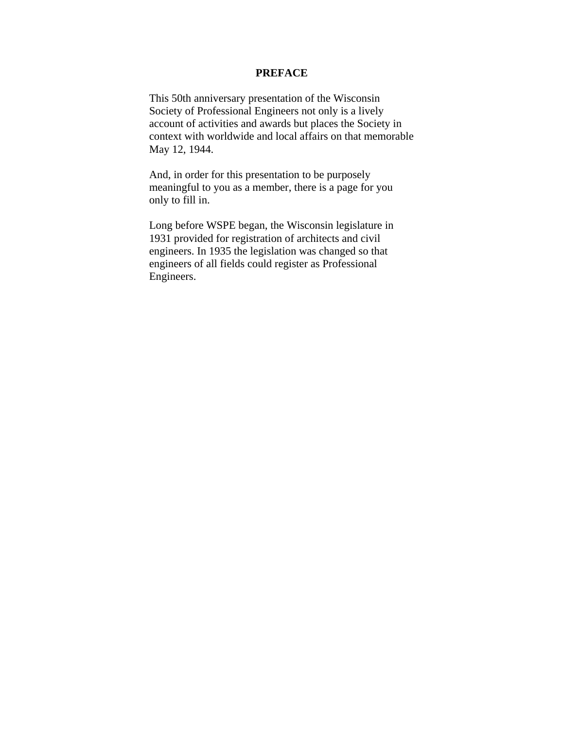# PREFACE

This 50th anniversary presentation of the Wisconsin Society of Professional Engineers not only is a lively account of activities and awards but places the Society in context with worldwide and local affairs on that memorable May 12, 1944.

And, in order for this presentation to be purposely meaningful to you as a member, there is a page for you only to fill in.

Long before WSPE began, the Wisconsin legislature in 1931 provided for registration of architects and civil engineers. In 1935 the legislation was changed so that engineers of all fields could register as Professional Engineers.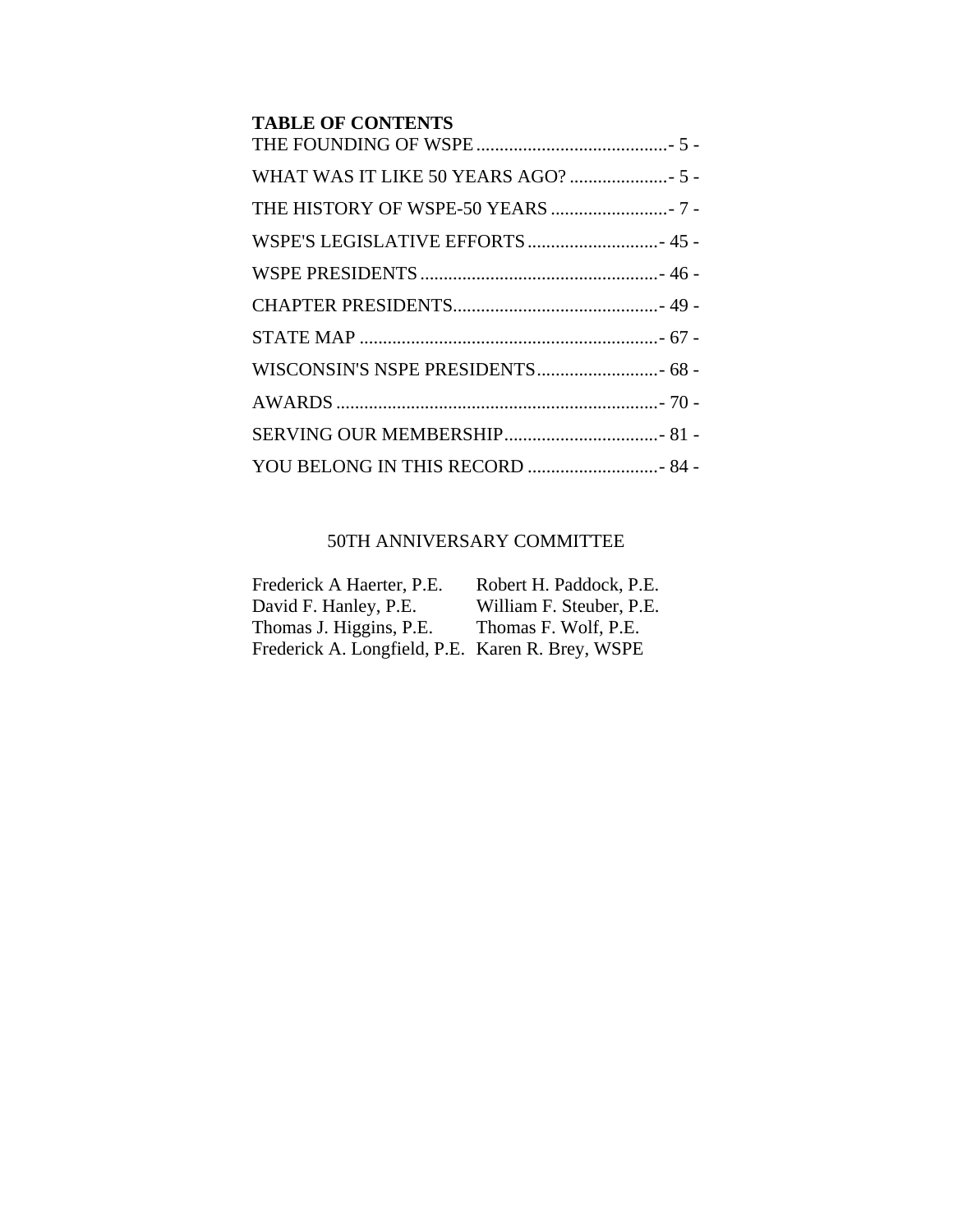**TABLE OF CONTENTS**

THE FOUNDING OF WSPE .......................................... - 5 -

WHAT WAS IT LIKE 50 YEARS AGO? ..................... - 5 -

THE HISTORY OF WSPE-50 YEARS ......................... - 7 -

WSPE'S LEGISLATIVE EFFORTS ............................ - 45 -

WSPE PRESIDENTS ................................................... - 46 -

CHAPTER PRESIDENTS............................................ - 49 -

STATE MAP ................................................................ - 67 -

WISCONSIN'S NSPE PRESIDENTS.......................... - 68 -

AWARDS ..................................................................... - 70 -

SERVING OUR MEMBERSHIP................................. - 81 -

YOU BELONG IN THIS RECORD ............................ - 84 -

50TH ANNIVERSARY COMMITTEE

| | |
|---|---|
| Frederick A Haerter, P.E. | Robert H. Paddock, P.E. |
| David F. Hanley, P.E. | William F. Steuber, P.E. |
| Thomas J. Higgins, P.E. | Thomas F. Wolf, P.E. |
| Frederick A. Longfield, P.E. | Karen R. Brey, WSPE |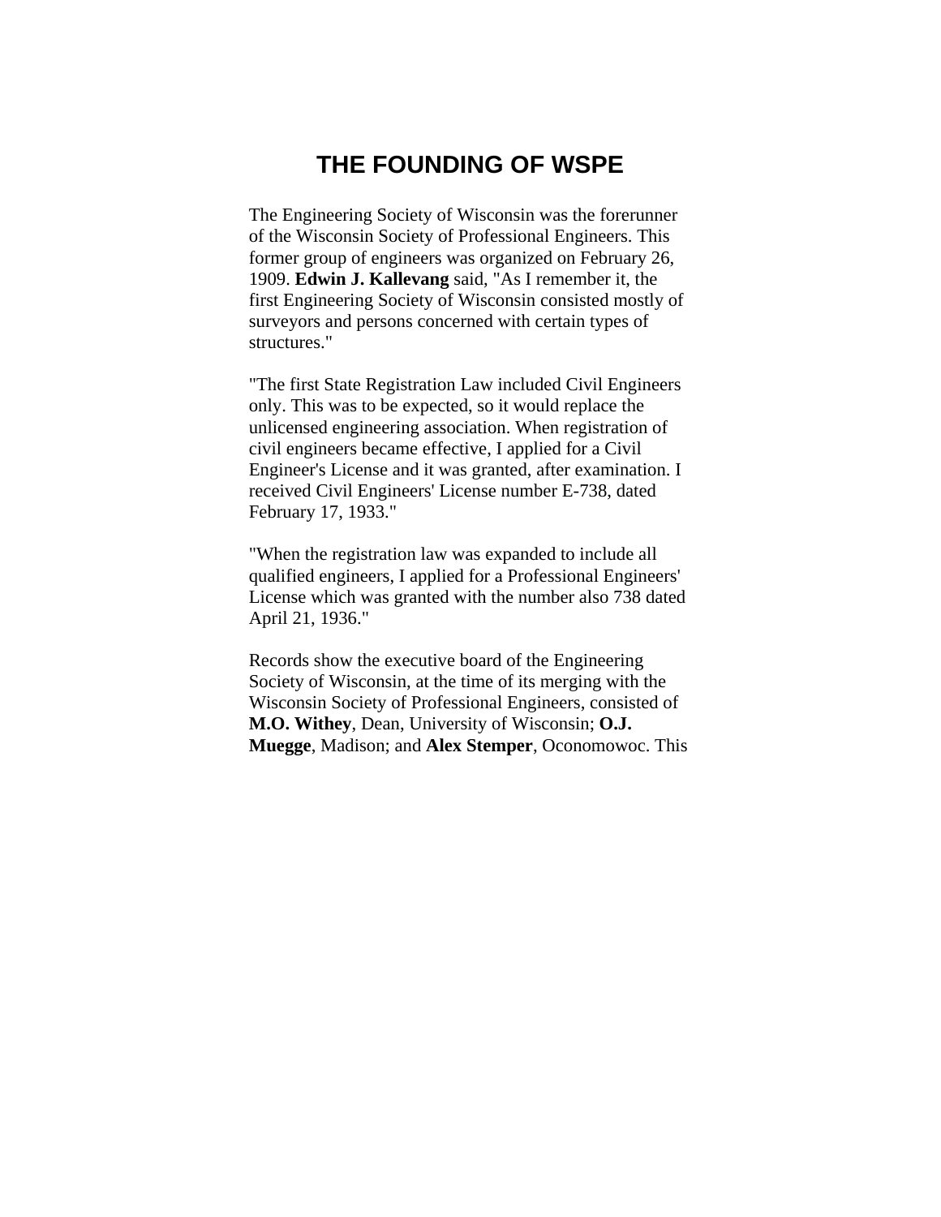# THE FOUNDING OF WSPE

The Engineering Society of Wisconsin was the forerunner of the Wisconsin Society of Professional Engineers. This former group of engineers was organized on February 26, 1909. **Edwin J. Kallevang** said, "As I remember it, the first Engineering Society of Wisconsin consisted mostly of surveyors and persons concerned with certain types of structures."

"The first State Registration Law included Civil Engineers only. This was to be expected, so it would replace the unlicensed engineering association. When registration of civil engineers became effective, I applied for a Civil Engineer's License and it was granted, after examination. I received Civil Engineers' License number E-738, dated February 17, 1933."

"When the registration law was expanded to include all qualified engineers, I applied for a Professional Engineers' License which was granted with the number also 738 dated April 21, 1936."

Records show the executive board of the Engineering Society of Wisconsin, at the time of its merging with the Wisconsin Society of Professional Engineers, consisted of **M.O. Withey**, Dean, University of Wisconsin; **O.J. Muegge**, Madison; and **Alex Stemper**, Oconomowoc. This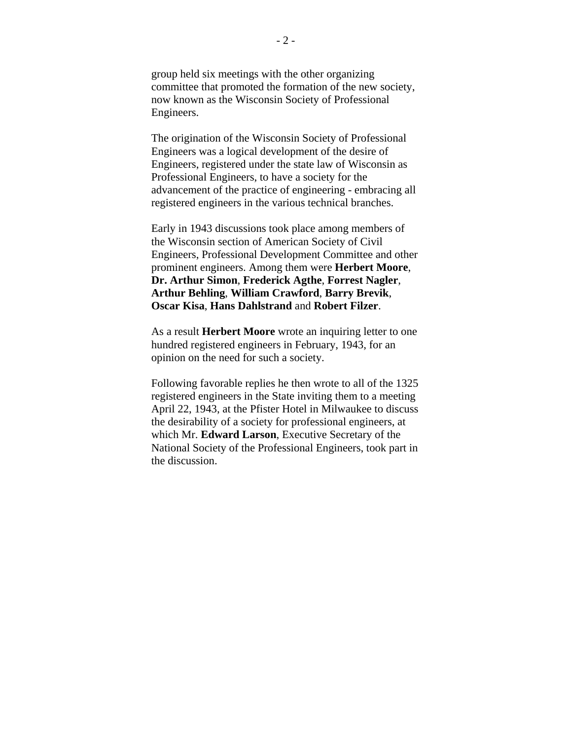group held six meetings with the other organizing committee that promoted the formation of the new society, now known as the Wisconsin Society of Professional Engineers.

The origination of the Wisconsin Society of Professional Engineers was a logical development of the desire of Engineers, registered under the state law of Wisconsin as Professional Engineers, to have a society for the advancement of the practice of engineering - embracing all registered engineers in the various technical branches.

Early in 1943 discussions took place among members of the Wisconsin section of American Society of Civil Engineers, Professional Development Committee and other prominent engineers. Among them were **Herbert Moore**, **Dr. Arthur Simon**, **Frederick Agthe**, **Forrest Nagler**, **Arthur Behling**, **William Crawford**, **Barry Brevik**, **Oscar Kisa**, **Hans Dahlstrand** and **Robert Filzer**.

As a result **Herbert Moore** wrote an inquiring letter to one hundred registered engineers in February, 1943, for an opinion on the need for such a society.

Following favorable replies he then wrote to all of the 1325 registered engineers in the State inviting them to a meeting April 22, 1943, at the Pfister Hotel in Milwaukee to discuss the desirability of a society for professional engineers, at which Mr. **Edward Larson**, Executive Secretary of the National Society of the Professional Engineers, took part in the discussion.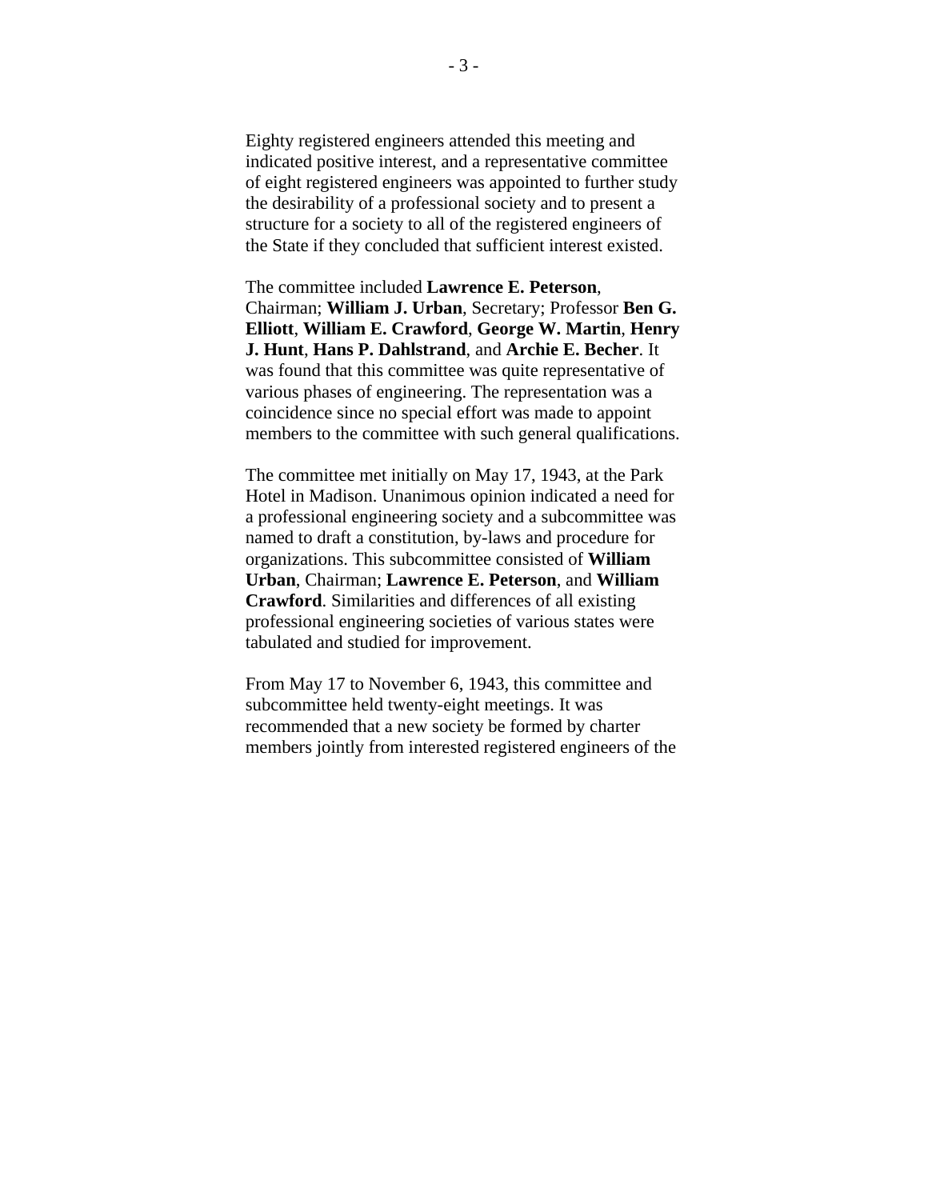Eighty registered engineers attended this meeting and indicated positive interest, and a representative committee of eight registered engineers was appointed to further study the desirability of a professional society and to present a structure for a society to all of the registered engineers of the State if they concluded that sufficient interest existed.

The committee included **Lawrence E. Peterson**, Chairman; **William J. Urban**, Secretary; Professor **Ben G. Elliott**, **William E. Crawford**, **George W. Martin**, **Henry J. Hunt**, **Hans P. Dahlstrand**, and **Archie E. Becher**. It was found that this committee was quite representative of various phases of engineering. The representation was a coincidence since no special effort was made to appoint members to the committee with such general qualifications.

The committee met initially on May 17, 1943, at the Park Hotel in Madison. Unanimous opinion indicated a need for a professional engineering society and a subcommittee was named to draft a constitution, by-laws and procedure for organizations. This subcommittee consisted of **William Urban**, Chairman; **Lawrence E. Peterson**, and **William Crawford**. Similarities and differences of all existing professional engineering societies of various states were tabulated and studied for improvement.

From May 17 to November 6, 1943, this committee and subcommittee held twenty-eight meetings. It was recommended that a new society be formed by charter members jointly from interested registered engineers of the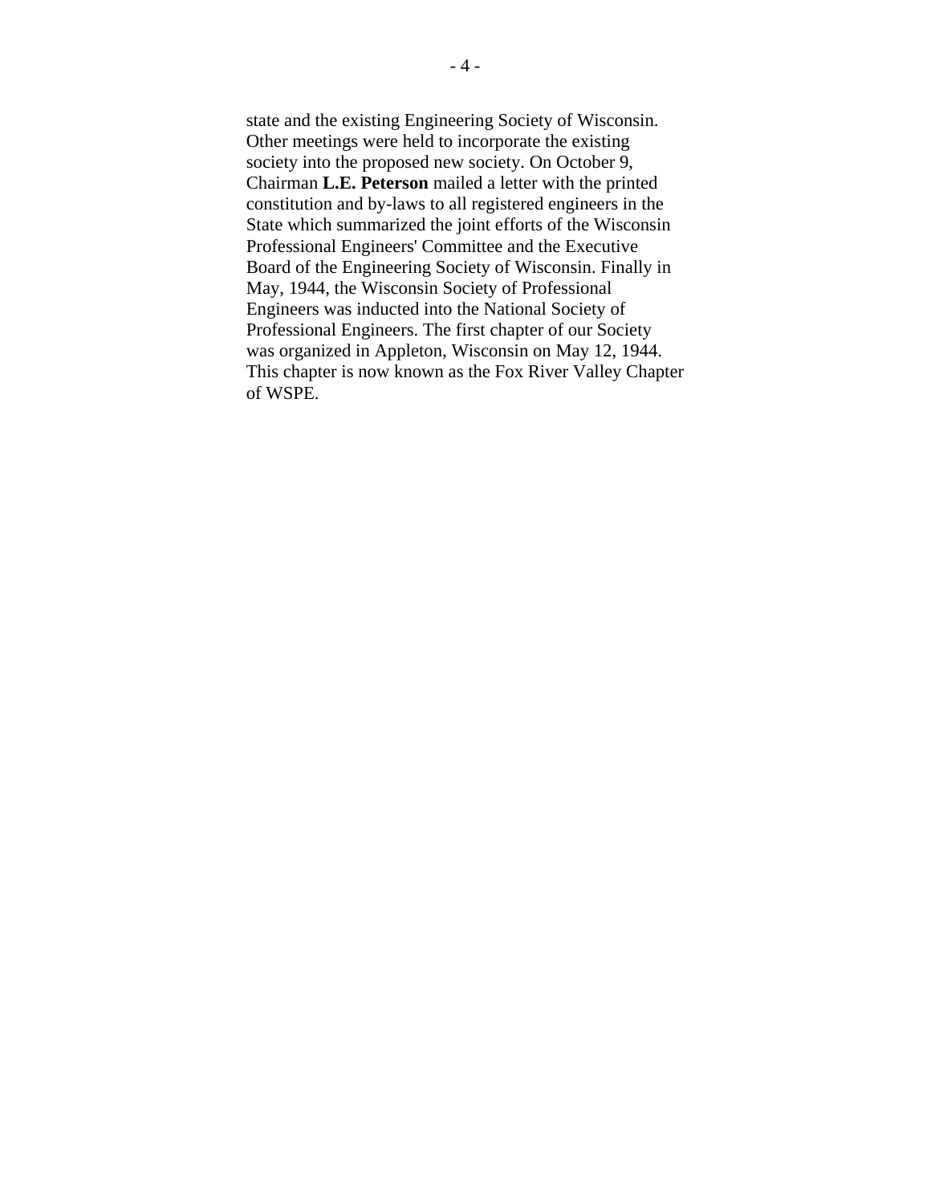state and the existing Engineering Society of Wisconsin. Other meetings were held to incorporate the existing society into the proposed new society. On October 9, Chairman **L.E. Peterson** mailed a letter with the printed constitution and by-laws to all registered engineers in the State which summarized the joint efforts of the Wisconsin Professional Engineers' Committee and the Executive Board of the Engineering Society of Wisconsin. Finally in May, 1944, the Wisconsin Society of Professional Engineers was inducted into the National Society of Professional Engineers. The first chapter of our Society was organized in Appleton, Wisconsin on May 12, 1944. This chapter is now known as the Fox River Valley Chapter of WSPE.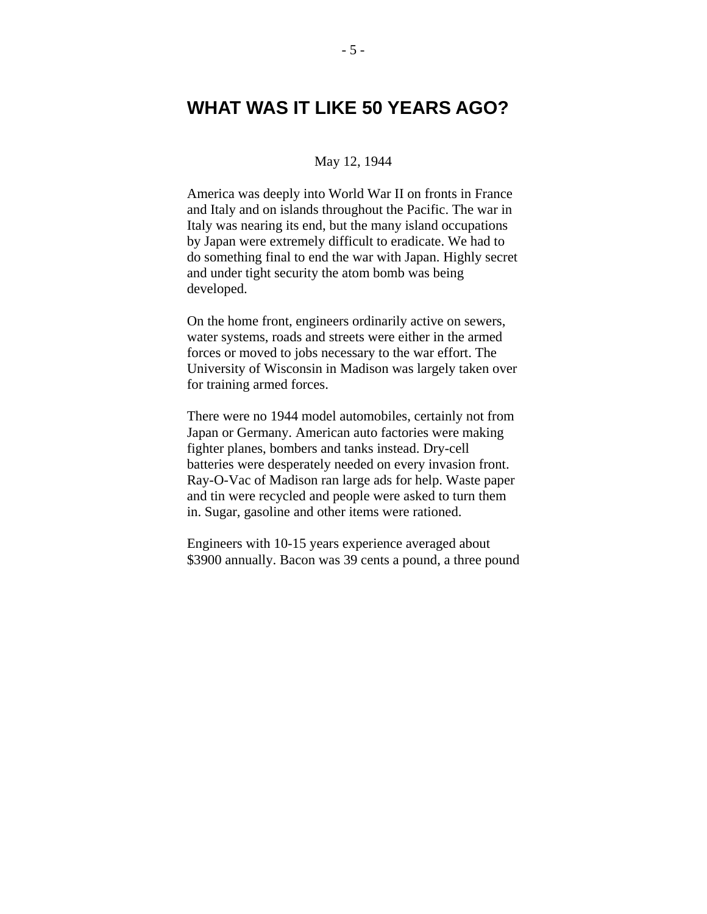# WHAT WAS IT LIKE 50 YEARS AGO?

May 12, 1944

America was deeply into World War II on fronts in France and Italy and on islands throughout the Pacific. The war in Italy was nearing its end, but the many island occupations by Japan were extremely difficult to eradicate. We had to do something final to end the war with Japan. Highly secret and under tight security the atom bomb was being developed.

On the home front, engineers ordinarily active on sewers, water systems, roads and streets were either in the armed forces or moved to jobs necessary to the war effort. The University of Wisconsin in Madison was largely taken over for training armed forces.

There were no 1944 model automobiles, certainly not from Japan or Germany. American auto factories were making fighter planes, bombers and tanks instead. Dry-cell batteries were desperately needed on every invasion front. Ray-O-Vac of Madison ran large ads for help. Waste paper and tin were recycled and people were asked to turn them in. Sugar, gasoline and other items were rationed.

Engineers with 10-15 years experience averaged about $3900 annually. Bacon was 39 cents a pound, a three pound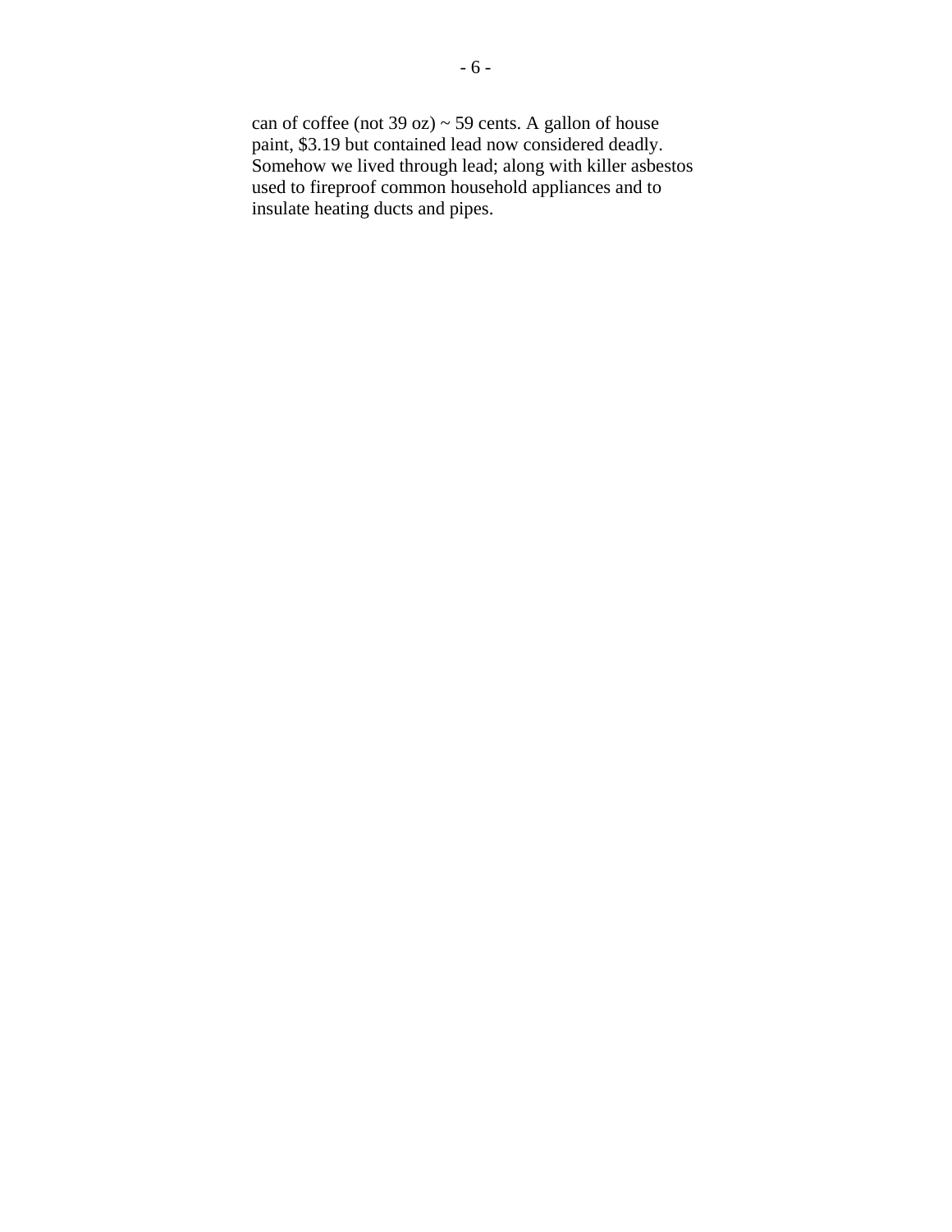can of coffee (not 39 oz) ~ 59 cents. A gallon of house paint, $3.19 but contained lead now considered deadly. Somehow we lived through lead; along with killer asbestos used to fireproof common household appliances and to insulate heating ducts and pipes.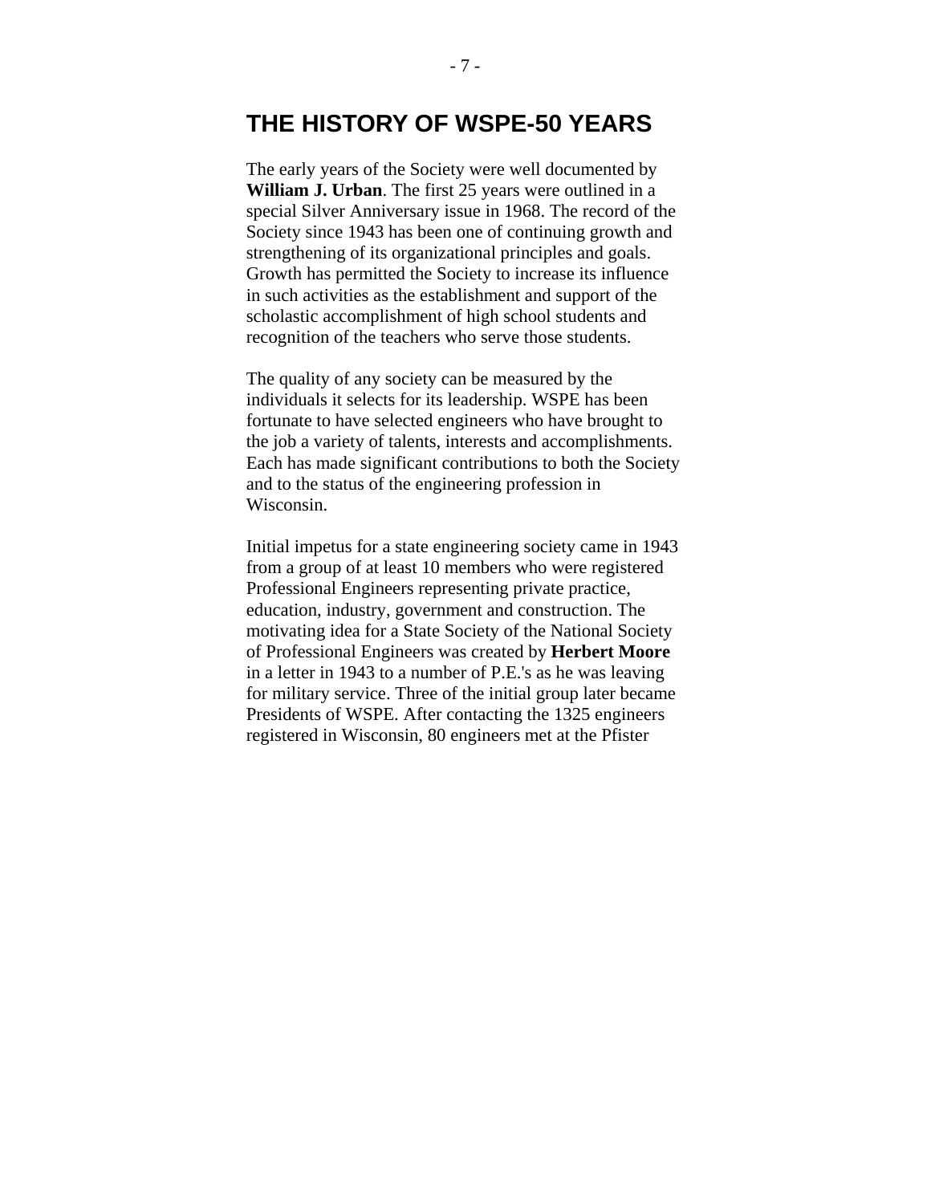# THE HISTORY OF WSPE-50 YEARS

The early years of the Society were well documented by **William J. Urban**. The first 25 years were outlined in a special Silver Anniversary issue in 1968. The record of the Society since 1943 has been one of continuing growth and strengthening of its organizational principles and goals. Growth has permitted the Society to increase its influence in such activities as the establishment and support of the scholastic accomplishment of high school students and recognition of the teachers who serve those students.

The quality of any society can be measured by the individuals it selects for its leadership. WSPE has been fortunate to have selected engineers who have brought to the job a variety of talents, interests and accomplishments. Each has made significant contributions to both the Society and to the status of the engineering profession in Wisconsin.

Initial impetus for a state engineering society came in 1943 from a group of at least 10 members who were registered Professional Engineers representing private practice, education, industry, government and construction. The motivating idea for a State Society of the National Society of Professional Engineers was created by **Herbert Moore** in a letter in 1943 to a number of P.E.'s as he was leaving for military service. Three of the initial group later became Presidents of WSPE. After contacting the 1325 engineers registered in Wisconsin, 80 engineers met at the Pfister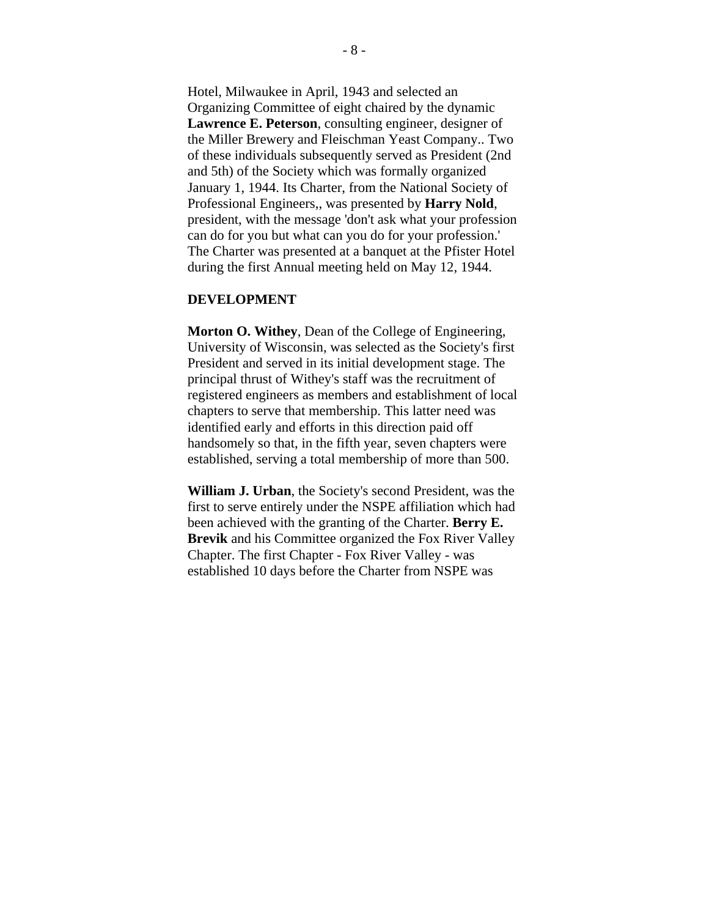Hotel, Milwaukee in April, 1943 and selected an Organizing Committee of eight chaired by the dynamic **Lawrence E. Peterson**, consulting engineer, designer of the Miller Brewery and Fleischman Yeast Company.. Two of these individuals subsequently served as President (2nd and 5th) of the Society which was formally organized January 1, 1944. Its Charter, from the National Society of Professional Engineers,, was presented by **Harry Nold**, president, with the message 'don't ask what your profession can do for you but what can you do for your profession.' The Charter was presented at a banquet at the Pfister Hotel during the first Annual meeting held on May 12, 1944.

**DEVELOPMENT**

**Morton O. Withey**, Dean of the College of Engineering, University of Wisconsin, was selected as the Society's first President and served in its initial development stage. The principal thrust of Withey's staff was the recruitment of registered engineers as members and establishment of local chapters to serve that membership. This latter need was identified early and efforts in this direction paid off handsomely so that, in the fifth year, seven chapters were established, serving a total membership of more than 500.

**William J. Urban**, the Society's second President, was the first to serve entirely under the NSPE affiliation which had been achieved with the granting of the Charter. **Berry E. Brevik** and his Committee organized the Fox River Valley Chapter. The first Chapter - Fox River Valley - was established 10 days before the Charter from NSPE was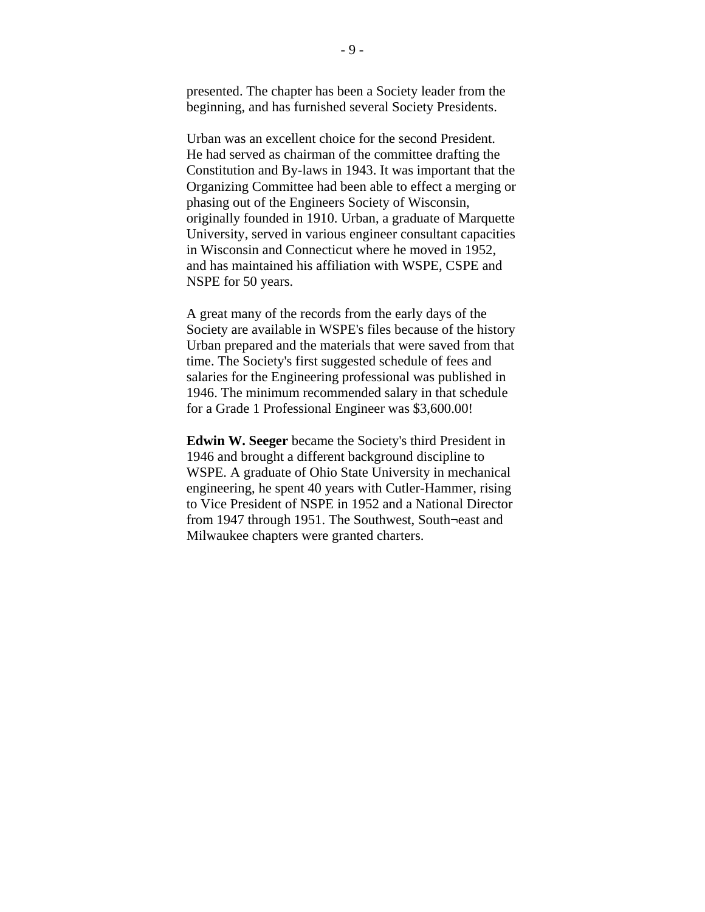presented. The chapter has been a Society leader from the beginning, and has furnished several Society Presidents.

Urban was an excellent choice for the second President. He had served as chairman of the committee drafting the Constitution and By-laws in 1943. It was important that the Organizing Committee had been able to effect a merging or phasing out of the Engineers Society of Wisconsin, originally founded in 1910. Urban, a graduate of Marquette University, served in various engineer consultant capacities in Wisconsin and Connecticut where he moved in 1952, and has maintained his affiliation with WSPE, CSPE and NSPE for 50 years.

A great many of the records from the early days of the Society are available in WSPE's files because of the history Urban prepared and the materials that were saved from that time. The Society's first suggested schedule of fees and salaries for the Engineering professional was published in 1946. The minimum recommended salary in that schedule for a Grade 1 Professional Engineer was $3,600.00!

**Edwin W. Seeger** became the Society's third President in 1946 and brought a different background discipline to WSPE. A graduate of Ohio State University in mechanical engineering, he spent 40 years with Cutler-Hammer, rising to Vice President of NSPE in 1952 and a National Director from 1947 through 1951. The Southwest, South¬east and Milwaukee chapters were granted charters.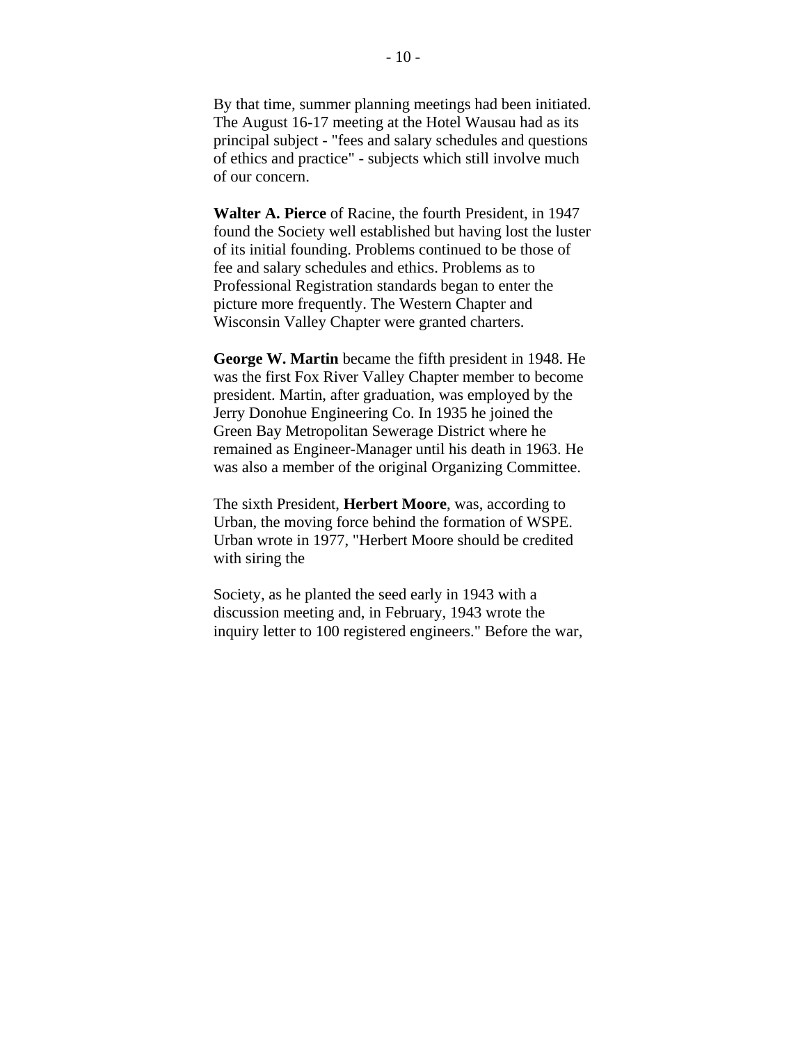By that time, summer planning meetings had been initiated. The August 16-17 meeting at the Hotel Wausau had as its principal subject - "fees and salary schedules and questions of ethics and practice" - subjects which still involve much of our concern.

**Walter A. Pierce** of Racine, the fourth President, in 1947 found the Society well established but having lost the luster of its initial founding. Problems continued to be those of fee and salary schedules and ethics. Problems as to Professional Registration standards began to enter the picture more frequently. The Western Chapter and Wisconsin Valley Chapter were granted charters.

**George W. Martin** became the fifth president in 1948. He was the first Fox River Valley Chapter member to become president. Martin, after graduation, was employed by the Jerry Donohue Engineering Co. In 1935 he joined the Green Bay Metropolitan Sewerage District where he remained as Engineer-Manager until his death in 1963. He was also a member of the original Organizing Committee.

The sixth President, **Herbert Moore**, was, according to Urban, the moving force behind the formation of WSPE. Urban wrote in 1977, "Herbert Moore should be credited with siring the Society, as he planted the seed early in 1943 with a discussion meeting and, in February, 1943 wrote the inquiry letter to 100 registered engineers." Before the war,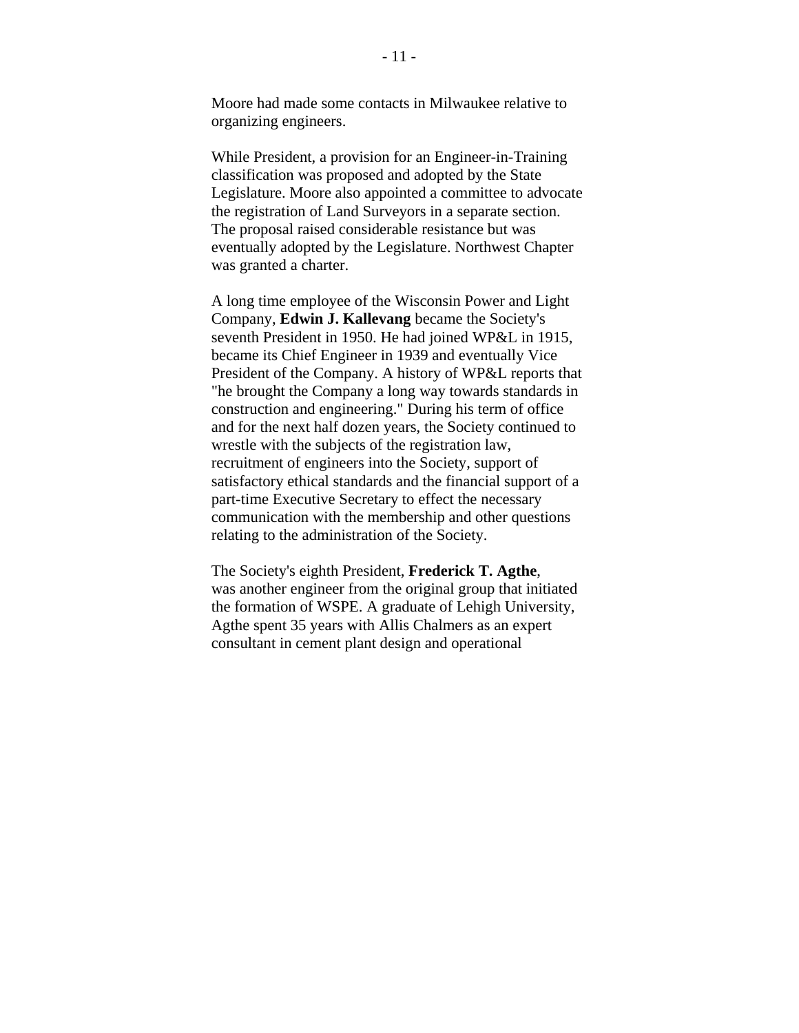Moore had made some contacts in Milwaukee relative to organizing engineers.

While President, a provision for an Engineer-in-Training classification was proposed and adopted by the State Legislature. Moore also appointed a committee to advocate the registration of Land Surveyors in a separate section. The proposal raised considerable resistance but was eventually adopted by the Legislature. Northwest Chapter was granted a charter.

A long time employee of the Wisconsin Power and Light Company, **Edwin J. Kallevang** became the Society's seventh President in 1950. He had joined WP&L in 1915, became its Chief Engineer in 1939 and eventually Vice President of the Company. A history of WP&L reports that "he brought the Company a long way towards standards in construction and engineering." During his term of office and for the next half dozen years, the Society continued to wrestle with the subjects of the registration law, recruitment of engineers into the Society, support of satisfactory ethical standards and the financial support of a part-time Executive Secretary to effect the necessary communication with the membership and other questions relating to the administration of the Society.

The Society's eighth President, **Frederick T. Agthe**, was another engineer from the original group that initiated the formation of WSPE. A graduate of Lehigh University, Agthe spent 35 years with Allis Chalmers as an expert consultant in cement plant design and operational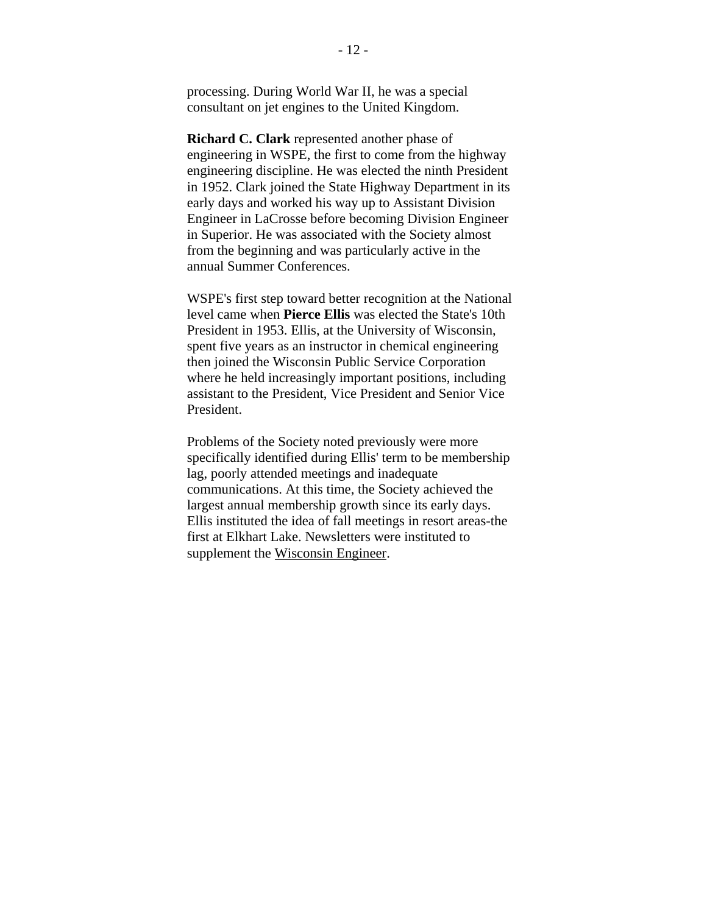processing. During World War II, he was a special consultant on jet engines to the United Kingdom.

**Richard C. Clark** represented another phase of engineering in WSPE, the first to come from the highway engineering discipline. He was elected the ninth President in 1952. Clark joined the State Highway Department in its early days and worked his way up to Assistant Division Engineer in LaCrosse before becoming Division Engineer in Superior. He was associated with the Society almost from the beginning and was particularly active in the annual Summer Conferences.

WSPE's first step toward better recognition at the National level came when **Pierce Ellis** was elected the State's 10th President in 1953. Ellis, at the University of Wisconsin, spent five years as an instructor in chemical engineering then joined the Wisconsin Public Service Corporation where he held increasingly important positions, including assistant to the President, Vice President and Senior Vice President.

Problems of the Society noted previously were more specifically identified during Ellis' term to be membership lag, poorly attended meetings and inadequate communications. At this time, the Society achieved the largest annual membership growth since its early days. Ellis instituted the idea of fall meetings in resort areas-the first at Elkhart Lake. Newsletters were instituted to supplement the <u>Wisconsin Engineer</u>.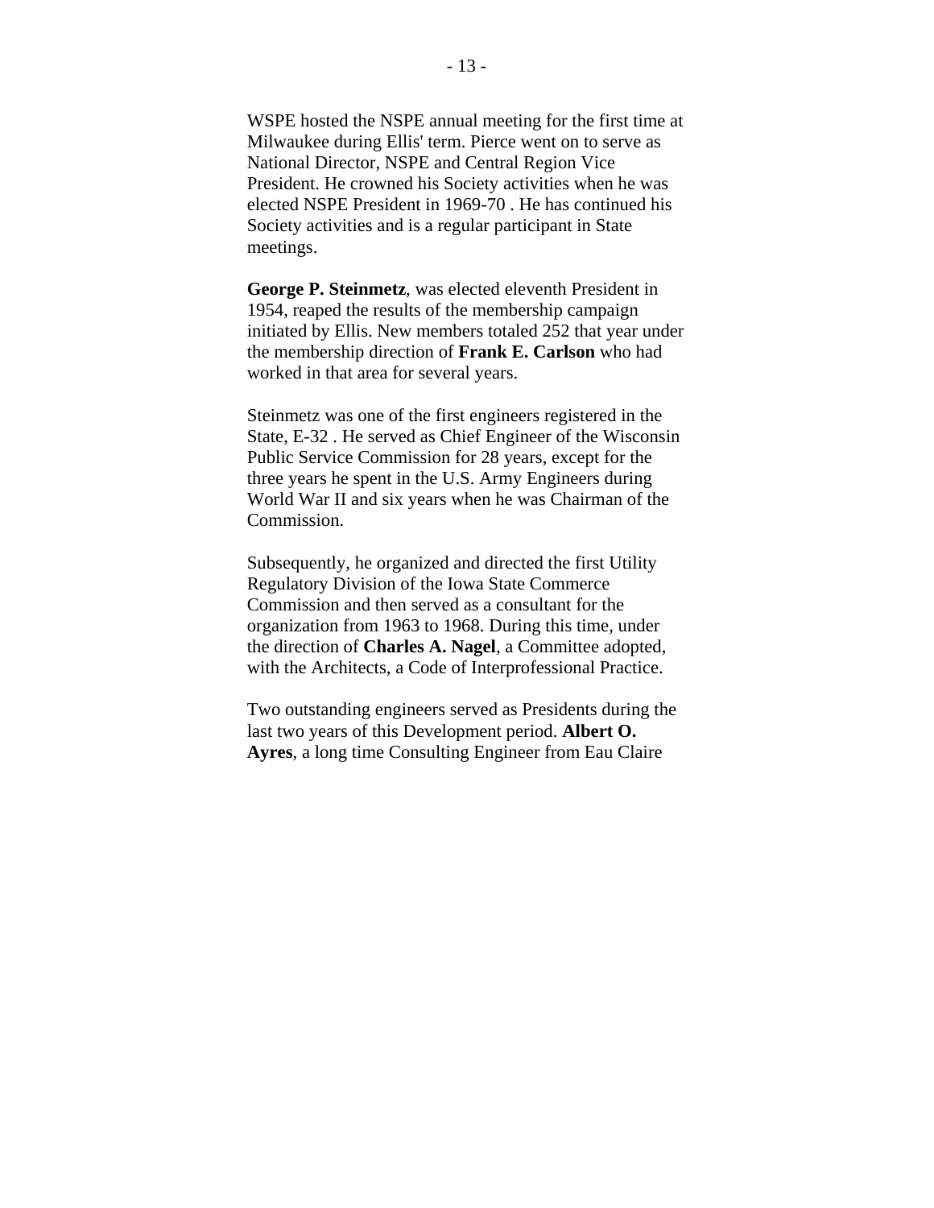WSPE hosted the NSPE annual meeting for the first time at Milwaukee during Ellis' term. Pierce went on to serve as National Director, NSPE and Central Region Vice President. He crowned his Society activities when he was elected NSPE President in 1969-70 . He has continued his Society activities and is a regular participant in State meetings.

**George P. Steinmetz**, was elected eleventh President in 1954, reaped the results of the membership campaign initiated by Ellis. New members totaled 252 that year under the membership direction of **Frank E. Carlson** who had worked in that area for several years.

Steinmetz was one of the first engineers registered in the State, E-32 . He served as Chief Engineer of the Wisconsin Public Service Commission for 28 years, except for the three years he spent in the U.S. Army Engineers during World War II and six years when he was Chairman of the Commission.

Subsequently, he organized and directed the first Utility Regulatory Division of the Iowa State Commerce Commission and then served as a consultant for the organization from 1963 to 1968. During this time, under the direction of **Charles A. Nagel**, a Committee adopted, with the Architects, a Code of Interprofessional Practice.

Two outstanding engineers served as Presidents during the last two years of this Development period. **Albert O. Ayres**, a long time Consulting Engineer from Eau Claire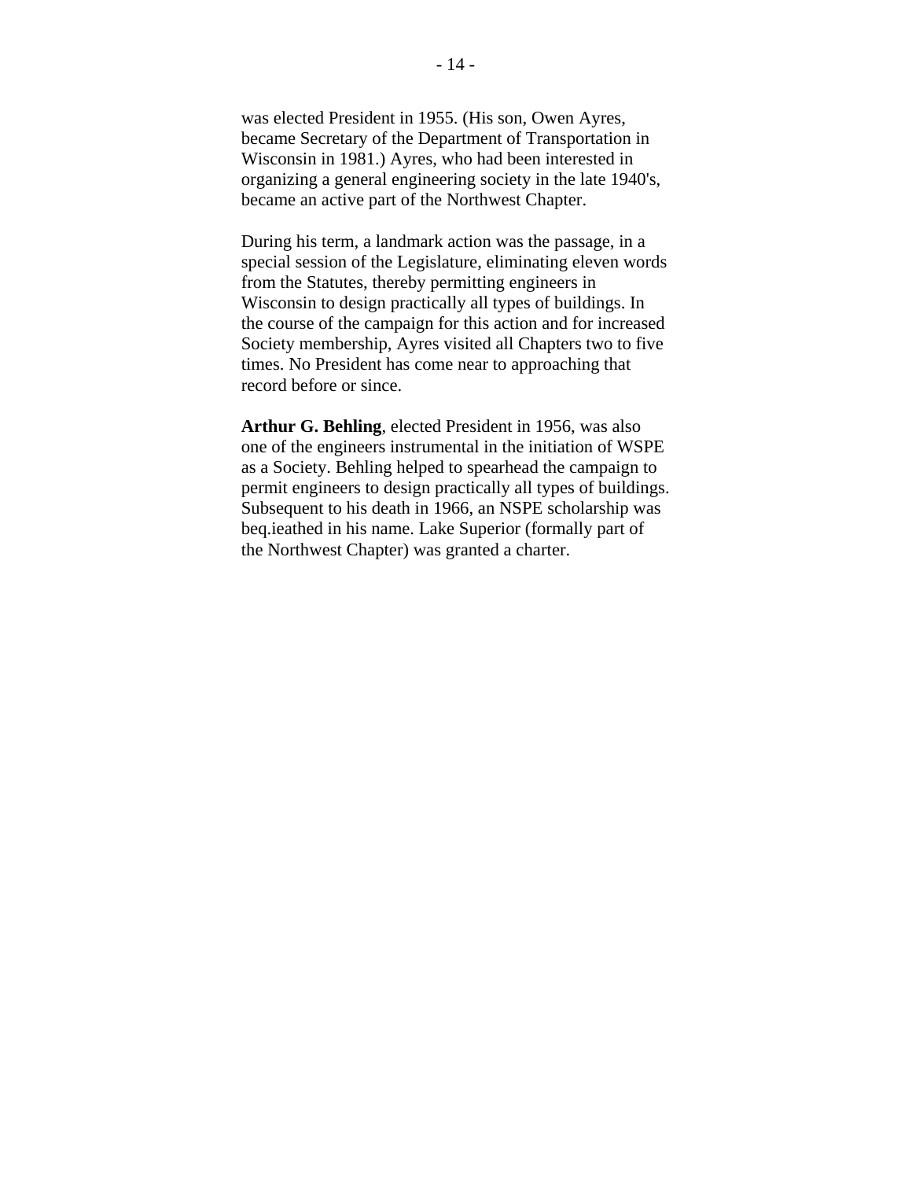was elected President in 1955. (His son, Owen Ayres, became Secretary of the Department of Transportation in Wisconsin in 1981.) Ayres, who had been interested in organizing a general engineering society in the late 1940's, became an active part of the Northwest Chapter.

During his term, a landmark action was the passage, in a special session of the Legislature, eliminating eleven words from the Statutes, thereby permitting engineers in Wisconsin to design practically all types of buildings. In the course of the campaign for this action and for increased Society membership, Ayres visited all Chapters two to five times. No President has come near to approaching that record before or since.

**Arthur G. Behling**, elected President in 1956, was also one of the engineers instrumental in the initiation of WSPE as a Society. Behling helped to spearhead the campaign to permit engineers to design practically all types of buildings. Subsequent to his death in 1966, an NSPE scholarship was beq.ieathed in his name. Lake Superior (formally part of the Northwest Chapter) was granted a charter.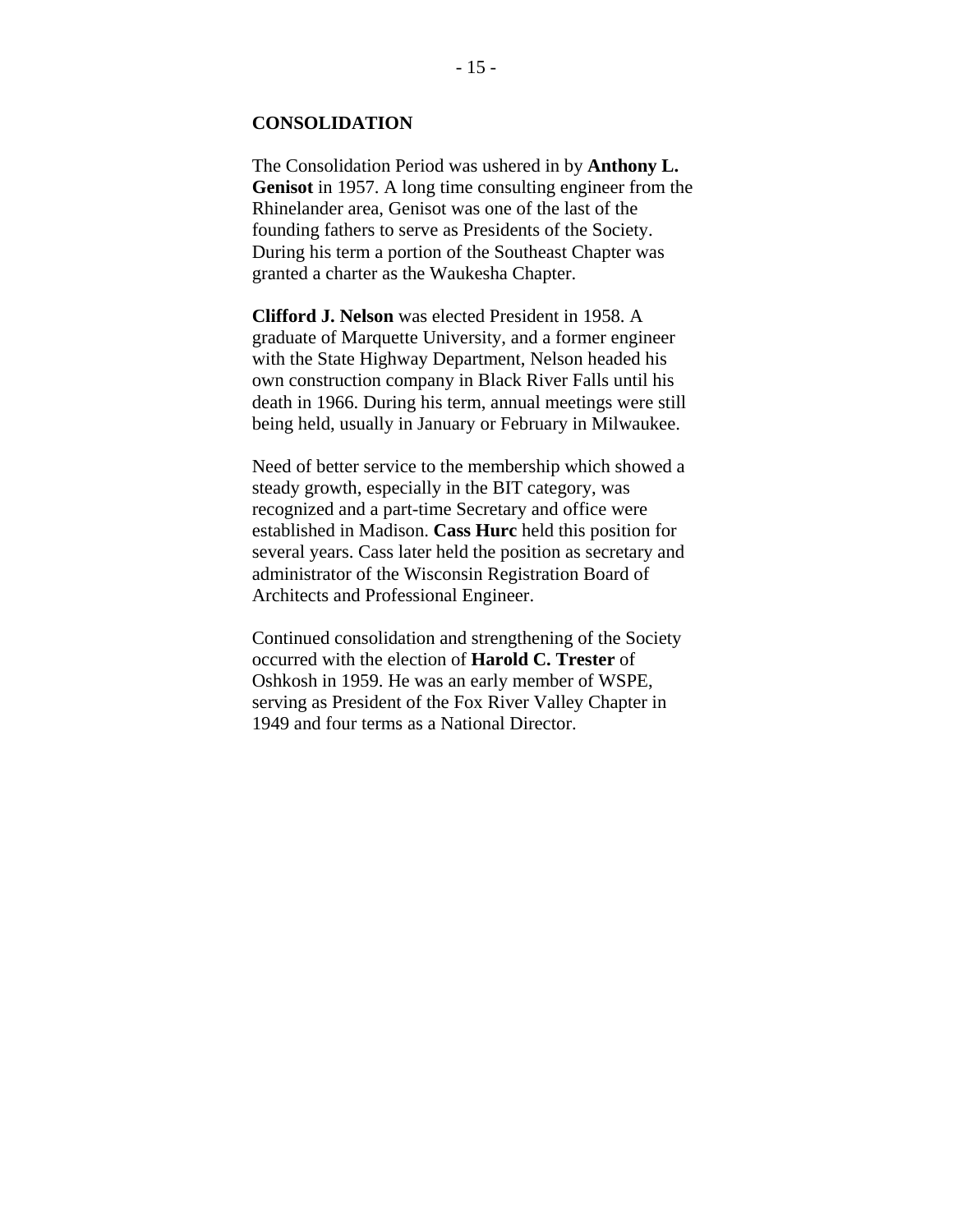## CONSOLIDATION

The Consolidation Period was ushered in by **Anthony L. Genisot** in 1957. A long time consulting engineer from the Rhinelander area, Genisot was one of the last of the founding fathers to serve as Presidents of the Society. During his term a portion of the Southeast Chapter was granted a charter as the Waukesha Chapter.

**Clifford J. Nelson** was elected President in 1958. A graduate of Marquette University, and a former engineer with the State Highway Department, Nelson headed his own construction company in Black River Falls until his death in 1966. During his term, annual meetings were still being held, usually in January or February in Milwaukee.

Need of better service to the membership which showed a steady growth, especially in the BIT category, was recognized and a part-time Secretary and office were established in Madison. **Cass Hurc** held this position for several years. Cass later held the position as secretary and administrator of the Wisconsin Registration Board of Architects and Professional Engineer.

Continued consolidation and strengthening of the Society occurred with the election of **Harold C. Trester** of Oshkosh in 1959. He was an early member of WSPE, serving as President of the Fox River Valley Chapter in 1949 and four terms as a National Director.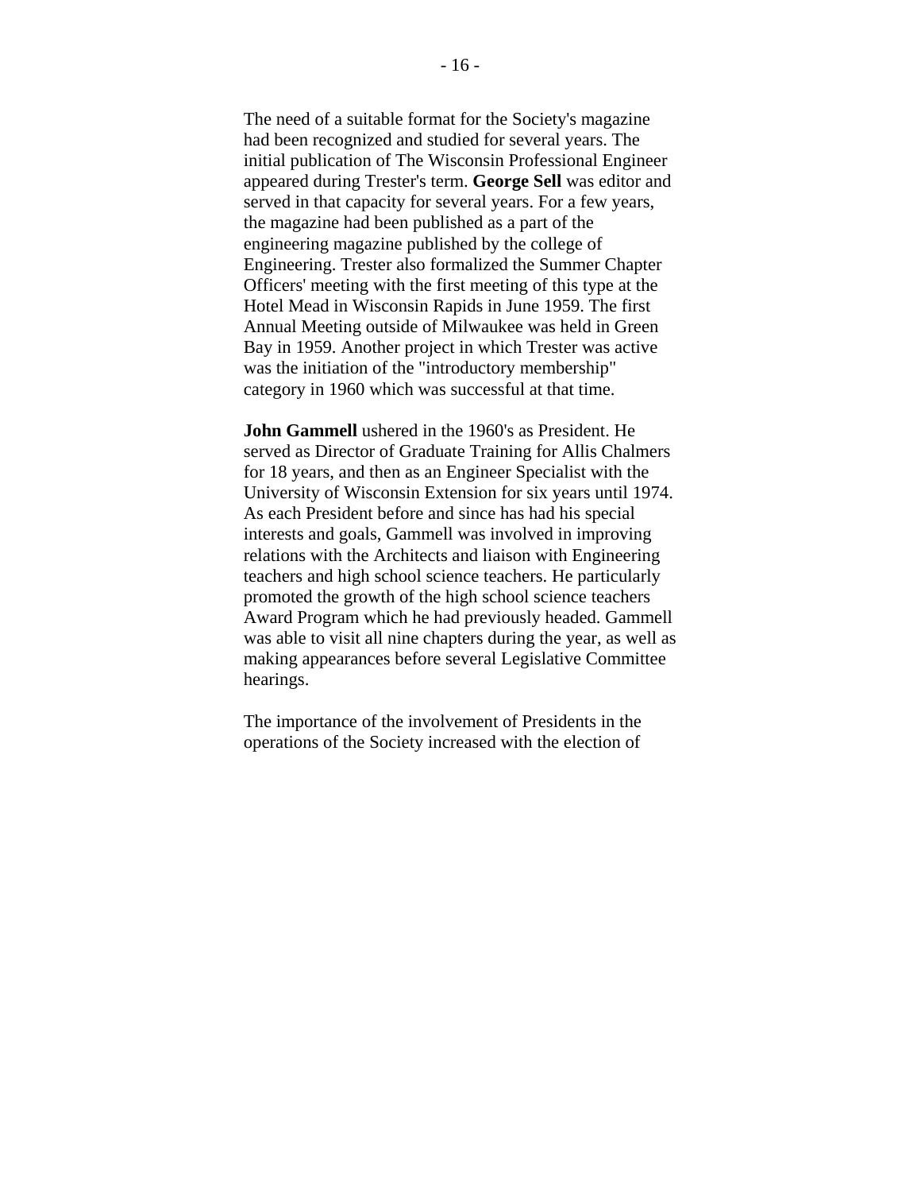The need of a suitable format for the Society's magazine had been recognized and studied for several years. The initial publication of The Wisconsin Professional Engineer appeared during Trester's term. **George Sell** was editor and served in that capacity for several years. For a few years, the magazine had been published as a part of the engineering magazine published by the college of Engineering. Trester also formalized the Summer Chapter Officers' meeting with the first meeting of this type at the Hotel Mead in Wisconsin Rapids in June 1959. The first Annual Meeting outside of Milwaukee was held in Green Bay in 1959. Another project in which Trester was active was the initiation of the "introductory membership" category in 1960 which was successful at that time.

**John Gammell** ushered in the 1960's as President. He served as Director of Graduate Training for Allis Chalmers for 18 years, and then as an Engineer Specialist with the University of Wisconsin Extension for six years until 1974. As each President before and since has had his special interests and goals, Gammell was involved in improving relations with the Architects and liaison with Engineering teachers and high school science teachers. He particularly promoted the growth of the high school science teachers Award Program which he had previously headed. Gammell was able to visit all nine chapters during the year, as well as making appearances before several Legislative Committee hearings.

The importance of the involvement of Presidents in the operations of the Society increased with the election of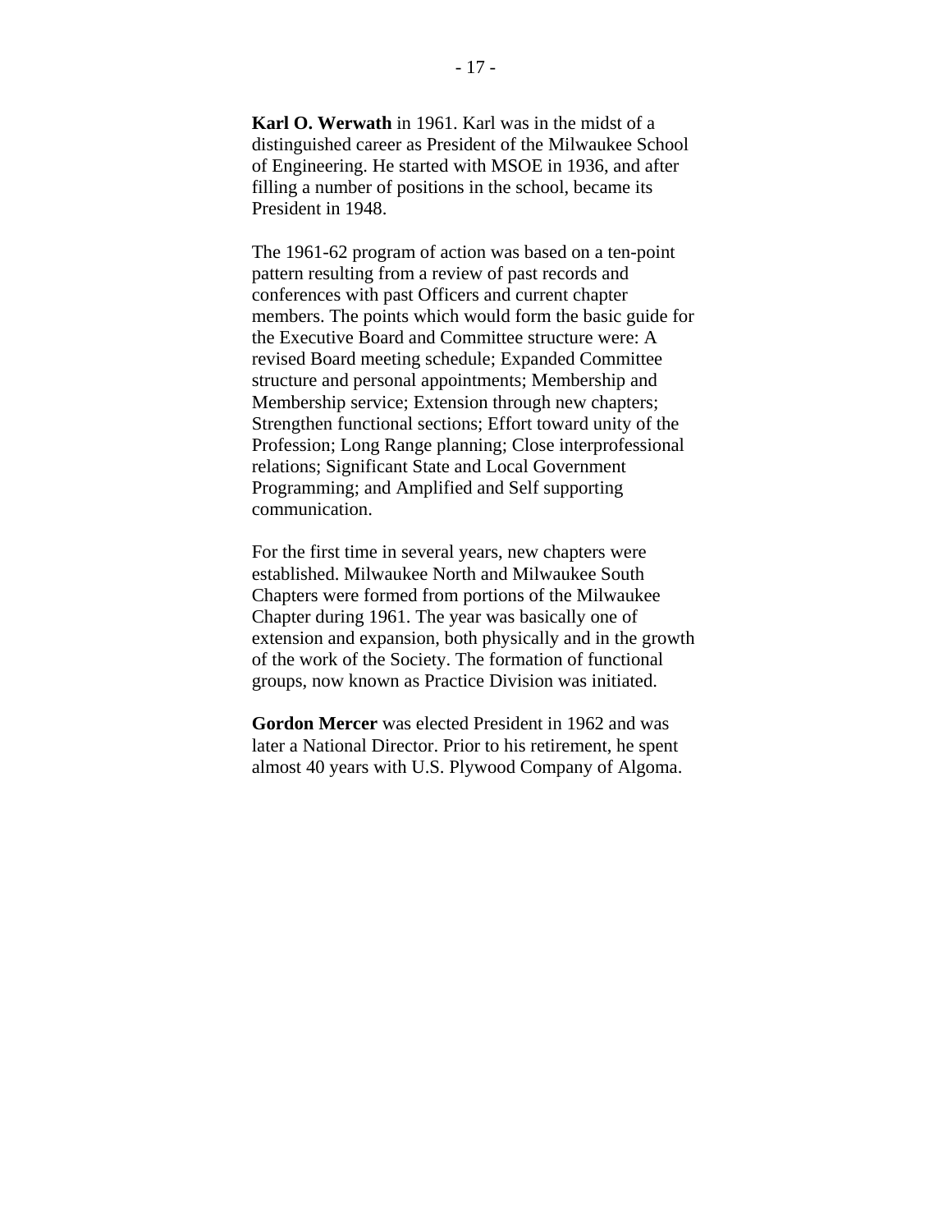**Karl O. Werwath** in 1961. Karl was in the midst of a distinguished career as President of the Milwaukee School of Engineering. He started with MSOE in 1936, and after filling a number of positions in the school, became its President in 1948.

The 1961-62 program of action was based on a ten-point pattern resulting from a review of past records and conferences with past Officers and current chapter members. The points which would form the basic guide for the Executive Board and Committee structure were: A revised Board meeting schedule; Expanded Committee structure and personal appointments; Membership and Membership service; Extension through new chapters; Strengthen functional sections; Effort toward unity of the Profession; Long Range planning; Close interprofessional relations; Significant State and Local Government Programming; and Amplified and Self supporting communication.

For the first time in several years, new chapters were established. Milwaukee North and Milwaukee South Chapters were formed from portions of the Milwaukee Chapter during 1961. The year was basically one of extension and expansion, both physically and in the growth of the work of the Society. The formation of functional groups, now known as Practice Division was initiated.

**Gordon Mercer** was elected President in 1962 and was later a National Director. Prior to his retirement, he spent almost 40 years with U.S. Plywood Company of Algoma.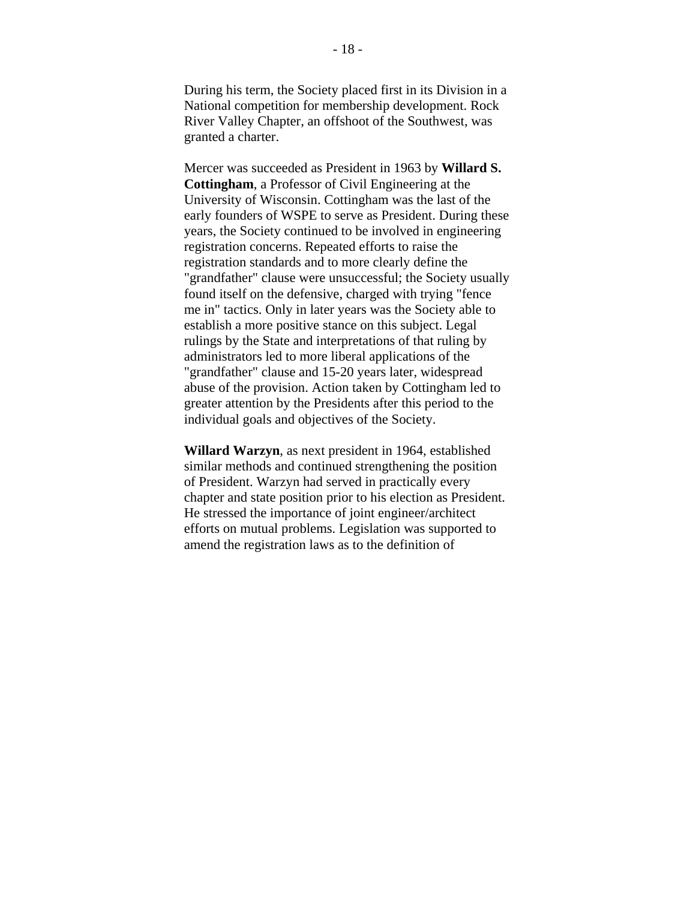During his term, the Society placed first in its Division in a National competition for membership development. Rock River Valley Chapter, an offshoot of the Southwest, was granted a charter.

Mercer was succeeded as President in 1963 by **Willard S. Cottingham**, a Professor of Civil Engineering at the University of Wisconsin. Cottingham was the last of the early founders of WSPE to serve as President. During these years, the Society continued to be involved in engineering registration concerns. Repeated efforts to raise the registration standards and to more clearly define the "grandfather" clause were unsuccessful; the Society usually found itself on the defensive, charged with trying "fence me in" tactics. Only in later years was the Society able to establish a more positive stance on this subject. Legal rulings by the State and interpretations of that ruling by administrators led to more liberal applications of the "grandfather" clause and 15-20 years later, widespread abuse of the provision. Action taken by Cottingham led to greater attention by the Presidents after this period to the individual goals and objectives of the Society.

**Willard Warzyn**, as next president in 1964, established similar methods and continued strengthening the position of President. Warzyn had served in practically every chapter and state position prior to his election as President. He stressed the importance of joint engineer/architect efforts on mutual problems. Legislation was supported to amend the registration laws as to the definition of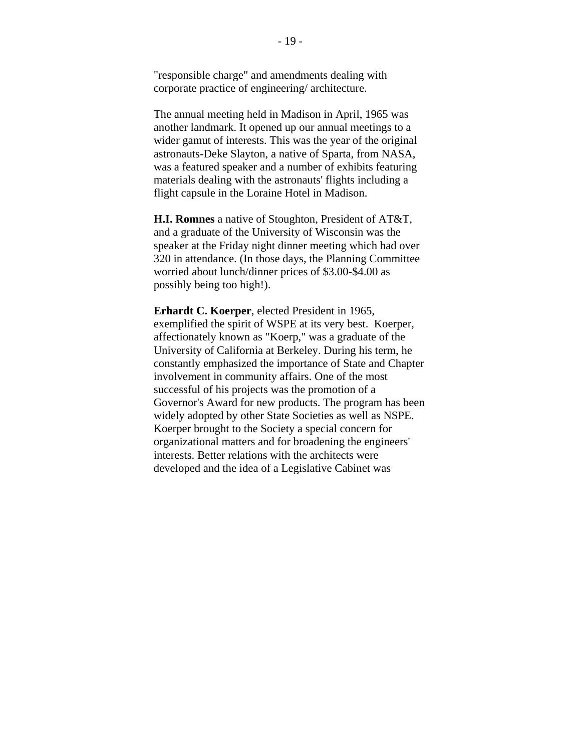"responsible charge" and amendments dealing with corporate practice of engineering/ architecture.

The annual meeting held in Madison in April, 1965 was another landmark. It opened up our annual meetings to a wider gamut of interests. This was the year of the original astronauts-Deke Slayton, a native of Sparta, from NASA, was a featured speaker and a number of exhibits featuring materials dealing with the astronauts' flights including a flight capsule in the Loraine Hotel in Madison.

**H.I. Romnes** a native of Stoughton, President of AT&T, and a graduate of the University of Wisconsin was the speaker at the Friday night dinner meeting which had over 320 in attendance. (In those days, the Planning Committee worried about lunch/dinner prices of $3.00-$4.00 as possibly being too high!).

**Erhardt C. Koerper**, elected President in 1965, exemplified the spirit of WSPE at its very best. Koerper, affectionately known as "Koerp," was a graduate of the University of California at Berkeley. During his term, he constantly emphasized the importance of State and Chapter involvement in community affairs. One of the most successful of his projects was the promotion of a Governor's Award for new products. The program has been widely adopted by other State Societies as well as NSPE. Koerper brought to the Society a special concern for organizational matters and for broadening the engineers' interests. Better relations with the architects were developed and the idea of a Legislative Cabinet was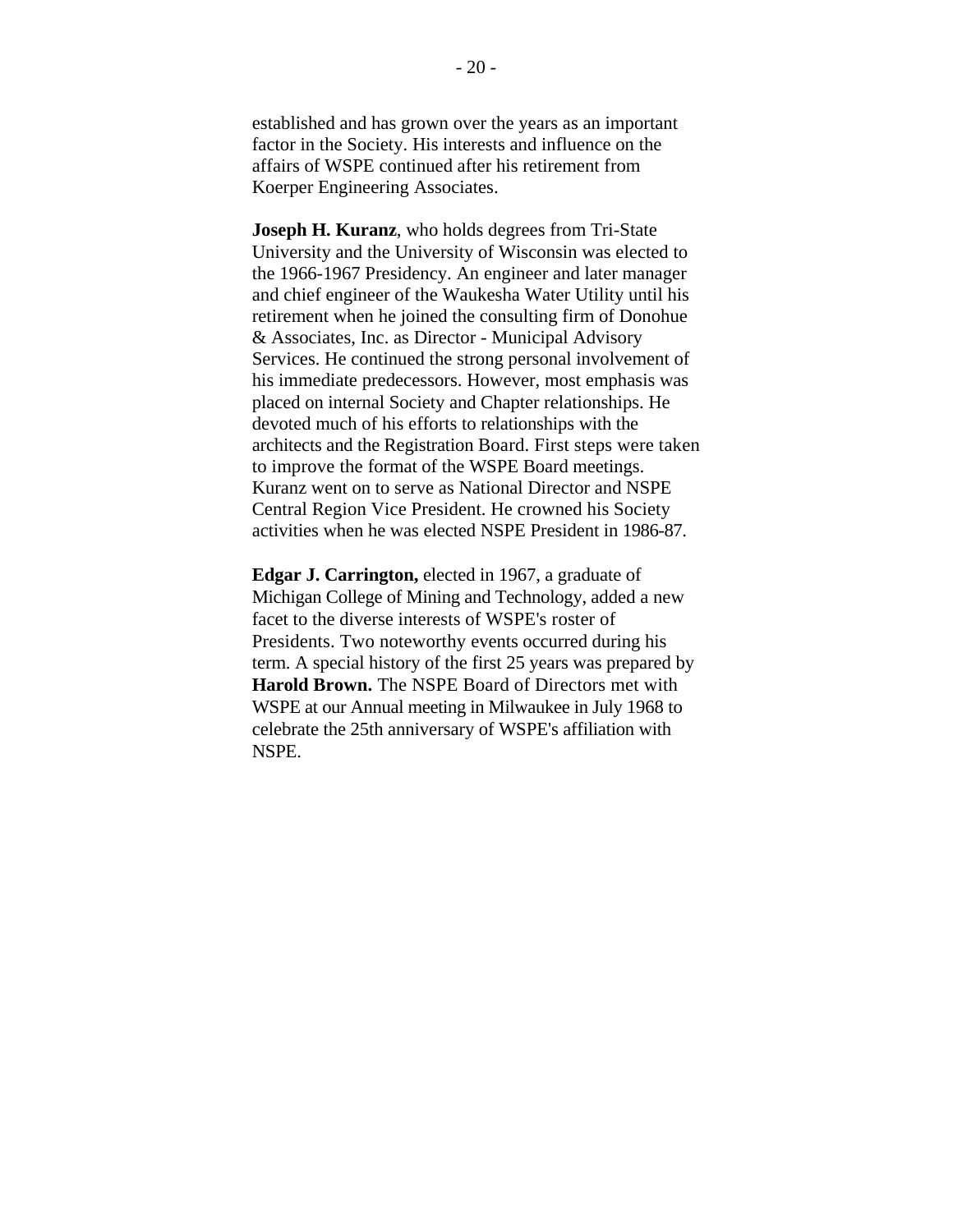established and has grown over the years as an important factor in the Society. His interests and influence on the affairs of WSPE continued after his retirement from Koerper Engineering Associates.

**Joseph H. Kuranz**, who holds degrees from Tri-State University and the University of Wisconsin was elected to the 1966-1967 Presidency. An engineer and later manager and chief engineer of the Waukesha Water Utility until his retirement when he joined the consulting firm of Donohue & Associates, Inc. as Director - Municipal Advisory Services. He continued the strong personal involvement of his immediate predecessors. However, most emphasis was placed on internal Society and Chapter relationships. He devoted much of his efforts to relationships with the architects and the Registration Board. First steps were taken to improve the format of the WSPE Board meetings. Kuranz went on to serve as National Director and NSPE Central Region Vice President. He crowned his Society activities when he was elected NSPE President in 1986-87.

**Edgar J. Carrington,** elected in 1967, a graduate of Michigan College of Mining and Technology, added a new facet to the diverse interests of WSPE's roster of Presidents. Two noteworthy events occurred during his term. A special history of the first 25 years was prepared by **Harold Brown.** The NSPE Board of Directors met with WSPE at our Annual meeting in Milwaukee in July 1968 to celebrate the 25th anniversary of WSPE's affiliation with NSPE.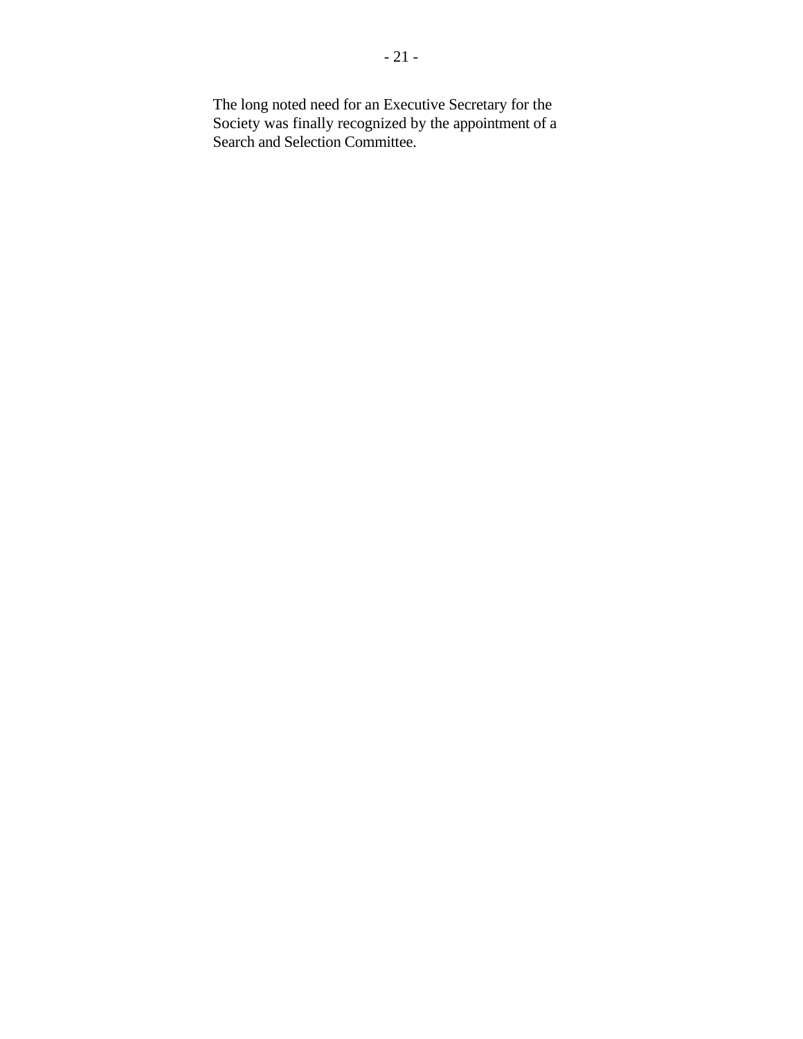The long noted need for an Executive Secretary for the Society was finally recognized by the appointment of a Search and Selection Committee.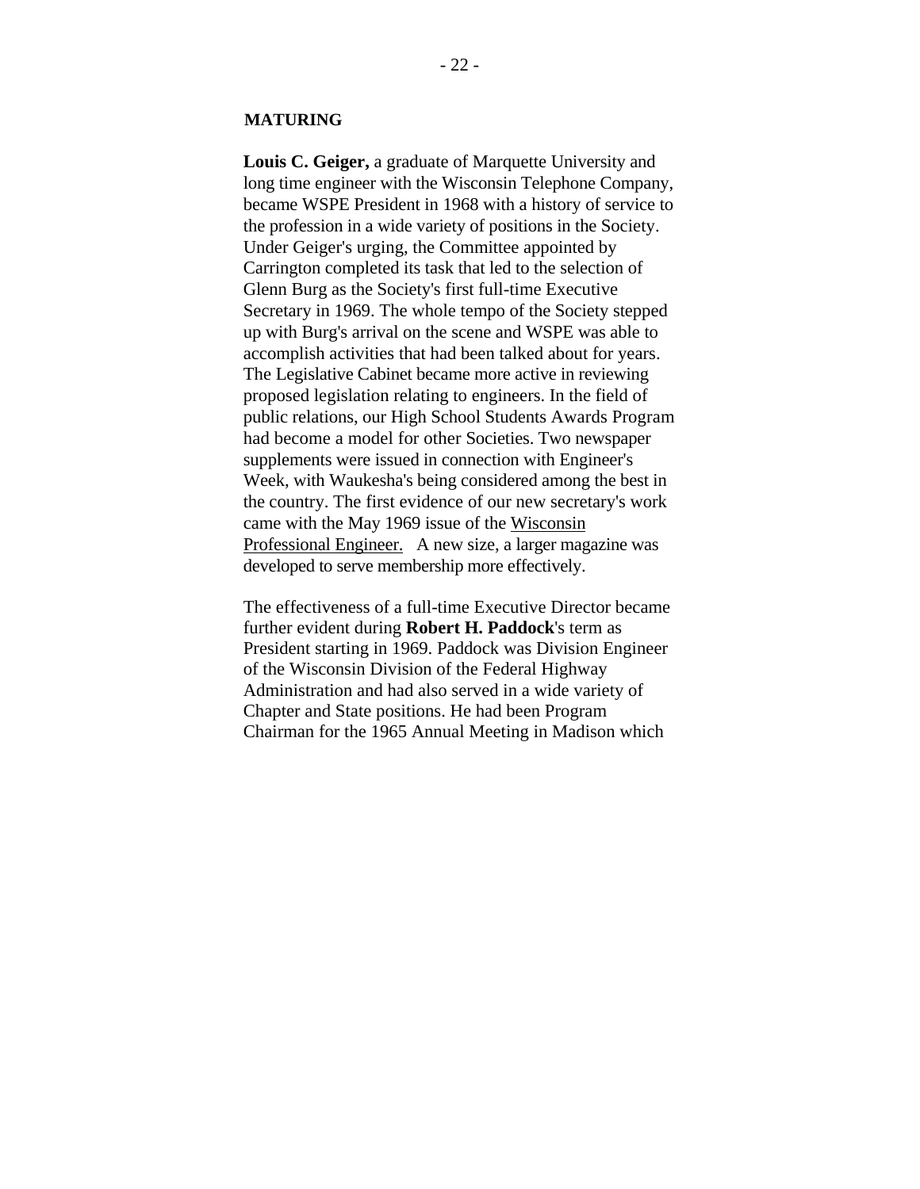## MATURING

**Louis C. Geiger,** a graduate of Marquette University and long time engineer with the Wisconsin Telephone Company, became WSPE President in 1968 with a history of service to the profession in a wide variety of positions in the Society. Under Geiger's urging, the Committee appointed by Carrington completed its task that led to the selection of Glenn Burg as the Society's first full-time Executive Secretary in 1969. The whole tempo of the Society stepped up with Burg's arrival on the scene and WSPE was able to accomplish activities that had been talked about for years. The Legislative Cabinet became more active in reviewing proposed legislation relating to engineers. In the field of public relations, our High School Students Awards Program had become a model for other Societies. Two newspaper supplements were issued in connection with Engineer's Week, with Waukesha's being considered among the best in the country. The first evidence of our new secretary's work came with the May 1969 issue of the Wisconsin Professional Engineer. A new size, a larger magazine was developed to serve membership more effectively.

The effectiveness of a full-time Executive Director became further evident during **Robert H. Paddock**'s term as President starting in 1969. Paddock was Division Engineer of the Wisconsin Division of the Federal Highway Administration and had also served in a wide variety of Chapter and State positions. He had been Program Chairman for the 1965 Annual Meeting in Madison which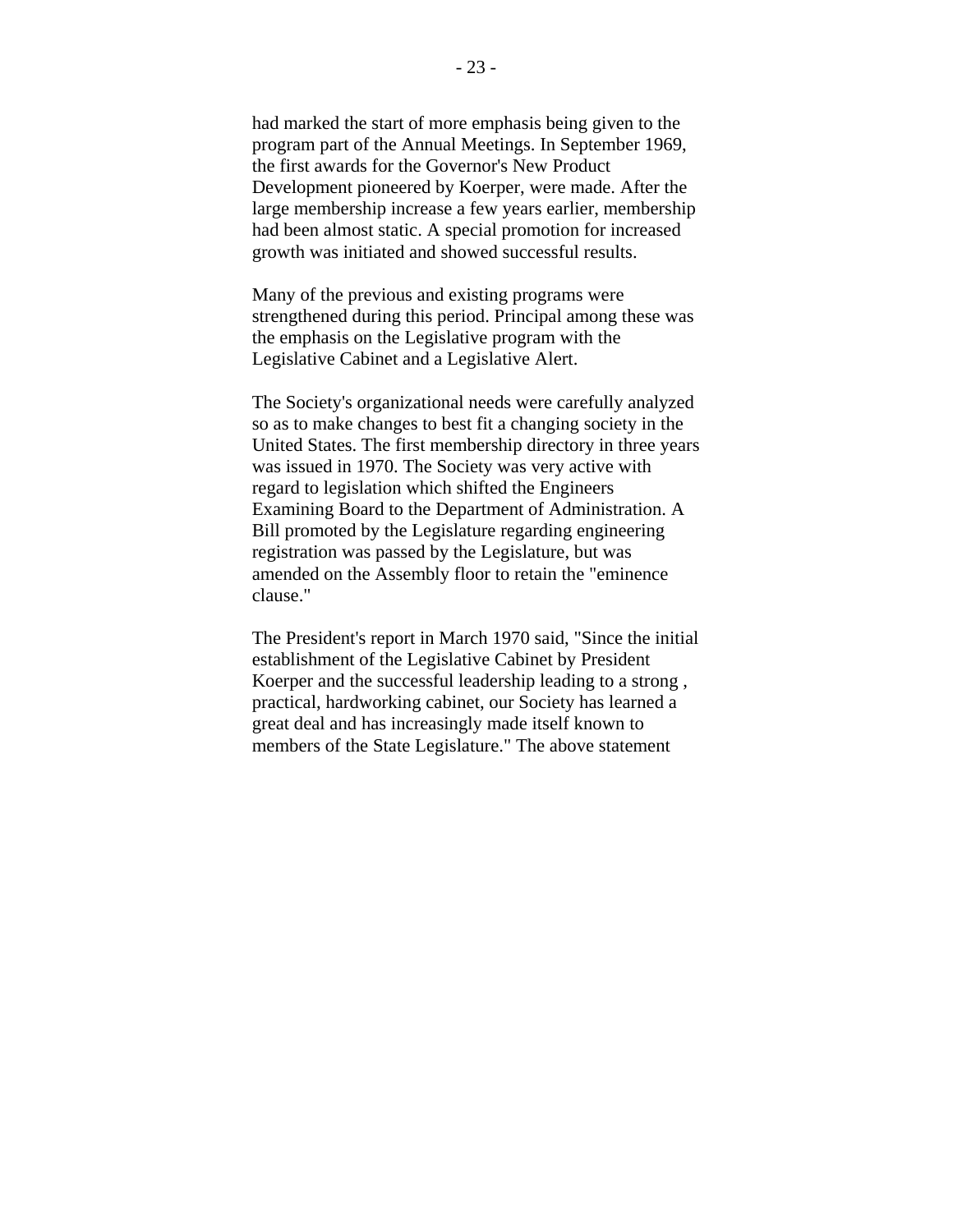had marked the start of more emphasis being given to the program part of the Annual Meetings. In September 1969, the first awards for the Governor's New Product Development pioneered by Koerper, were made. After the large membership increase a few years earlier, membership had been almost static. A special promotion for increased growth was initiated and showed successful results.

Many of the previous and existing programs were strengthened during this period. Principal among these was the emphasis on the Legislative program with the Legislative Cabinet and a Legislative Alert.

The Society's organizational needs were carefully analyzed so as to make changes to best fit a changing society in the United States. The first membership directory in three years was issued in 1970. The Society was very active with regard to legislation which shifted the Engineers Examining Board to the Department of Administration. A Bill promoted by the Legislature regarding engineering registration was passed by the Legislature, but was amended on the Assembly floor to retain the "eminence clause."

The President's report in March 1970 said, "Since the initial establishment of the Legislative Cabinet by President Koerper and the successful leadership leading to a strong , practical, hardworking cabinet, our Society has learned a great deal and has increasingly made itself known to members of the State Legislature." The above statement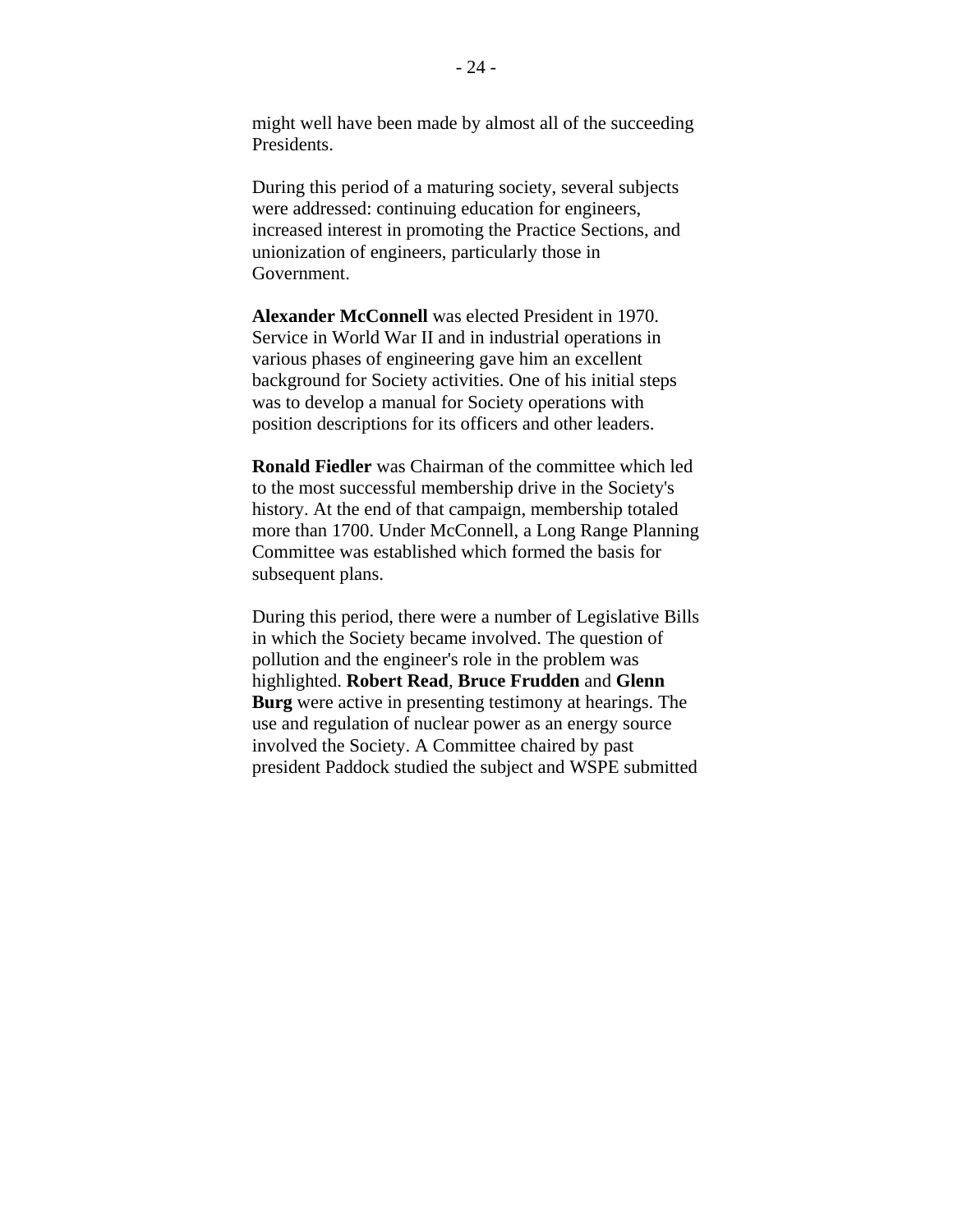might well have been made by almost all of the succeeding Presidents.

During this period of a maturing society, several subjects were addressed: continuing education for engineers, increased interest in promoting the Practice Sections, and unionization of engineers, particularly those in Government.

**Alexander McConnell** was elected President in 1970. Service in World War II and in industrial operations in various phases of engineering gave him an excellent background for Society activities. One of his initial steps was to develop a manual for Society operations with position descriptions for its officers and other leaders.

**Ronald Fiedler** was Chairman of the committee which led to the most successful membership drive in the Society's history. At the end of that campaign, membership totaled more than 1700. Under McConnell, a Long Range Planning Committee was established which formed the basis for subsequent plans.

During this period, there were a number of Legislative Bills in which the Society became involved. The question of pollution and the engineer's role in the problem was highlighted. **Robert Read**, **Bruce Frudden** and **Glenn Burg** were active in presenting testimony at hearings. The use and regulation of nuclear power as an energy source involved the Society. A Committee chaired by past president Paddock studied the subject and WSPE submitted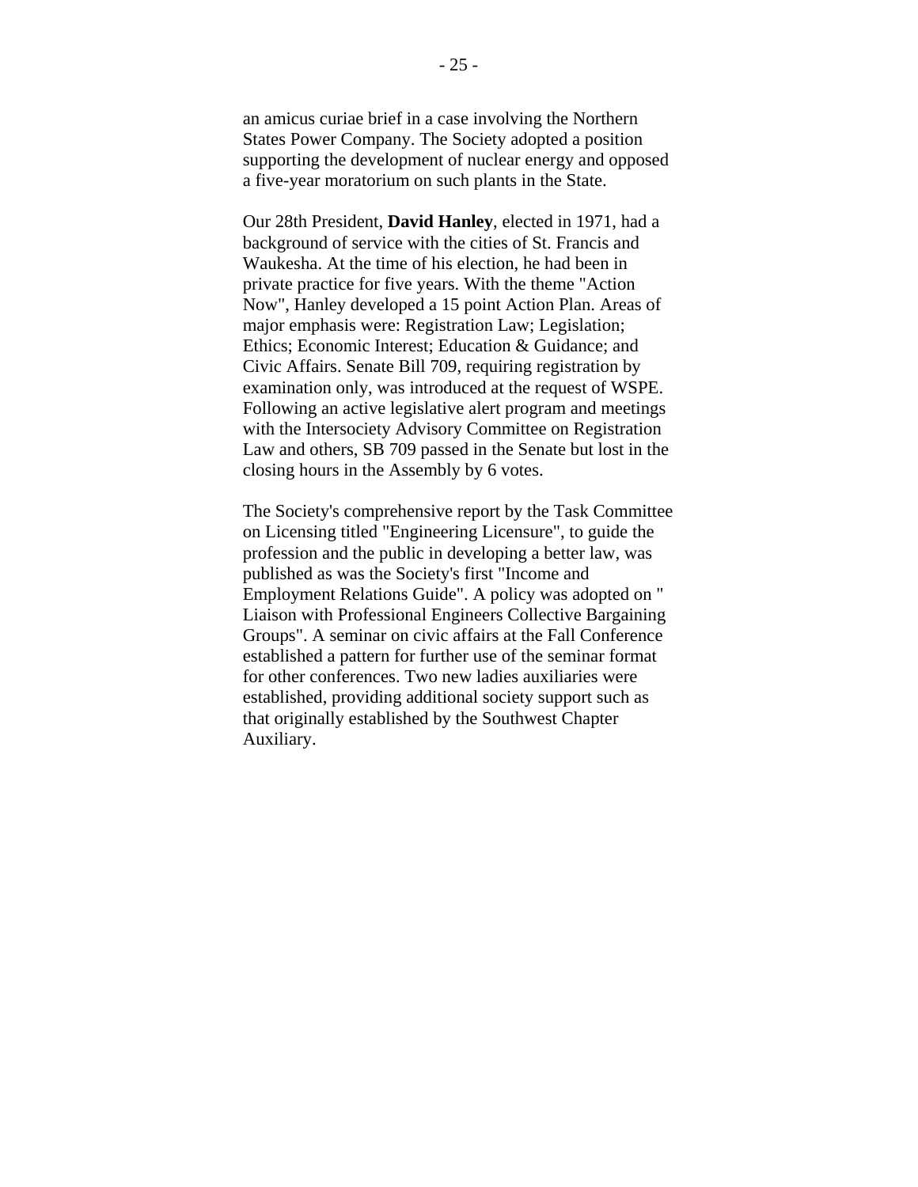an amicus curiae brief in a case involving the Northern States Power Company. The Society adopted a position supporting the development of nuclear energy and opposed a five-year moratorium on such plants in the State.

Our 28th President, **David Hanley**, elected in 1971, had a background of service with the cities of St. Francis and Waukesha. At the time of his election, he had been in private practice for five years. With the theme "Action Now", Hanley developed a 15 point Action Plan. Areas of major emphasis were: Registration Law; Legislation; Ethics; Economic Interest; Education & Guidance; and Civic Affairs. Senate Bill 709, requiring registration by examination only, was introduced at the request of WSPE. Following an active legislative alert program and meetings with the Intersociety Advisory Committee on Registration Law and others, SB 709 passed in the Senate but lost in the closing hours in the Assembly by 6 votes.

The Society's comprehensive report by the Task Committee on Licensing titled "Engineering Licensure", to guide the profession and the public in developing a better law, was published as was the Society's first "Income and Employment Relations Guide". A policy was adopted on " Liaison with Professional Engineers Collective Bargaining Groups". A seminar on civic affairs at the Fall Conference established a pattern for further use of the seminar format for other conferences. Two new ladies auxiliaries were established, providing additional society support such as that originally established by the Southwest Chapter Auxiliary.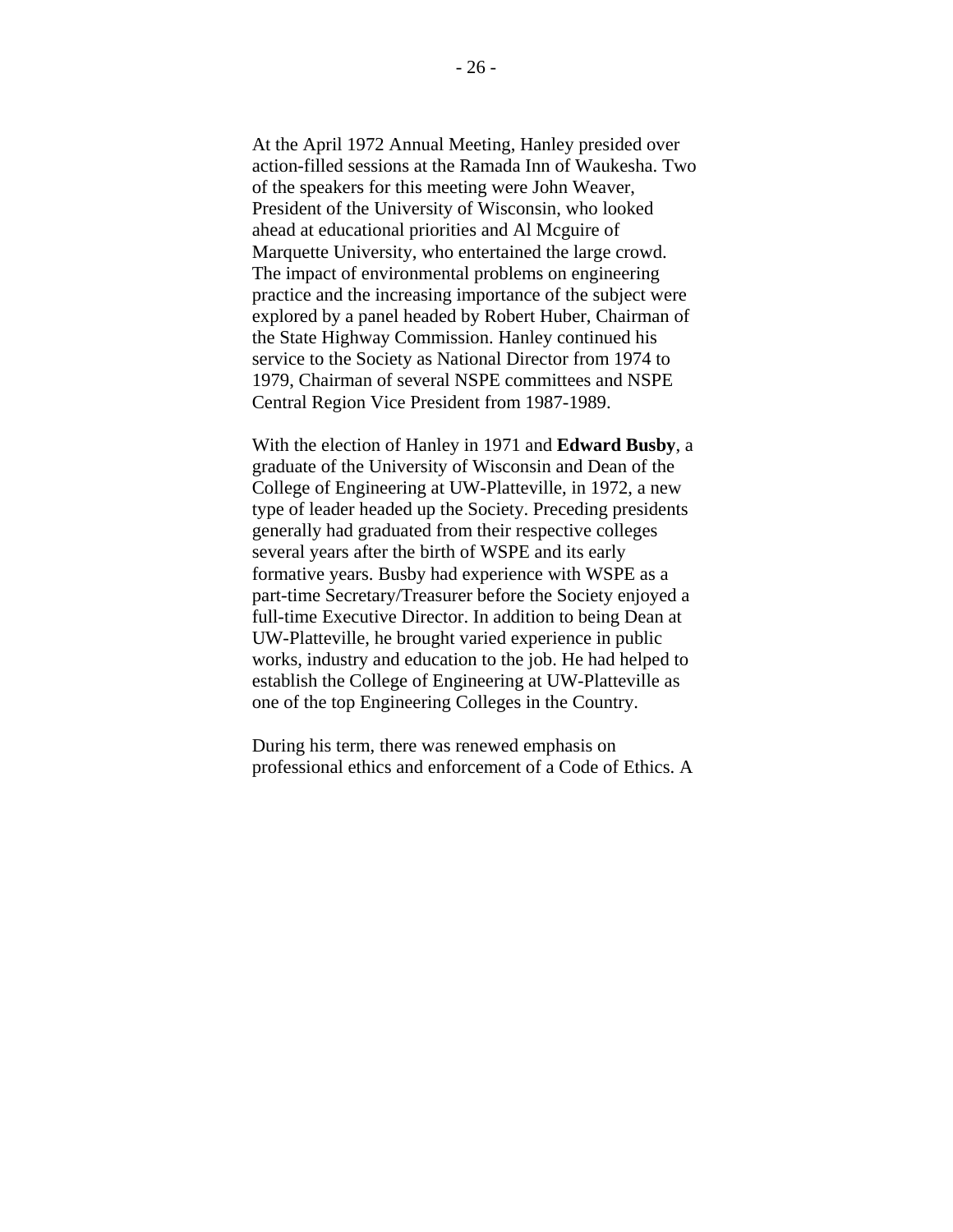At the April 1972 Annual Meeting, Hanley presided over action-filled sessions at the Ramada Inn of Waukesha. Two of the speakers for this meeting were John Weaver, President of the University of Wisconsin, who looked ahead at educational priorities and Al Mcguire of Marquette University, who entertained the large crowd. The impact of environmental problems on engineering practice and the increasing importance of the subject were explored by a panel headed by Robert Huber, Chairman of the State Highway Commission. Hanley continued his service to the Society as National Director from 1974 to 1979, Chairman of several NSPE committees and NSPE Central Region Vice President from 1987-1989.

With the election of Hanley in 1971 and **Edward Busby**, a graduate of the University of Wisconsin and Dean of the College of Engineering at UW-Platteville, in 1972, a new type of leader headed up the Society. Preceding presidents generally had graduated from their respective colleges several years after the birth of WSPE and its early formative years. Busby had experience with WSPE as a part-time Secretary/Treasurer before the Society enjoyed a full-time Executive Director. In addition to being Dean at UW-Platteville, he brought varied experience in public works, industry and education to the job. He had helped to establish the College of Engineering at UW-Platteville as one of the top Engineering Colleges in the Country.

During his term, there was renewed emphasis on professional ethics and enforcement of a Code of Ethics. A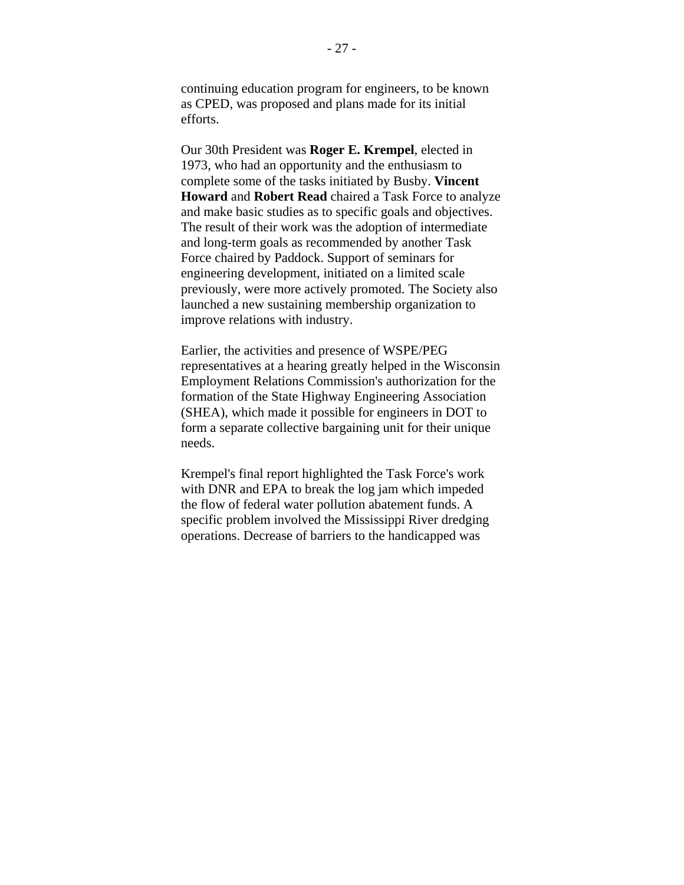continuing education program for engineers, to be known as CPED, was proposed and plans made for its initial efforts.

Our 30th President was **Roger E. Krempel**, elected in 1973, who had an opportunity and the enthusiasm to complete some of the tasks initiated by Busby. **Vincent Howard** and **Robert Read** chaired a Task Force to analyze and make basic studies as to specific goals and objectives. The result of their work was the adoption of intermediate and long-term goals as recommended by another Task Force chaired by Paddock. Support of seminars for engineering development, initiated on a limited scale previously, were more actively promoted. The Society also launched a new sustaining membership organization to improve relations with industry.

Earlier, the activities and presence of WSPE/PEG representatives at a hearing greatly helped in the Wisconsin Employment Relations Commission's authorization for the formation of the State Highway Engineering Association (SHEA), which made it possible for engineers in DOT to form a separate collective bargaining unit for their unique needs.

Krempel's final report highlighted the Task Force's work with DNR and EPA to break the log jam which impeded the flow of federal water pollution abatement funds. A specific problem involved the Mississippi River dredging operations. Decrease of barriers to the handicapped was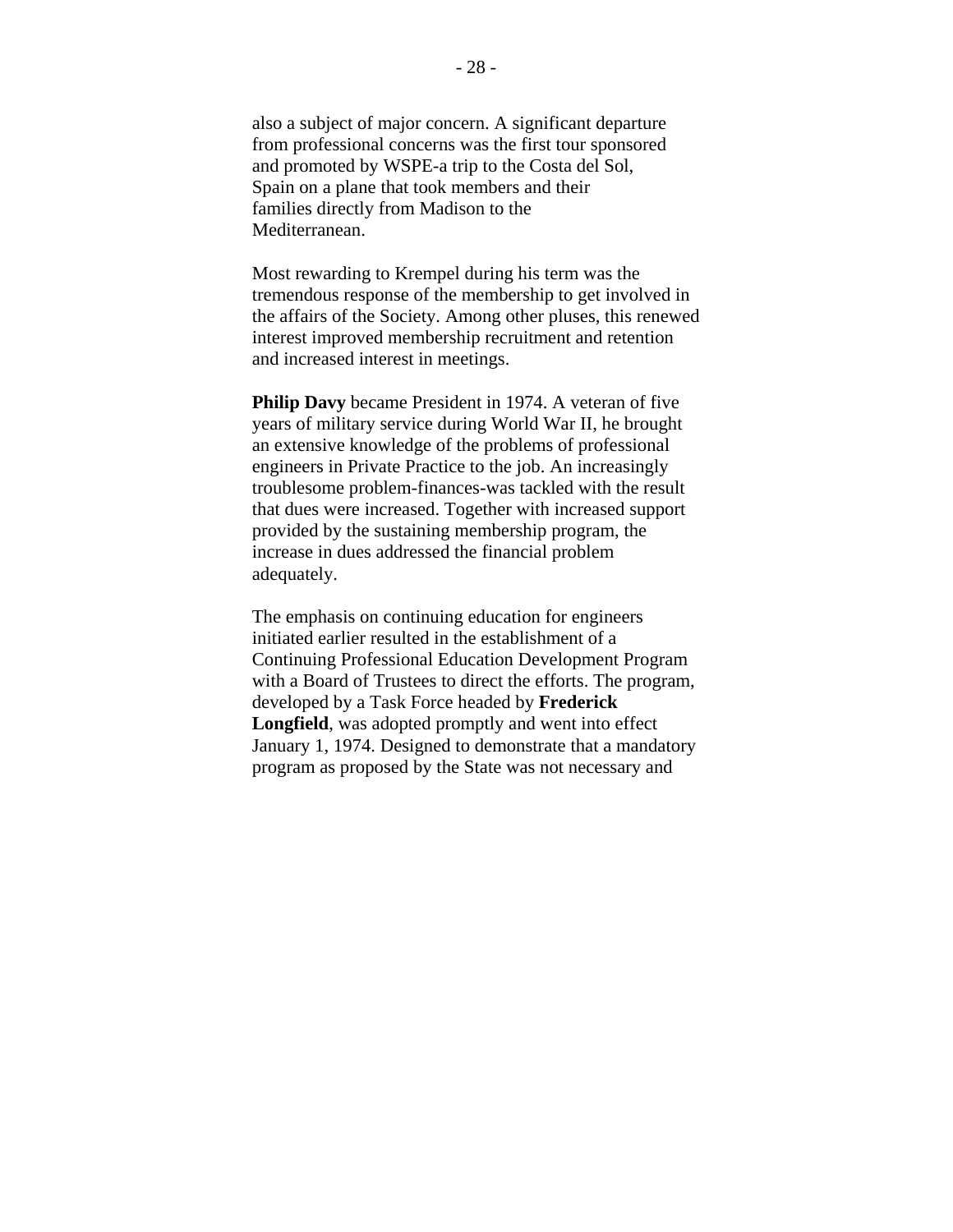also a subject of major concern. A significant departure from professional concerns was the first tour sponsored and promoted by WSPE-a trip to the Costa del Sol, Spain on a plane that took members and their families directly from Madison to the Mediterranean.

Most rewarding to Krempel during his term was the tremendous response of the membership to get involved in the affairs of the Society. Among other pluses, this renewed interest improved membership recruitment and retention and increased interest in meetings.

**Philip Davy** became President in 1974. A veteran of five years of military service during World War II, he brought an extensive knowledge of the problems of professional engineers in Private Practice to the job. An increasingly troublesome problem-finances-was tackled with the result that dues were increased. Together with increased support provided by the sustaining membership program, the increase in dues addressed the financial problem adequately.

The emphasis on continuing education for engineers initiated earlier resulted in the establishment of a Continuing Professional Education Development Program with a Board of Trustees to direct the efforts. The program, developed by a Task Force headed by **Frederick Longfield**, was adopted promptly and went into effect January 1, 1974. Designed to demonstrate that a mandatory program as proposed by the State was not necessary and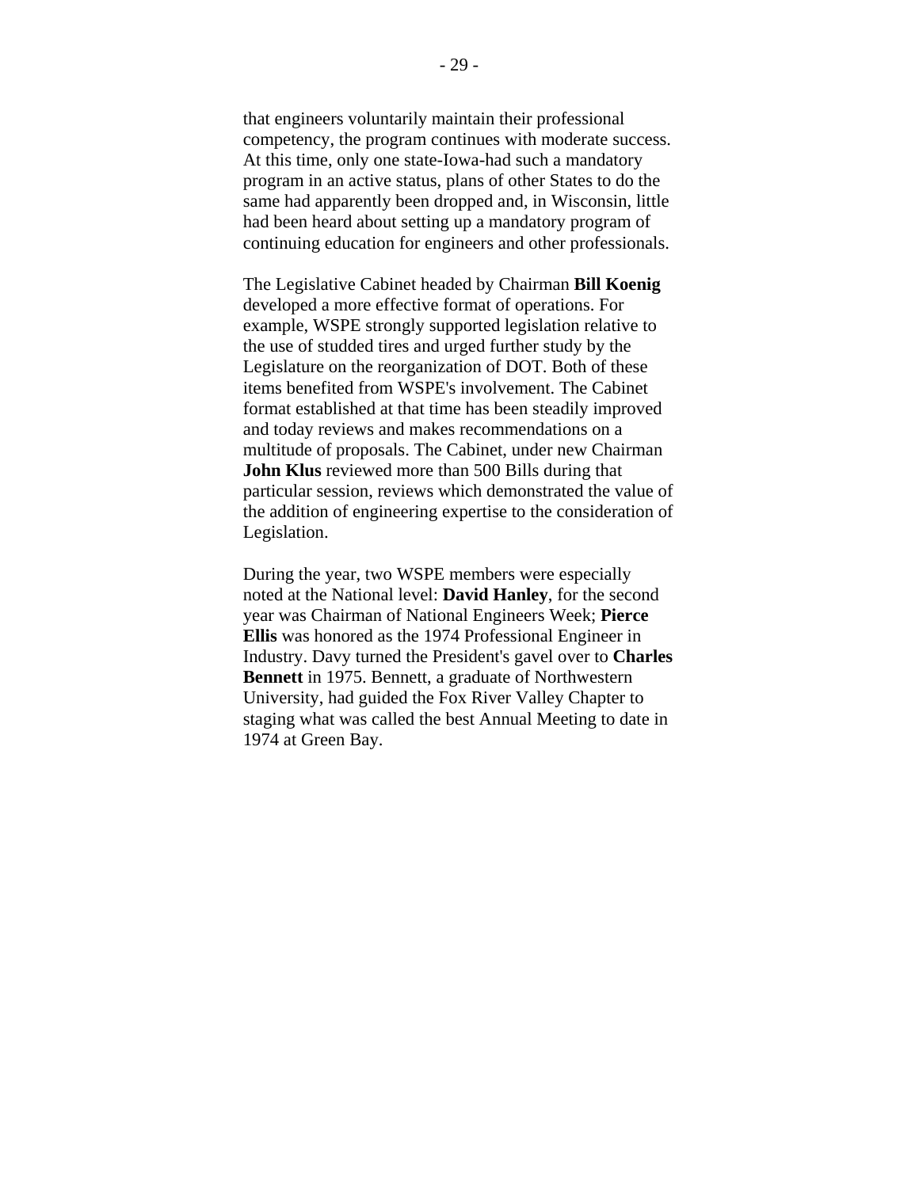that engineers voluntarily maintain their professional competency, the program continues with moderate success. At this time, only one state-Iowa-had such a mandatory program in an active status, plans of other States to do the same had apparently been dropped and, in Wisconsin, little had been heard about setting up a mandatory program of continuing education for engineers and other professionals.

The Legislative Cabinet headed by Chairman **Bill Koenig** developed a more effective format of operations. For example, WSPE strongly supported legislation relative to the use of studded tires and urged further study by the Legislature on the reorganization of DOT. Both of these items benefited from WSPE's involvement. The Cabinet format established at that time has been steadily improved and today reviews and makes recommendations on a multitude of proposals. The Cabinet, under new Chairman **John Klus** reviewed more than 500 Bills during that particular session, reviews which demonstrated the value of the addition of engineering expertise to the consideration of Legislation.

During the year, two WSPE members were especially noted at the National level: **David Hanley**, for the second year was Chairman of National Engineers Week; **Pierce Ellis** was honored as the 1974 Professional Engineer in Industry. Davy turned the President's gavel over to **Charles Bennett** in 1975. Bennett, a graduate of Northwestern University, had guided the Fox River Valley Chapter to staging what was called the best Annual Meeting to date in 1974 at Green Bay.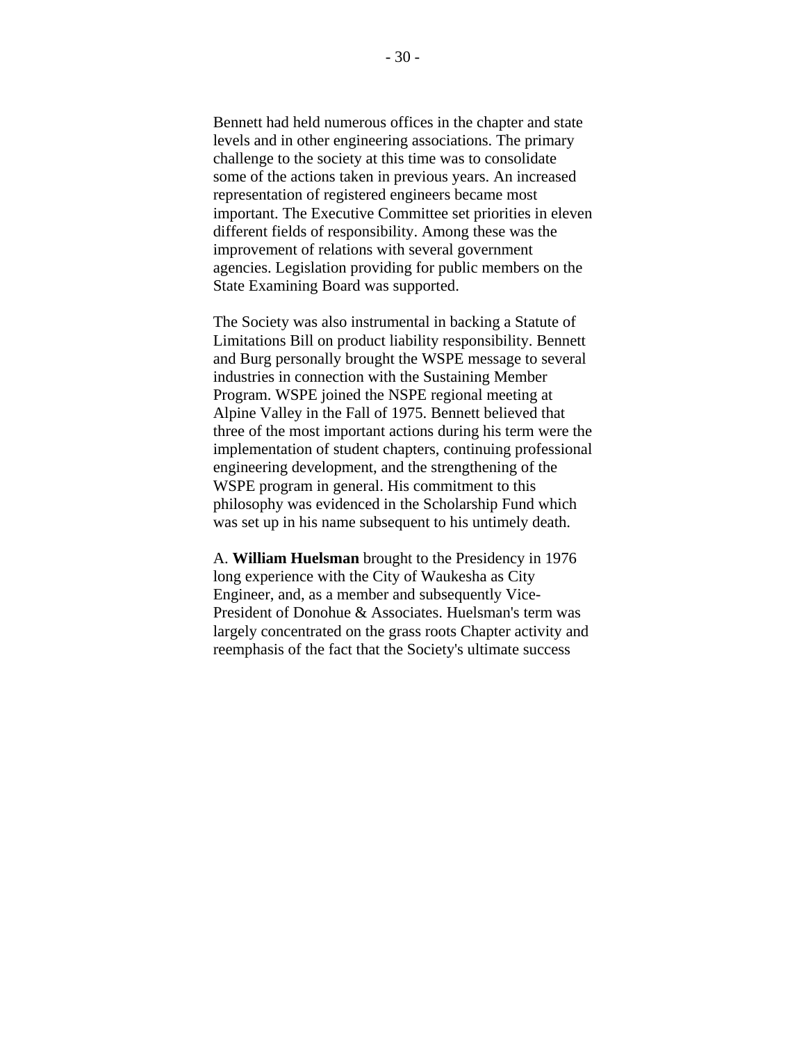Bennett had held numerous offices in the chapter and state levels and in other engineering associations. The primary challenge to the society at this time was to consolidate some of the actions taken in previous years. An increased representation of registered engineers became most important. The Executive Committee set priorities in eleven different fields of responsibility. Among these was the improvement of relations with several government agencies. Legislation providing for public members on the State Examining Board was supported.

The Society was also instrumental in backing a Statute of Limitations Bill on product liability responsibility. Bennett and Burg personally brought the WSPE message to several industries in connection with the Sustaining Member Program. WSPE joined the NSPE regional meeting at Alpine Valley in the Fall of 1975. Bennett believed that three of the most important actions during his term were the implementation of student chapters, continuing professional engineering development, and the strengthening of the WSPE program in general. His commitment to this philosophy was evidenced in the Scholarship Fund which was set up in his name subsequent to his untimely death.

A. **William Huelsman** brought to the Presidency in 1976 long experience with the City of Waukesha as City Engineer, and, as a member and subsequently Vice-President of Donohue & Associates. Huelsman's term was largely concentrated on the grass roots Chapter activity and reemphasis of the fact that the Society's ultimate success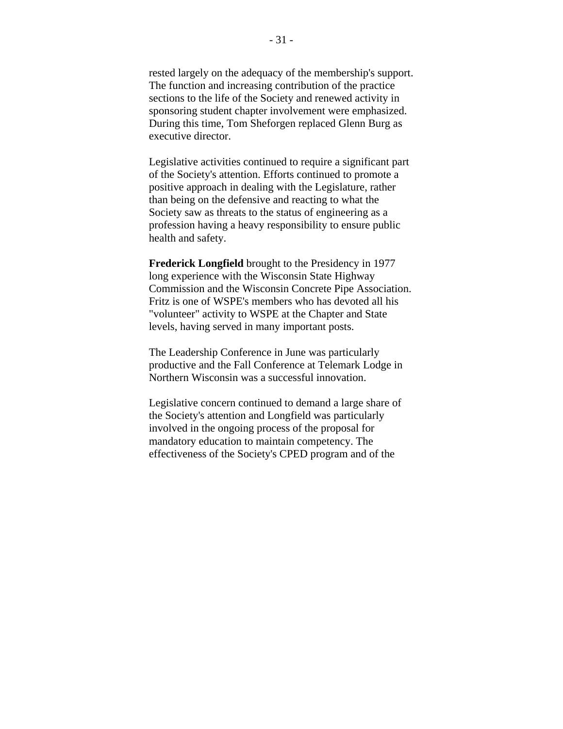rested largely on the adequacy of the membership's support. The function and increasing contribution of the practice sections to the life of the Society and renewed activity in sponsoring student chapter involvement were emphasized. During this time, Tom Sheforgen replaced Glenn Burg as executive director.

Legislative activities continued to require a significant part of the Society's attention. Efforts continued to promote a positive approach in dealing with the Legislature, rather than being on the defensive and reacting to what the Society saw as threats to the status of engineering as a profession having a heavy responsibility to ensure public health and safety.

**Frederick Longfield** brought to the Presidency in 1977 long experience with the Wisconsin State Highway Commission and the Wisconsin Concrete Pipe Association. Fritz is one of WSPE's members who has devoted all his "volunteer" activity to WSPE at the Chapter and State levels, having served in many important posts.

The Leadership Conference in June was particularly productive and the Fall Conference at Telemark Lodge in Northern Wisconsin was a successful innovation.

Legislative concern continued to demand a large share of the Society's attention and Longfield was particularly involved in the ongoing process of the proposal for mandatory education to maintain competency. The effectiveness of the Society's CPED program and of the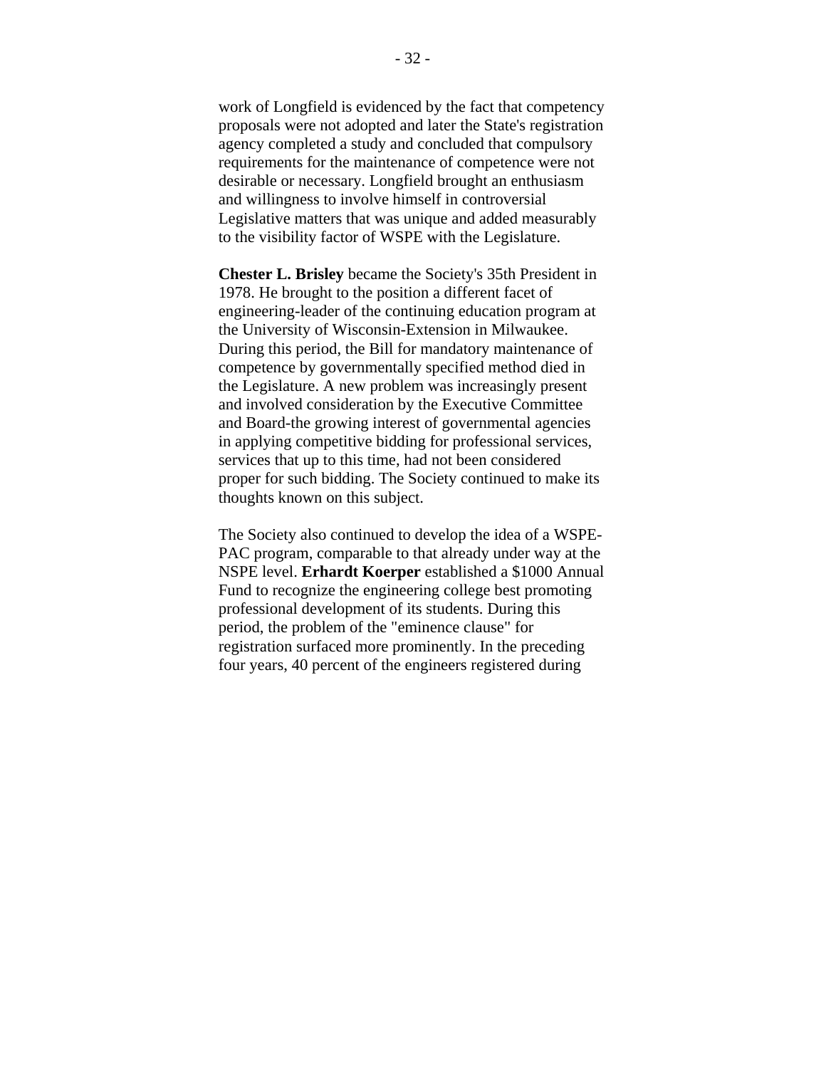work of Longfield is evidenced by the fact that competency proposals were not adopted and later the State's registration agency completed a study and concluded that compulsory requirements for the maintenance of competence were not desirable or necessary. Longfield brought an enthusiasm and willingness to involve himself in controversial Legislative matters that was unique and added measurably to the visibility factor of WSPE with the Legislature.

**Chester L. Brisley** became the Society's 35th President in 1978. He brought to the position a different facet of engineering-leader of the continuing education program at the University of Wisconsin-Extension in Milwaukee. During this period, the Bill for mandatory maintenance of competence by governmentally specified method died in the Legislature. A new problem was increasingly present and involved consideration by the Executive Committee and Board-the growing interest of governmental agencies in applying competitive bidding for professional services, services that up to this time, had not been considered proper for such bidding. The Society continued to make its thoughts known on this subject.

The Society also continued to develop the idea of a WSPE-PAC program, comparable to that already under way at the NSPE level. **Erhardt Koerper** established a $1000 Annual Fund to recognize the engineering college best promoting professional development of its students. During this period, the problem of the "eminence clause" for registration surfaced more prominently. In the preceding four years, 40 percent of the engineers registered during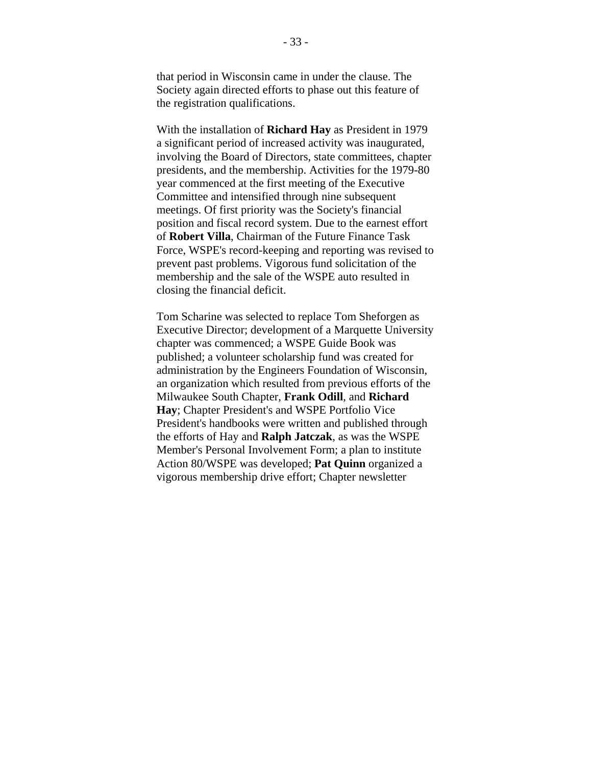that period in Wisconsin came in under the clause. The Society again directed efforts to phase out this feature of the registration qualifications.

With the installation of **Richard Hay** as President in 1979 a significant period of increased activity was inaugurated, involving the Board of Directors, state committees, chapter presidents, and the membership. Activities for the 1979-80 year commenced at the first meeting of the Executive Committee and intensified through nine subsequent meetings. Of first priority was the Society's financial position and fiscal record system. Due to the earnest effort of **Robert Villa**, Chairman of the Future Finance Task Force, WSPE's record-keeping and reporting was revised to prevent past problems. Vigorous fund solicitation of the membership and the sale of the WSPE auto resulted in closing the financial deficit.

Tom Scharine was selected to replace Tom Sheforgen as Executive Director; development of a Marquette University chapter was commenced; a WSPE Guide Book was published; a volunteer scholarship fund was created for administration by the Engineers Foundation of Wisconsin, an organization which resulted from previous efforts of the Milwaukee South Chapter, **Frank Odill**, and **Richard Hay**; Chapter President's and WSPE Portfolio Vice President's handbooks were written and published through the efforts of Hay and **Ralph Jatczak**, as was the WSPE Member's Personal Involvement Form; a plan to institute Action 80/WSPE was developed; **Pat Quinn** organized a vigorous membership drive effort; Chapter newsletter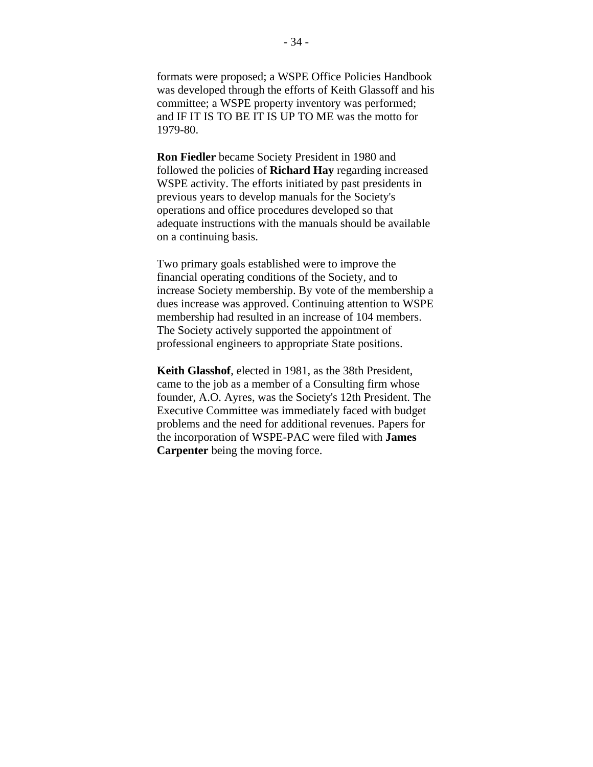formats were proposed; a WSPE Office Policies Handbook was developed through the efforts of Keith Glassoff and his committee; a WSPE property inventory was performed; and IF IT IS TO BE IT IS UP TO ME was the motto for 1979-80.

**Ron Fiedler** became Society President in 1980 and followed the policies of **Richard Hay** regarding increased WSPE activity. The efforts initiated by past presidents in previous years to develop manuals for the Society's operations and office procedures developed so that adequate instructions with the manuals should be available on a continuing basis.

Two primary goals established were to improve the financial operating conditions of the Society, and to increase Society membership. By vote of the membership a dues increase was approved. Continuing attention to WSPE membership had resulted in an increase of 104 members. The Society actively supported the appointment of professional engineers to appropriate State positions.

**Keith Glasshof**, elected in 1981, as the 38th President, came to the job as a member of a Consulting firm whose founder, A.O. Ayres, was the Society's 12th President. The Executive Committee was immediately faced with budget problems and the need for additional revenues. Papers for the incorporation of WSPE-PAC were filed with **James Carpenter** being the moving force.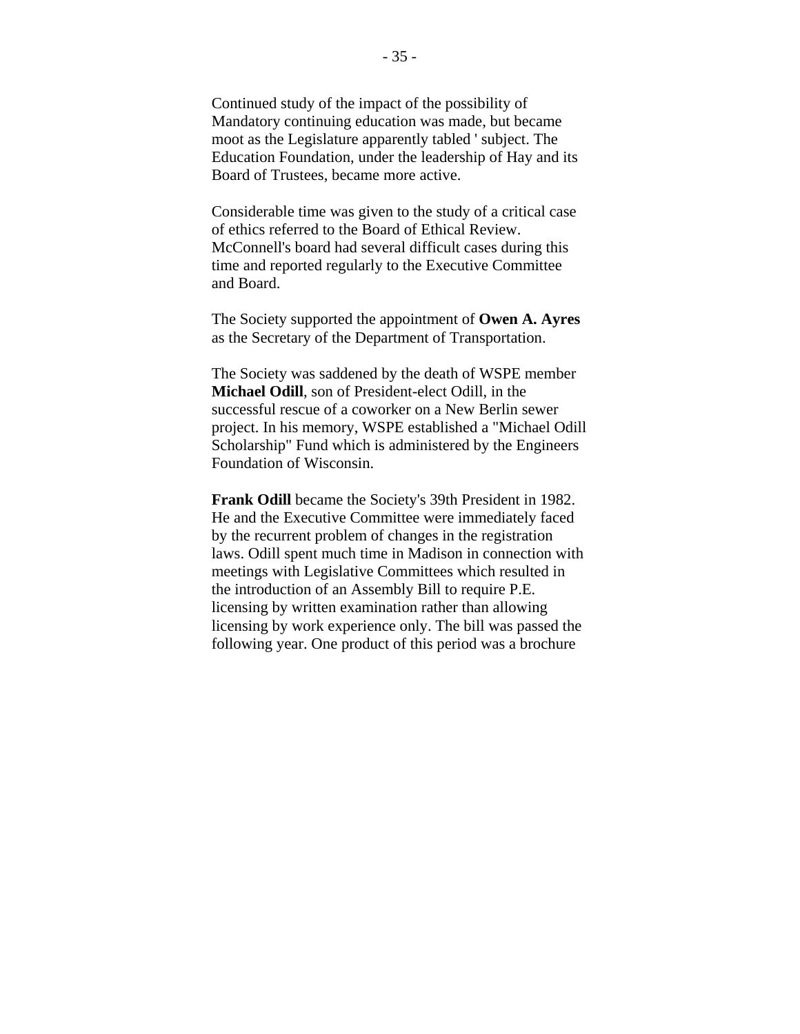Continued study of the impact of the possibility of Mandatory continuing education was made, but became moot as the Legislature apparently tabled ' subject. The Education Foundation, under the leadership of Hay and its Board of Trustees, became more active.

Considerable time was given to the study of a critical case of ethics referred to the Board of Ethical Review. McConnell's board had several difficult cases during this time and reported regularly to the Executive Committee and Board.

The Society supported the appointment of **Owen A. Ayres** as the Secretary of the Department of Transportation.

The Society was saddened by the death of WSPE member **Michael Odill**, son of President-elect Odill, in the successful rescue of a coworker on a New Berlin sewer project. In his memory, WSPE established a "Michael Odill Scholarship" Fund which is administered by the Engineers Foundation of Wisconsin.

**Frank Odill** became the Society's 39th President in 1982. He and the Executive Committee were immediately faced by the recurrent problem of changes in the registration laws. Odill spent much time in Madison in connection with meetings with Legislative Committees which resulted in the introduction of an Assembly Bill to require P.E. licensing by written examination rather than allowing licensing by work experience only. The bill was passed the following year. One product of this period was a brochure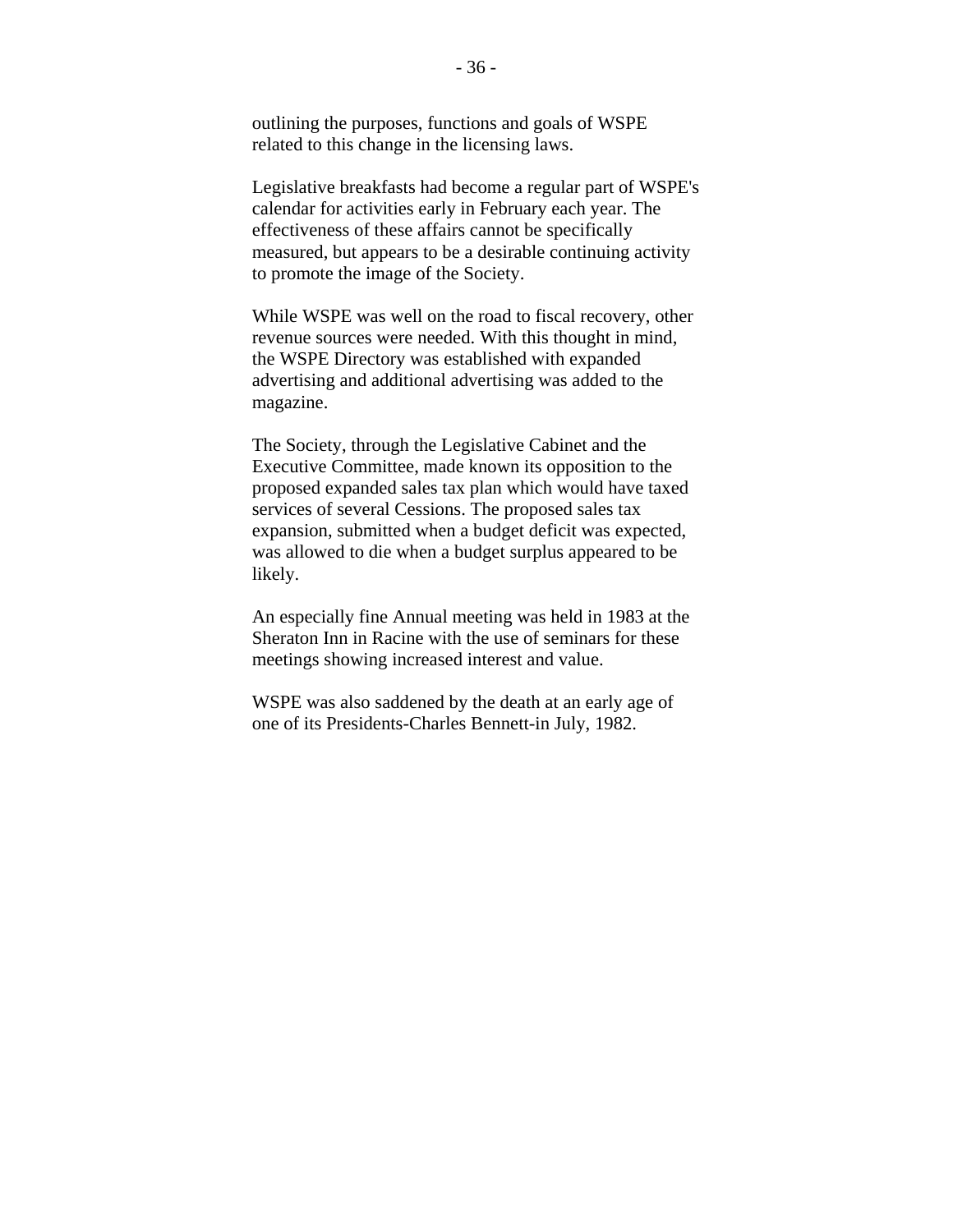outlining the purposes, functions and goals of WSPE related to this change in the licensing laws.

Legislative breakfasts had become a regular part of WSPE's calendar for activities early in February each year. The effectiveness of these affairs cannot be specifically measured, but appears to be a desirable continuing activity to promote the image of the Society.

While WSPE was well on the road to fiscal recovery, other revenue sources were needed. With this thought in mind, the WSPE Directory was established with expanded advertising and additional advertising was added to the magazine.

The Society, through the Legislative Cabinet and the Executive Committee, made known its opposition to the proposed expanded sales tax plan which would have taxed services of several Cessions. The proposed sales tax expansion, submitted when a budget deficit was expected, was allowed to die when a budget surplus appeared to be likely.

An especially fine Annual meeting was held in 1983 at the Sheraton Inn in Racine with the use of seminars for these meetings showing increased interest and value.

WSPE was also saddened by the death at an early age of one of its Presidents-Charles Bennett-in July, 1982.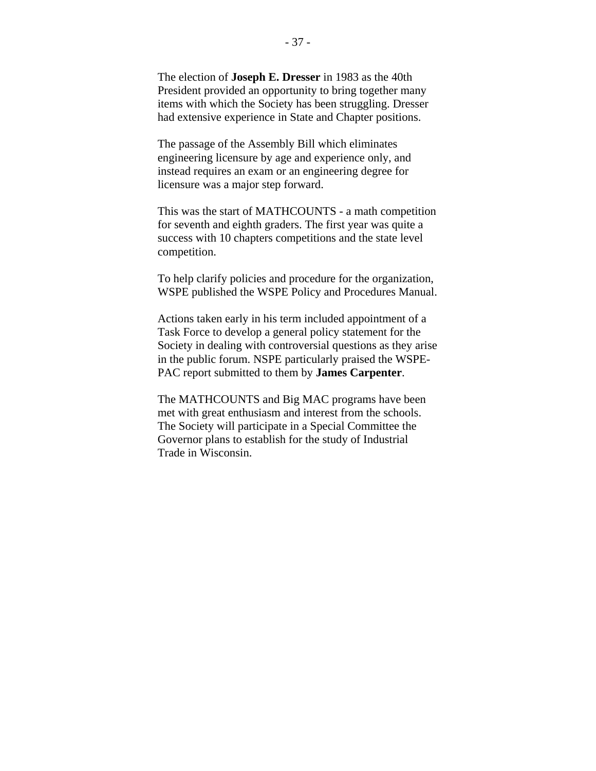The election of **Joseph E. Dresser** in 1983 as the 40th President provided an opportunity to bring together many items with which the Society has been struggling. Dresser had extensive experience in State and Chapter positions.

The passage of the Assembly Bill which eliminates engineering licensure by age and experience only, and instead requires an exam or an engineering degree for licensure was a major step forward.

This was the start of MATHCOUNTS - a math competition for seventh and eighth graders. The first year was quite a success with 10 chapters competitions and the state level competition.

To help clarify policies and procedure for the organization, WSPE published the WSPE Policy and Procedures Manual.

Actions taken early in his term included appointment of a Task Force to develop a general policy statement for the Society in dealing with controversial questions as they arise in the public forum. NSPE particularly praised the WSPE-PAC report submitted to them by **James Carpenter**.

The MATHCOUNTS and Big MAC programs have been met with great enthusiasm and interest from the schools. The Society will participate in a Special Committee the Governor plans to establish for the study of Industrial Trade in Wisconsin.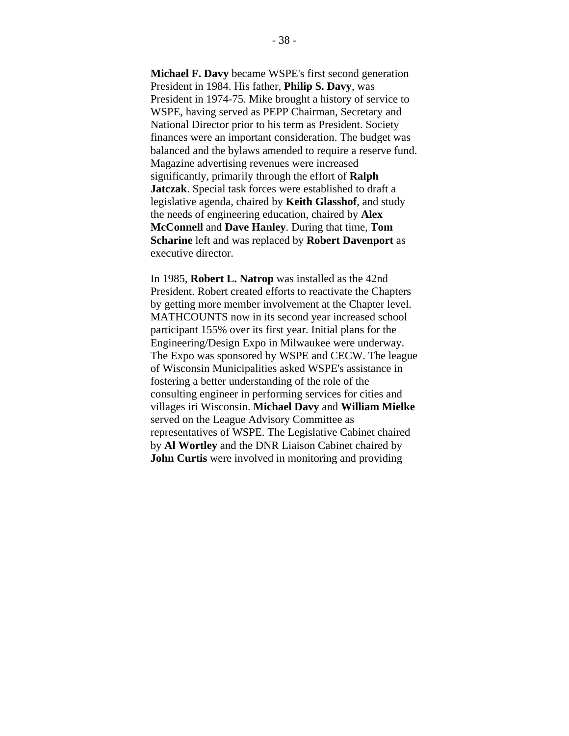**Michael F. Davy** became WSPE's first second generation President in 1984. His father, **Philip S. Davy**, was President in 1974-75. Mike brought a history of service to WSPE, having served as PEPP Chairman, Secretary and National Director prior to his term as President. Society finances were an important consideration. The budget was balanced and the bylaws amended to require a reserve fund. Magazine advertising revenues were increased significantly, primarily through the effort of **Ralph Jatczak**. Special task forces were established to draft a legislative agenda, chaired by **Keith Glasshof**, and study the needs of engineering education, chaired by **Alex McConnell** and **Dave Hanley**. During that time, **Tom Scharine** left and was replaced by **Robert Davenport** as executive director.

In 1985, **Robert L. Natrop** was installed as the 42nd President. Robert created efforts to reactivate the Chapters by getting more member involvement at the Chapter level. MATHCOUNTS now in its second year increased school participant 155% over its first year. Initial plans for the Engineering/Design Expo in Milwaukee were underway. The Expo was sponsored by WSPE and CECW. The league of Wisconsin Municipalities asked WSPE's assistance in fostering a better understanding of the role of the consulting engineer in performing services for cities and villages iri Wisconsin. **Michael Davy** and **William Mielke** served on the League Advisory Committee as representatives of WSPE. The Legislative Cabinet chaired by **Al Wortley** and the DNR Liaison Cabinet chaired by **John Curtis** were involved in monitoring and providing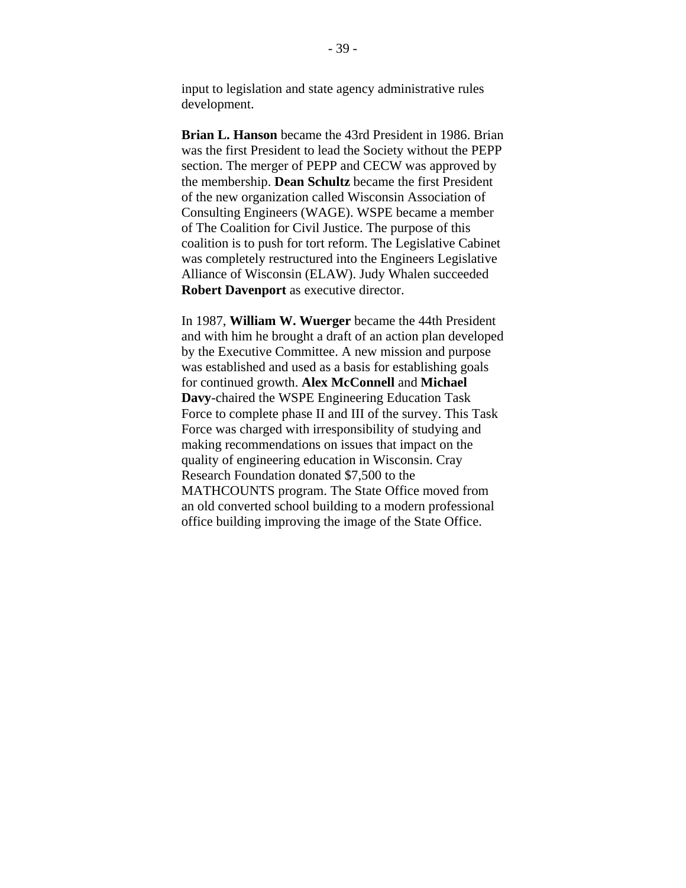input to legislation and state agency administrative rules development.

**Brian L. Hanson** became the 43rd President in 1986. Brian was the first President to lead the Society without the PEPP section. The merger of PEPP and CECW was approved by the membership. **Dean Schultz** became the first President of the new organization called Wisconsin Association of Consulting Engineers (WAGE). WSPE became a member of The Coalition for Civil Justice. The purpose of this coalition is to push for tort reform. The Legislative Cabinet was completely restructured into the Engineers Legislative Alliance of Wisconsin (ELAW). Judy Whalen succeeded **Robert Davenport** as executive director.

In 1987, **William W. Wuerger** became the 44th President and with him he brought a draft of an action plan developed by the Executive Committee. A new mission and purpose was established and used as a basis for establishing goals for continued growth. **Alex McConnell** and **Michael Davy**-chaired the WSPE Engineering Education Task Force to complete phase II and III of the survey. This Task Force was charged with irresponsibility of studying and making recommendations on issues that impact on the quality of engineering education in Wisconsin. Cray Research Foundation donated $7,500 to the MATHCOUNTS program. The State Office moved from an old converted school building to a modern professional office building improving the image of the State Office.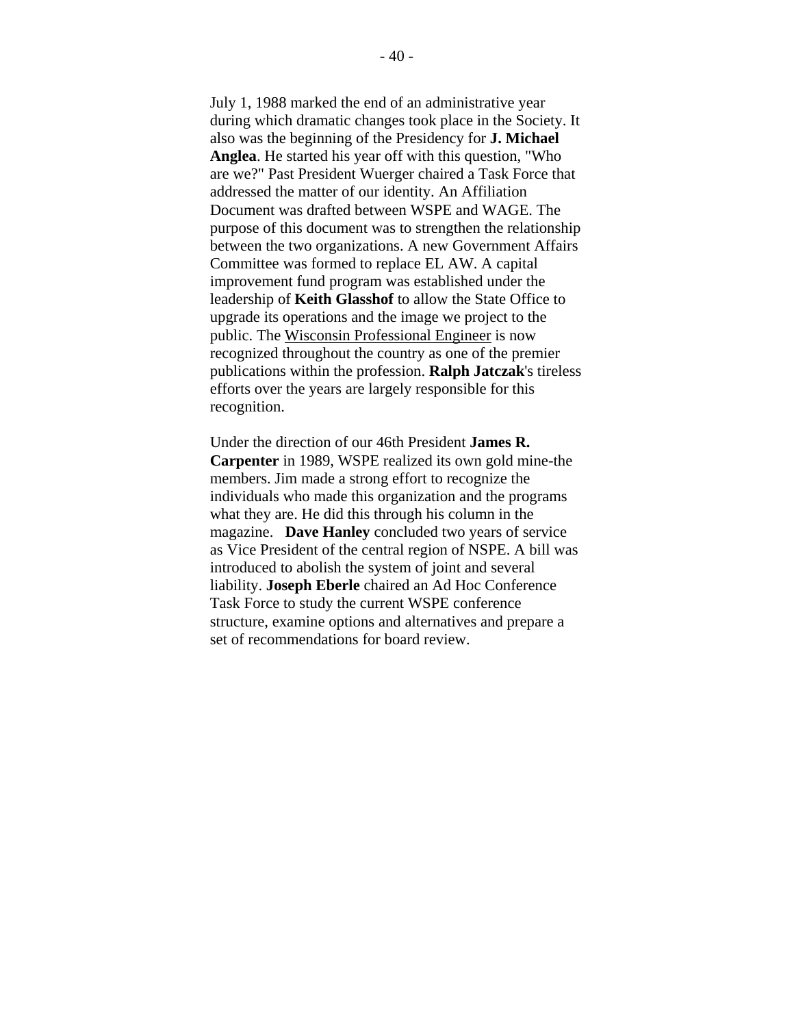July 1, 1988 marked the end of an administrative year during which dramatic changes took place in the Society. It also was the beginning of the Presidency for **J. Michael Anglea**. He started his year off with this question, "Who are we?" Past President Wuerger chaired a Task Force that addressed the matter of our identity. An Affiliation Document was drafted between WSPE and WAGE. The purpose of this document was to strengthen the relationship between the two organizations. A new Government Affairs Committee was formed to replace EL AW. A capital improvement fund program was established under the leadership of **Keith Glasshof** to allow the State Office to upgrade its operations and the image we project to the public. The Wisconsin Professional Engineer is now recognized throughout the country as one of the premier publications within the profession. **Ralph Jatczak**'s tireless efforts over the years are largely responsible for this recognition.

Under the direction of our 46th President **James R. Carpenter** in 1989, WSPE realized its own gold mine-the members. Jim made a strong effort to recognize the individuals who made this organization and the programs what they are. He did this through his column in the magazine. **Dave Hanley** concluded two years of service as Vice President of the central region of NSPE. A bill was introduced to abolish the system of joint and several liability. **Joseph Eberle** chaired an Ad Hoc Conference Task Force to study the current WSPE conference structure, examine options and alternatives and prepare a set of recommendations for board review.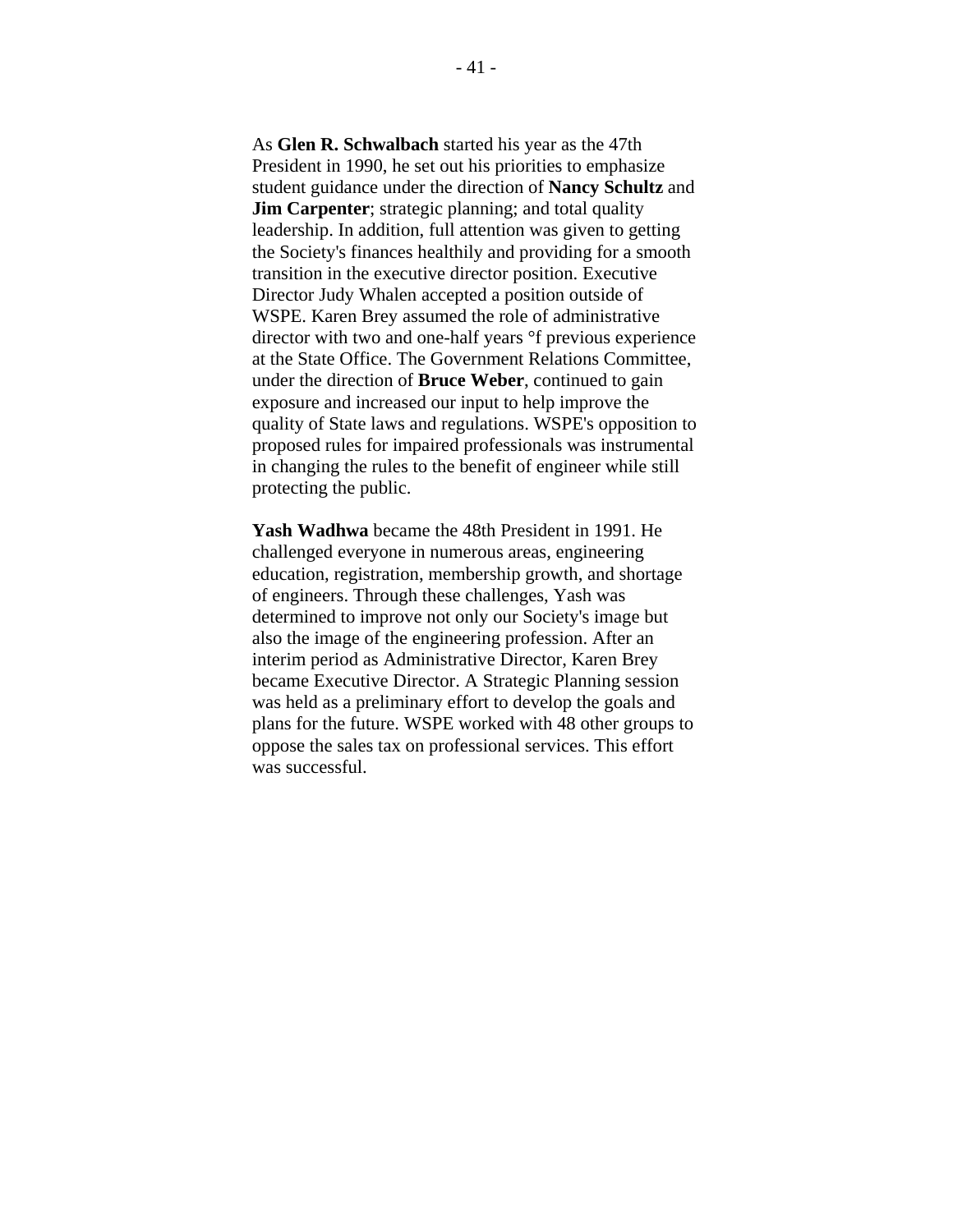As **Glen R. Schwalbach** started his year as the 47th President in 1990, he set out his priorities to emphasize student guidance under the direction of **Nancy Schultz** and **Jim Carpenter**; strategic planning; and total quality leadership. In addition, full attention was given to getting the Society's finances healthily and providing for a smooth transition in the executive director position. Executive Director Judy Whalen accepted a position outside of WSPE. Karen Brey assumed the role of administrative director with two and one-half years °f previous experience at the State Office. The Government Relations Committee, under the direction of **Bruce Weber**, continued to gain exposure and increased our input to help improve the quality of State laws and regulations. WSPE's opposition to proposed rules for impaired professionals was instrumental in changing the rules to the benefit of engineer while still protecting the public.

**Yash Wadhwa** became the 48th President in 1991. He challenged everyone in numerous areas, engineering education, registration, membership growth, and shortage of engineers. Through these challenges, Yash was determined to improve not only our Society's image but also the image of the engineering profession. After an interim period as Administrative Director, Karen Brey became Executive Director. A Strategic Planning session was held as a preliminary effort to develop the goals and plans for the future. WSPE worked with 48 other groups to oppose the sales tax on professional services. This effort was successful.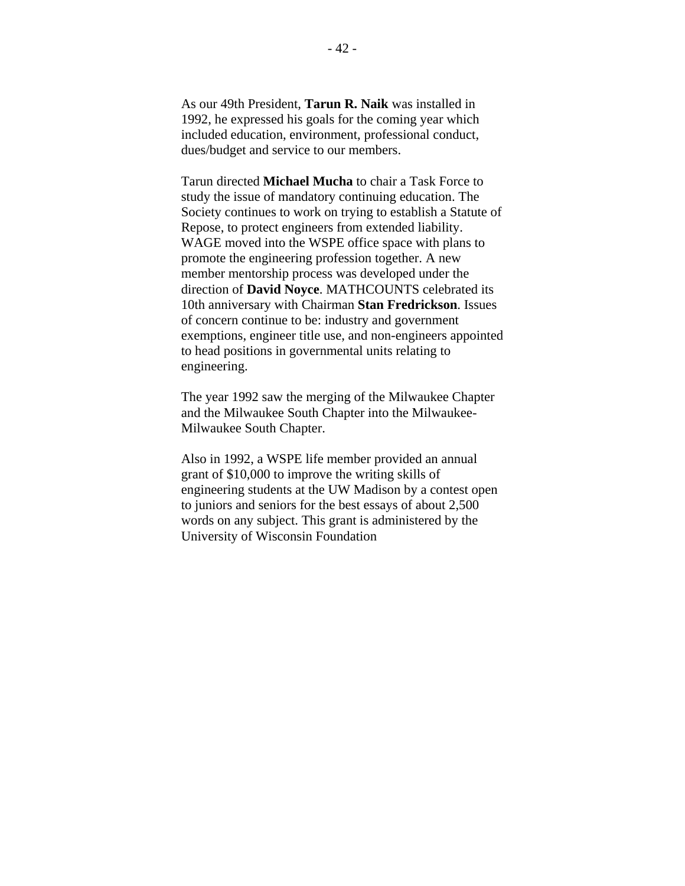As our 49th President, **Tarun R. Naik** was installed in 1992, he expressed his goals for the coming year which included education, environment, professional conduct, dues/budget and service to our members.

Tarun directed **Michael Mucha** to chair a Task Force to study the issue of mandatory continuing education. The Society continues to work on trying to establish a Statute of Repose, to protect engineers from extended liability. WAGE moved into the WSPE office space with plans to promote the engineering profession together. A new member mentorship process was developed under the direction of **David Noyce**. MATHCOUNTS celebrated its 10th anniversary with Chairman **Stan Fredrickson**. Issues of concern continue to be: industry and government exemptions, engineer title use, and non-engineers appointed to head positions in governmental units relating to engineering.

The year 1992 saw the merging of the Milwaukee Chapter and the Milwaukee South Chapter into the Milwaukee-Milwaukee South Chapter.

Also in 1992, a WSPE life member provided an annual grant of $10,000 to improve the writing skills of engineering students at the UW Madison by a contest open to juniors and seniors for the best essays of about 2,500 words on any subject. This grant is administered by the University of Wisconsin Foundation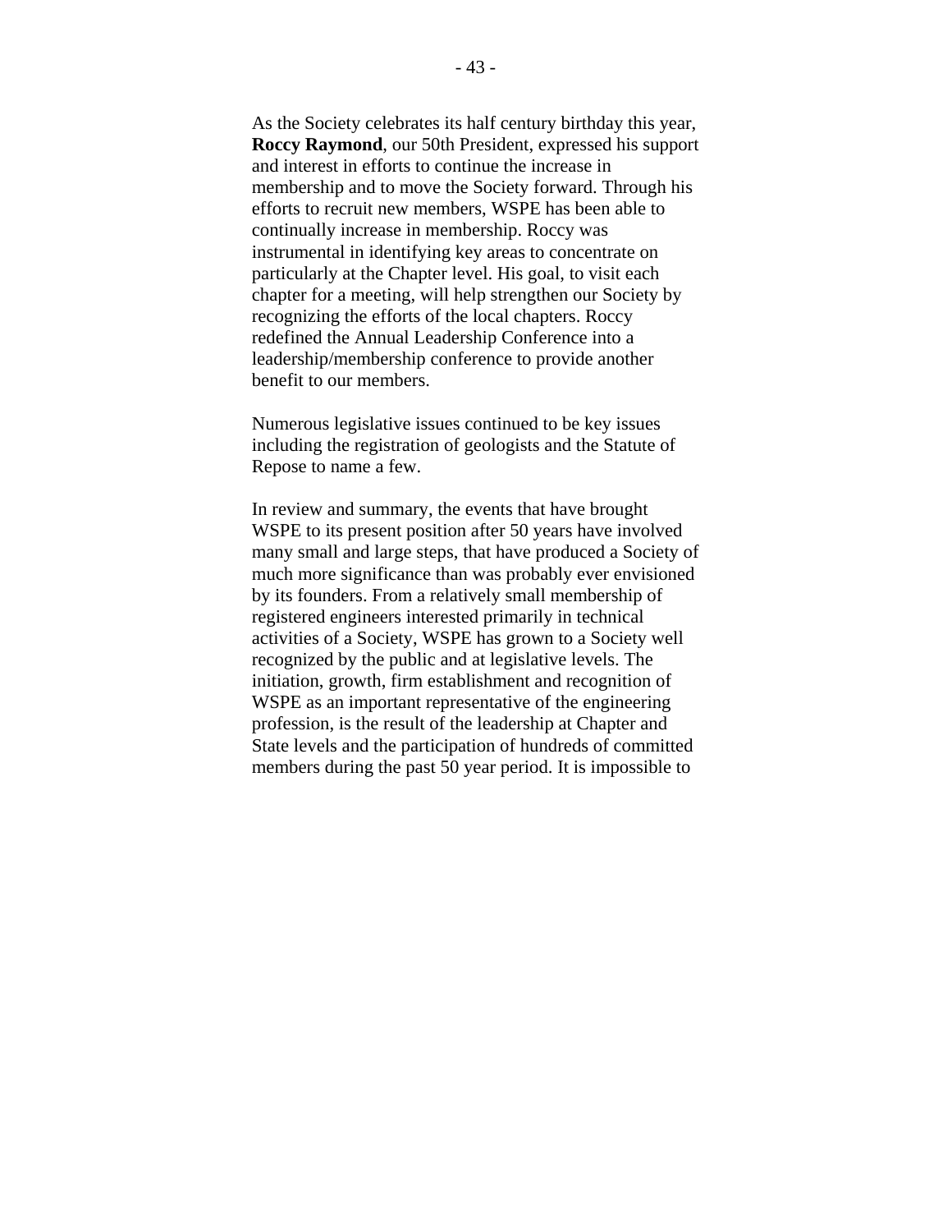As the Society celebrates its half century birthday this year, **Roccy Raymond**, our 50th President, expressed his support and interest in efforts to continue the increase in membership and to move the Society forward. Through his efforts to recruit new members, WSPE has been able to continually increase in membership. Roccy was instrumental in identifying key areas to concentrate on particularly at the Chapter level. His goal, to visit each chapter for a meeting, will help strengthen our Society by recognizing the efforts of the local chapters. Roccy redefined the Annual Leadership Conference into a leadership/membership conference to provide another benefit to our members.

Numerous legislative issues continued to be key issues including the registration of geologists and the Statute of Repose to name a few.

In review and summary, the events that have brought WSPE to its present position after 50 years have involved many small and large steps, that have produced a Society of much more significance than was probably ever envisioned by its founders. From a relatively small membership of registered engineers interested primarily in technical activities of a Society, WSPE has grown to a Society well recognized by the public and at legislative levels. The initiation, growth, firm establishment and recognition of WSPE as an important representative of the engineering profession, is the result of the leadership at Chapter and State levels and the participation of hundreds of committed members during the past 50 year period. It is impossible to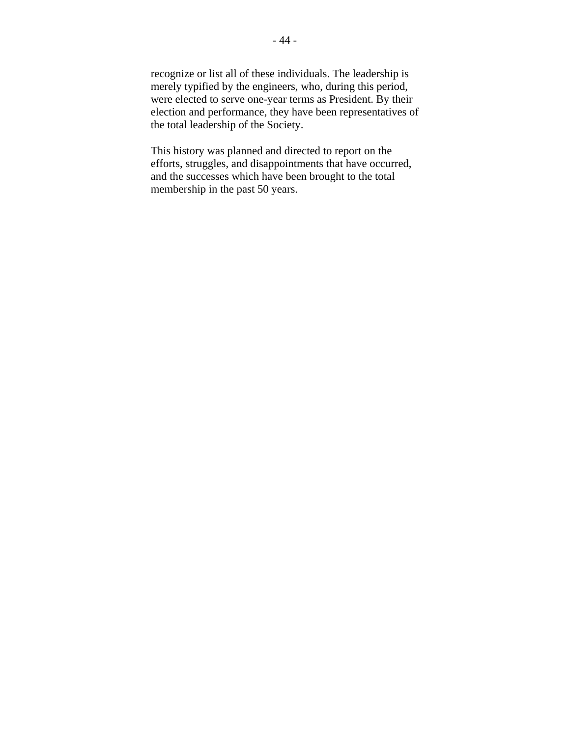recognize or list all of these individuals. The leadership is merely typified by the engineers, who, during this period, were elected to serve one-year terms as President. By their election and performance, they have been representatives of the total leadership of the Society.

This history was planned and directed to report on the efforts, struggles, and disappointments that have occurred, and the successes which have been brought to the total membership in the past 50 years.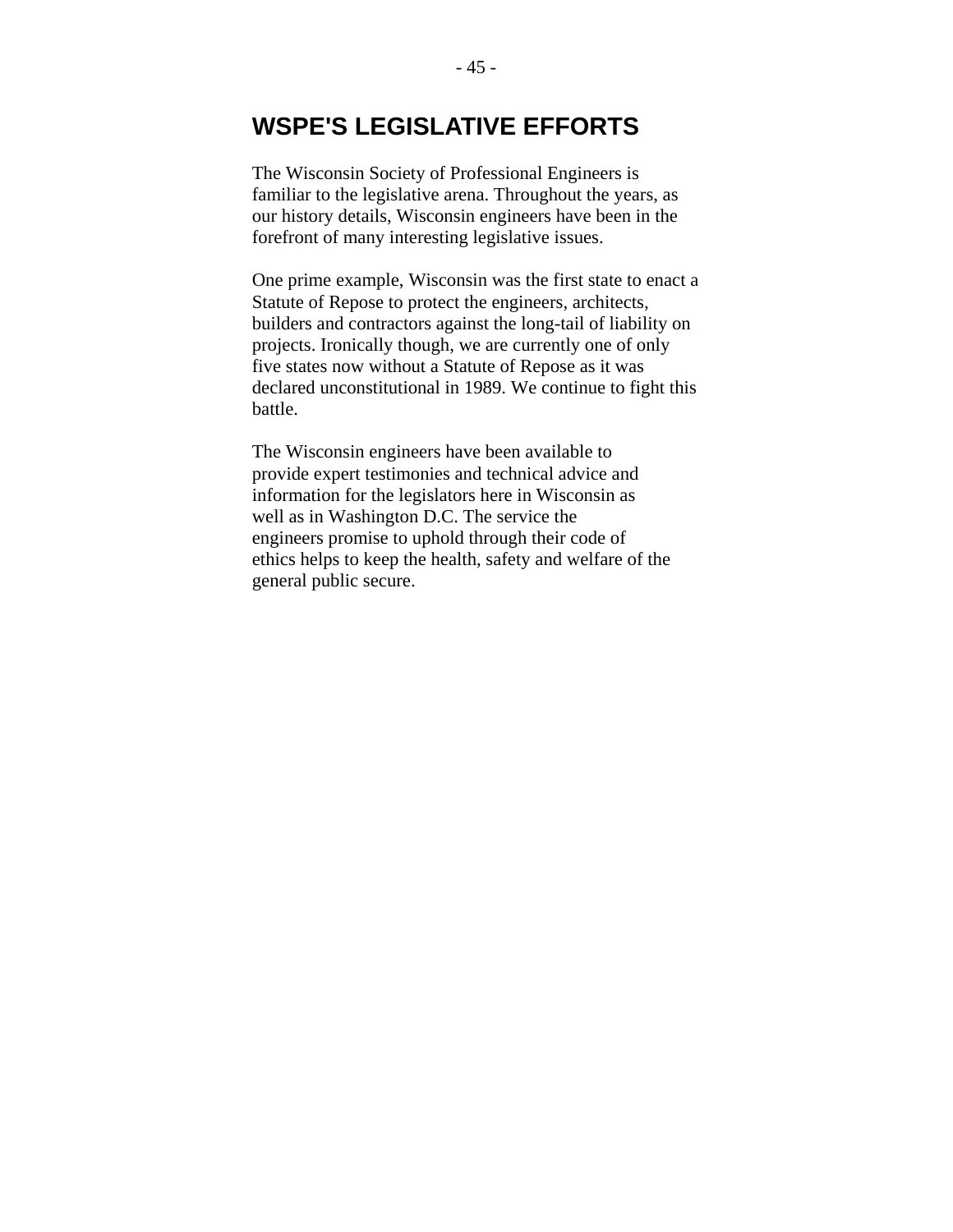## WSPE'S LEGISLATIVE EFFORTS

The Wisconsin Society of Professional Engineers is familiar to the legislative arena. Throughout the years, as our history details, Wisconsin engineers have been in the forefront of many interesting legislative issues.

One prime example, Wisconsin was the first state to enact a Statute of Repose to protect the engineers, architects, builders and contractors against the long-tail of liability on projects. Ironically though, we are currently one of only five states now without a Statute of Repose as it was declared unconstitutional in 1989. We continue to fight this battle.

The Wisconsin engineers have been available to provide expert testimonies and technical advice and information for the legislators here in Wisconsin as well as in Washington D.C. The service the engineers promise to uphold through their code of ethics helps to keep the health, safety and welfare of the general public secure.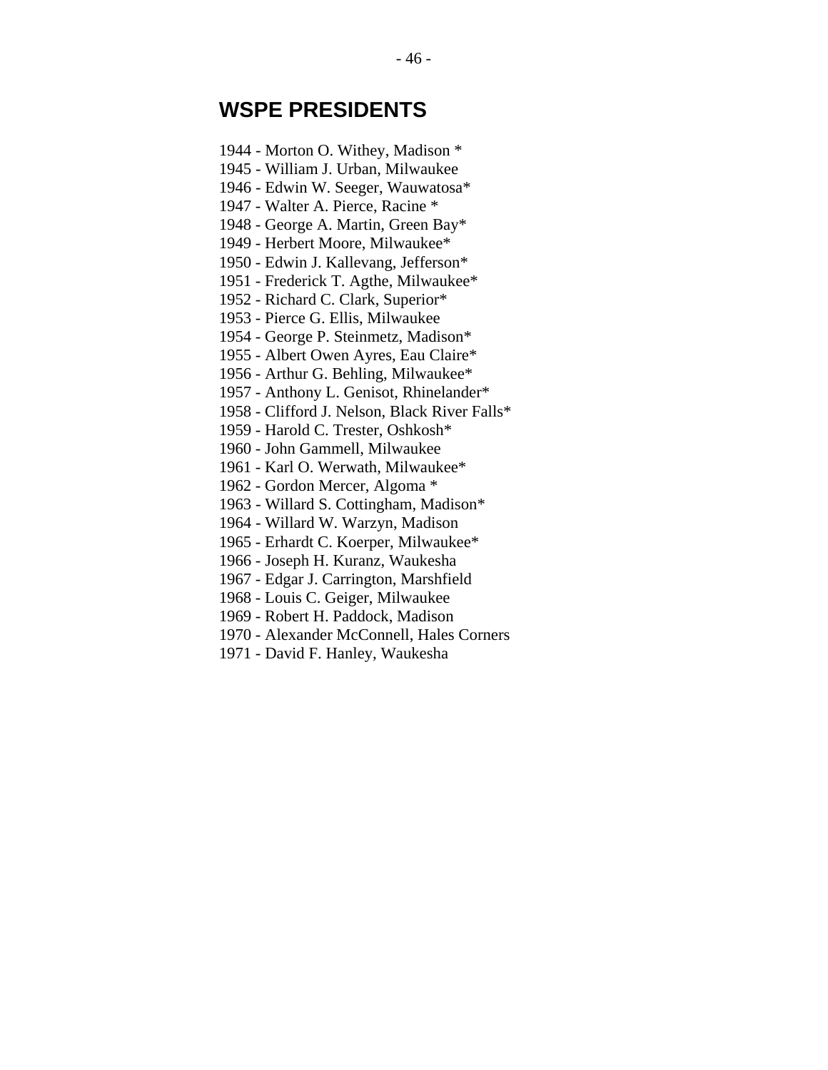## WSPE PRESIDENTS

1944 - Morton O. Withey, Madison *
1945 - William J. Urban, Milwaukee
1946 - Edwin W. Seeger, Wauwatosa*
1947 - Walter A. Pierce, Racine *
1948 - George A. Martin, Green Bay*
1949 - Herbert Moore, Milwaukee*
1950 - Edwin J. Kallevang, Jefferson*
1951 - Frederick T. Agthe, Milwaukee*
1952 - Richard C. Clark, Superior*
1953 - Pierce G. Ellis, Milwaukee
1954 - George P. Steinmetz, Madison*
1955 - Albert Owen Ayres, Eau Claire*
1956 - Arthur G. Behling, Milwaukee*
1957 - Anthony L. Genisot, Rhinelander*
1958 - Clifford J. Nelson, Black River Falls*
1959 - Harold C. Trester, Oshkosh*
1960 - John Gammell, Milwaukee
1961 - Karl O. Werwath, Milwaukee*
1962 - Gordon Mercer, Algoma *
1963 - Willard S. Cottingham, Madison*
1964 - Willard W. Warzyn, Madison
1965 - Erhardt C. Koerper, Milwaukee*
1966 - Joseph H. Kuranz, Waukesha
1967 - Edgar J. Carrington, Marshfield
1968 - Louis C. Geiger, Milwaukee
1969 - Robert H. Paddock, Madison
1970 - Alexander McConnell, Hales Corners
1971 - David F. Hanley, Waukesha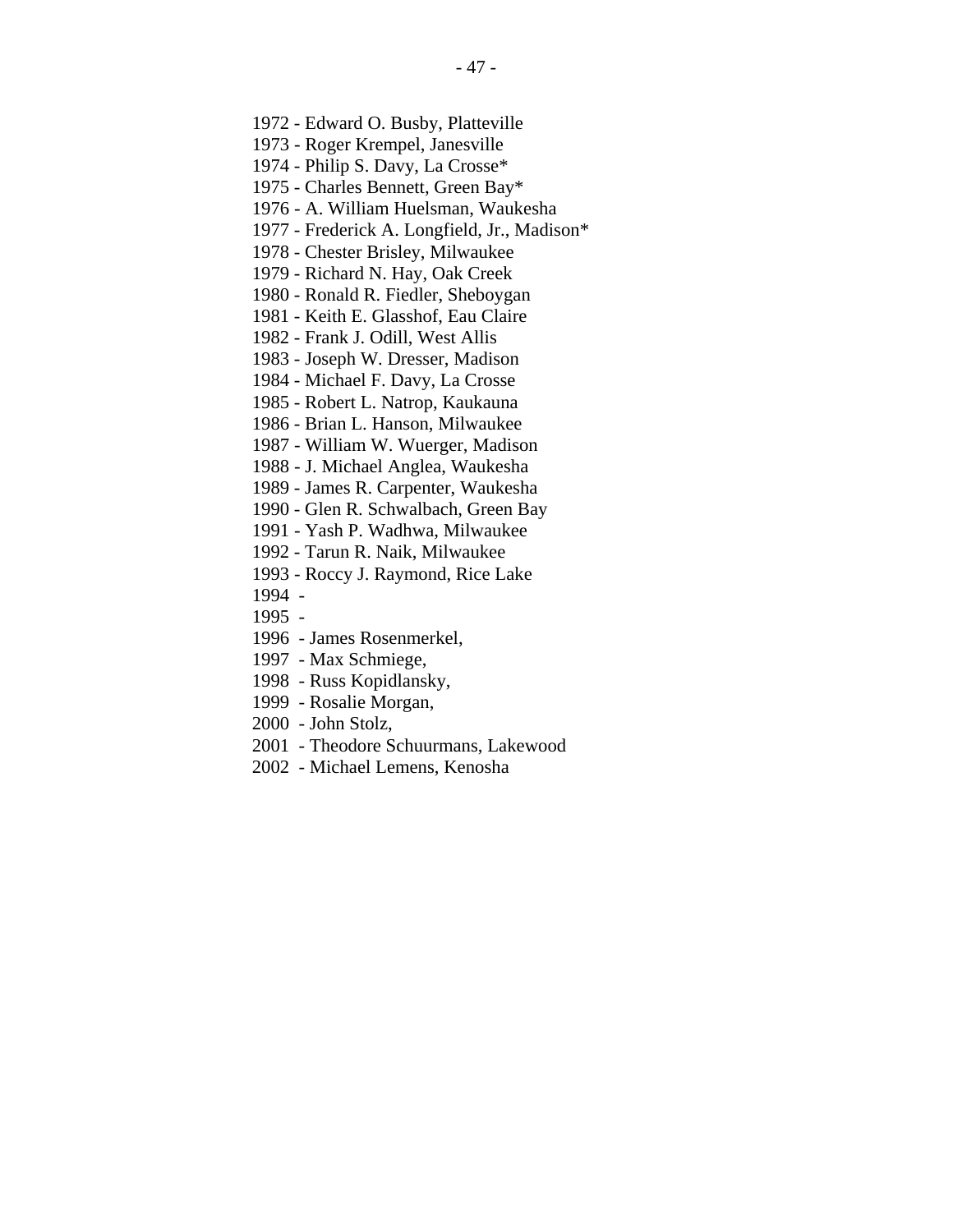1972 - Edward O. Busby, Platteville
1973 - Roger Krempel, Janesville
1974 - Philip S. Davy, La Crosse*
1975 - Charles Bennett, Green Bay*
1976 - A. William Huelsman, Waukesha
1977 - Frederick A. Longfield, Jr., Madison*
1978 - Chester Brisley, Milwaukee
1979 - Richard N. Hay, Oak Creek
1980 - Ronald R. Fiedler, Sheboygan
1981 - Keith E. Glasshof, Eau Claire
1982 - Frank J. Odill, West Allis
1983 - Joseph W. Dresser, Madison
1984 - Michael F. Davy, La Crosse
1985 - Robert L. Natrop, Kaukauna
1986 - Brian L. Hanson, Milwaukee
1987 - William W. Wuerger, Madison
1988 - J. Michael Anglea, Waukesha
1989 - James R. Carpenter, Waukesha
1990 - Glen R. Schwalbach, Green Bay
1991 - Yash P. Wadhwa, Milwaukee
1992 - Tarun R. Naik, Milwaukee
1993 - Roccy J. Raymond, Rice Lake
1994 -
1995 -
1996 - James Rosenmerkel,
1997 - Max Schmiege,
1998 - Russ Kopidlansky,
1999 - Rosalie Morgan,
2000 - John Stolz,
2001 - Theodore Schuurmans, Lakewood
2002 - Michael Lemens, Kenosha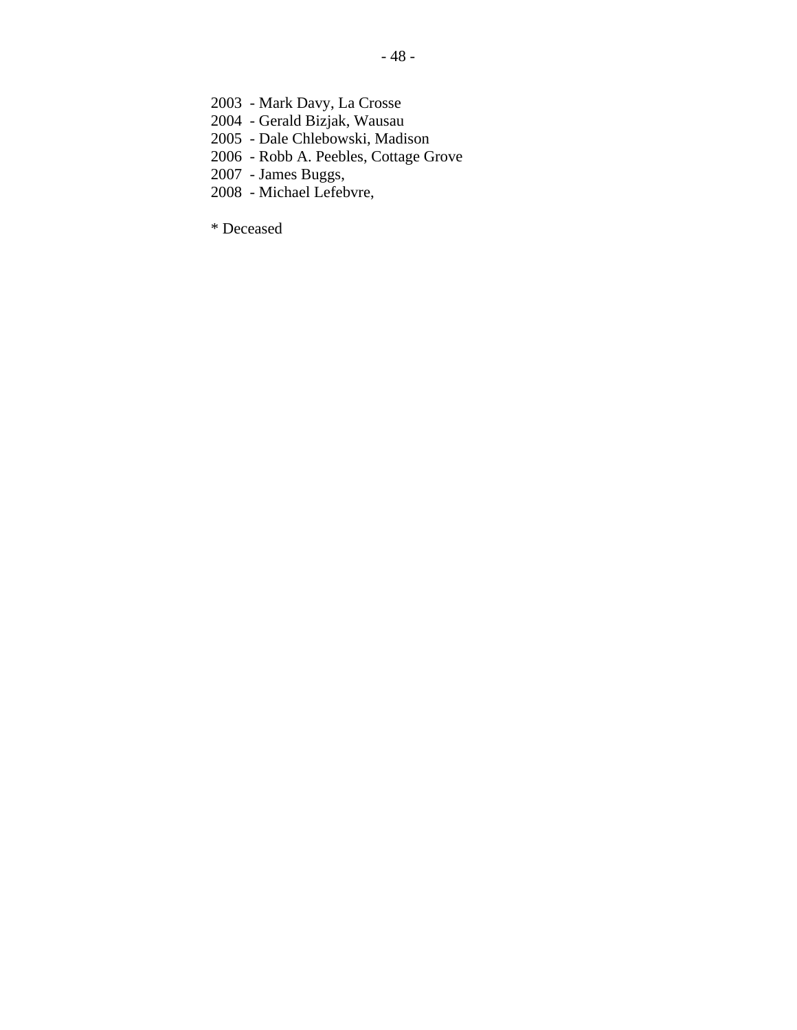2003 - Mark Davy, La Crosse
2004 - Gerald Bizjak, Wausau
2005 - Dale Chlebowski, Madison
2006 - Robb A. Peebles, Cottage Grove
2007 - James Buggs,
2008 - Michael Lefebvre,

* Deceased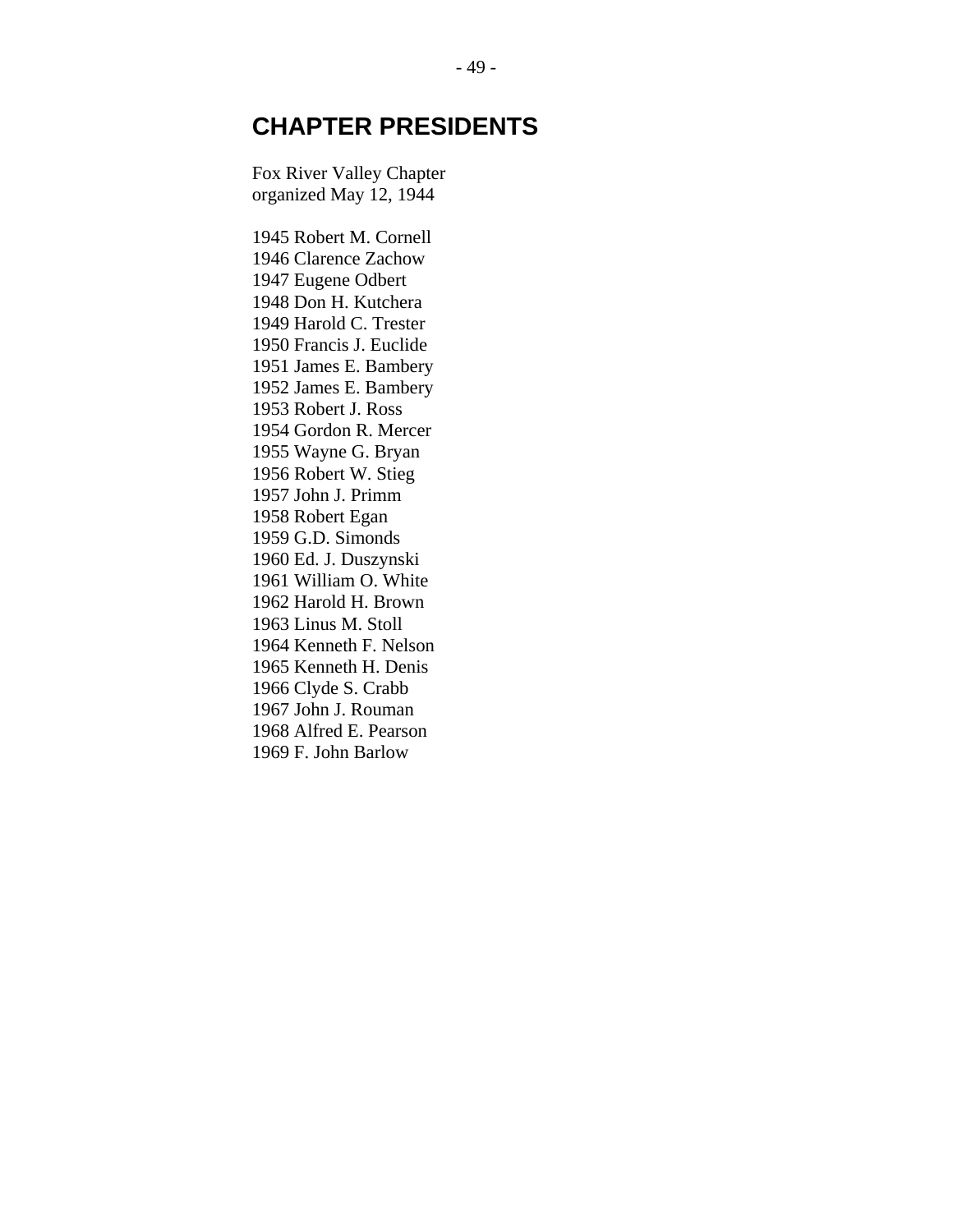## CHAPTER PRESIDENTS

Fox River Valley Chapter
organized May 12, 1944

1945 Robert M. Cornell
1946 Clarence Zachow
1947 Eugene Odbert
1948 Don H. Kutchera
1949 Harold C. Trester
1950 Francis J. Euclide
1951 James E. Bambery
1952 James E. Bambery
1953 Robert J. Ross
1954 Gordon R. Mercer
1955 Wayne G. Bryan
1956 Robert W. Stieg
1957 John J. Primm
1958 Robert Egan
1959 G.D. Simonds
1960 Ed. J. Duszynski
1961 William O. White
1962 Harold H. Brown
1963 Linus M. Stoll
1964 Kenneth F. Nelson
1965 Kenneth H. Denis
1966 Clyde S. Crabb
1967 John J. Rouman
1968 Alfred E. Pearson
1969 F. John Barlow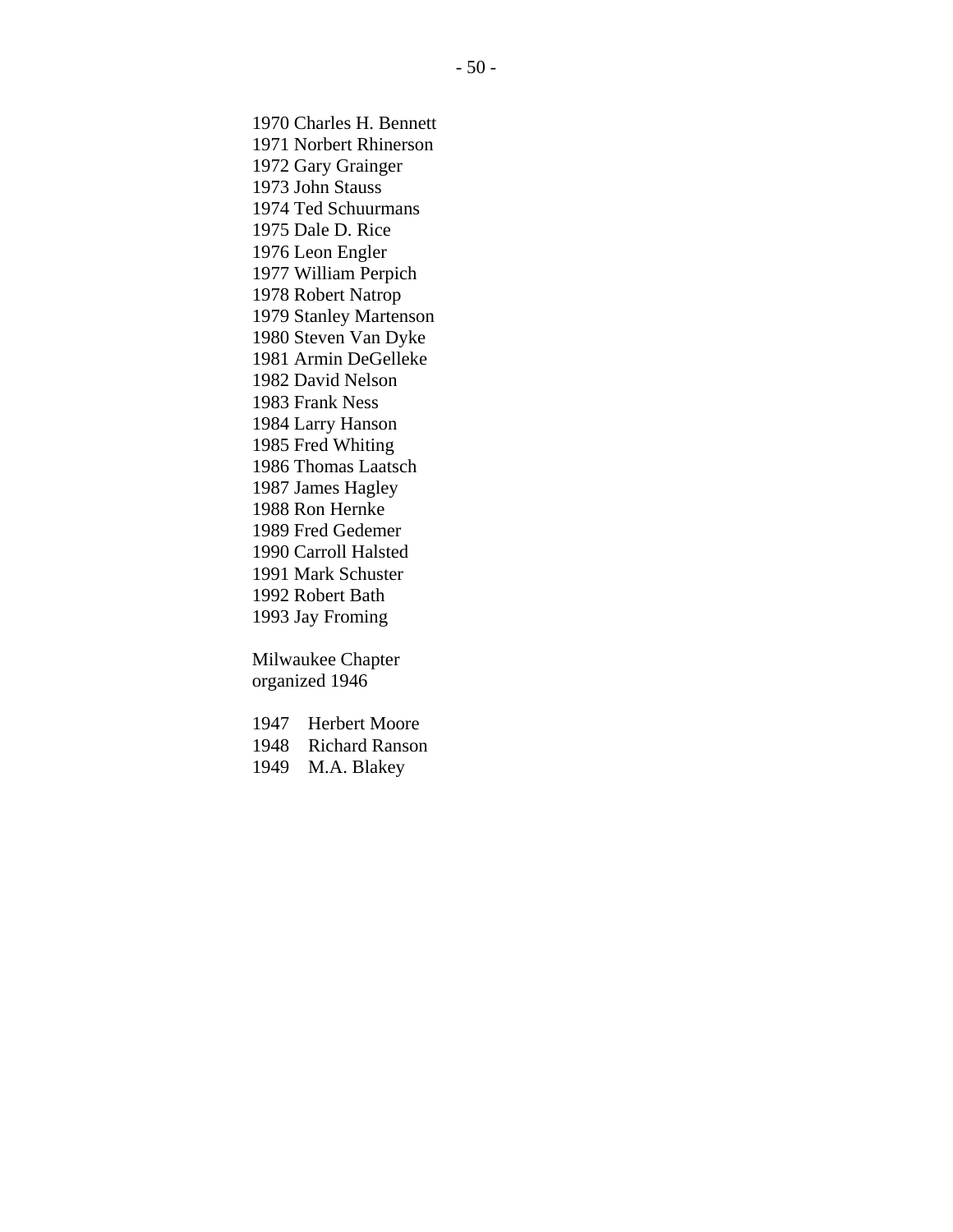1970 Charles H. Bennett
1971 Norbert Rhinerson
1972 Gary Grainger
1973 John Stauss
1974 Ted Schuurmans
1975 Dale D. Rice
1976 Leon Engler
1977 William Perpich
1978 Robert Natrop
1979 Stanley Martenson
1980 Steven Van Dyke
1981 Armin DeGelleke
1982 David Nelson
1983 Frank Ness
1984 Larry Hanson
1985 Fred Whiting
1986 Thomas Laatsch
1987 James Hagley
1988 Ron Hernke
1989 Fred Gedemer
1990 Carroll Halsted
1991 Mark Schuster
1992 Robert Bath
1993 Jay Froming

Milwaukee Chapter
organized 1946

1947 Herbert Moore
1948 Richard Ranson
1949 M.A. Blakey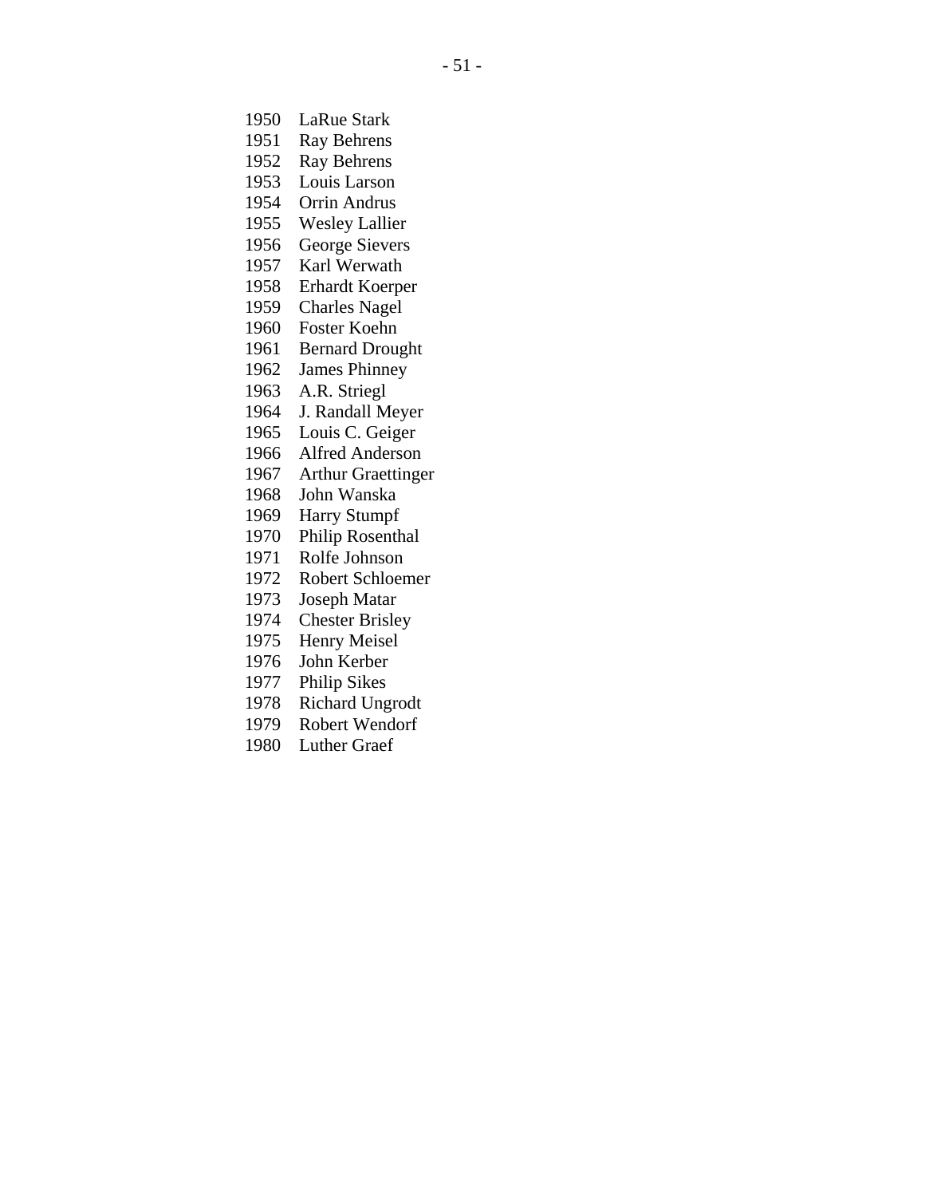1950 LaRue Stark
1951 Ray Behrens
1952 Ray Behrens
1953 Louis Larson
1954 Orrin Andrus
1955 Wesley Lallier
1956 George Sievers
1957 Karl Werwath
1958 Erhardt Koerper
1959 Charles Nagel
1960 Foster Koehn
1961 Bernard Drought
1962 James Phinney
1963 A.R. Striegl
1964 J. Randall Meyer
1965 Louis C. Geiger
1966 Alfred Anderson
1967 Arthur Graettinger
1968 John Wanska
1969 Harry Stumpf
1970 Philip Rosenthal
1971 Rolfe Johnson
1972 Robert Schloemer
1973 Joseph Matar
1974 Chester Brisley
1975 Henry Meisel
1976 John Kerber
1977 Philip Sikes
1978 Richard Ungrodt
1979 Robert Wendorf
1980 Luther Graef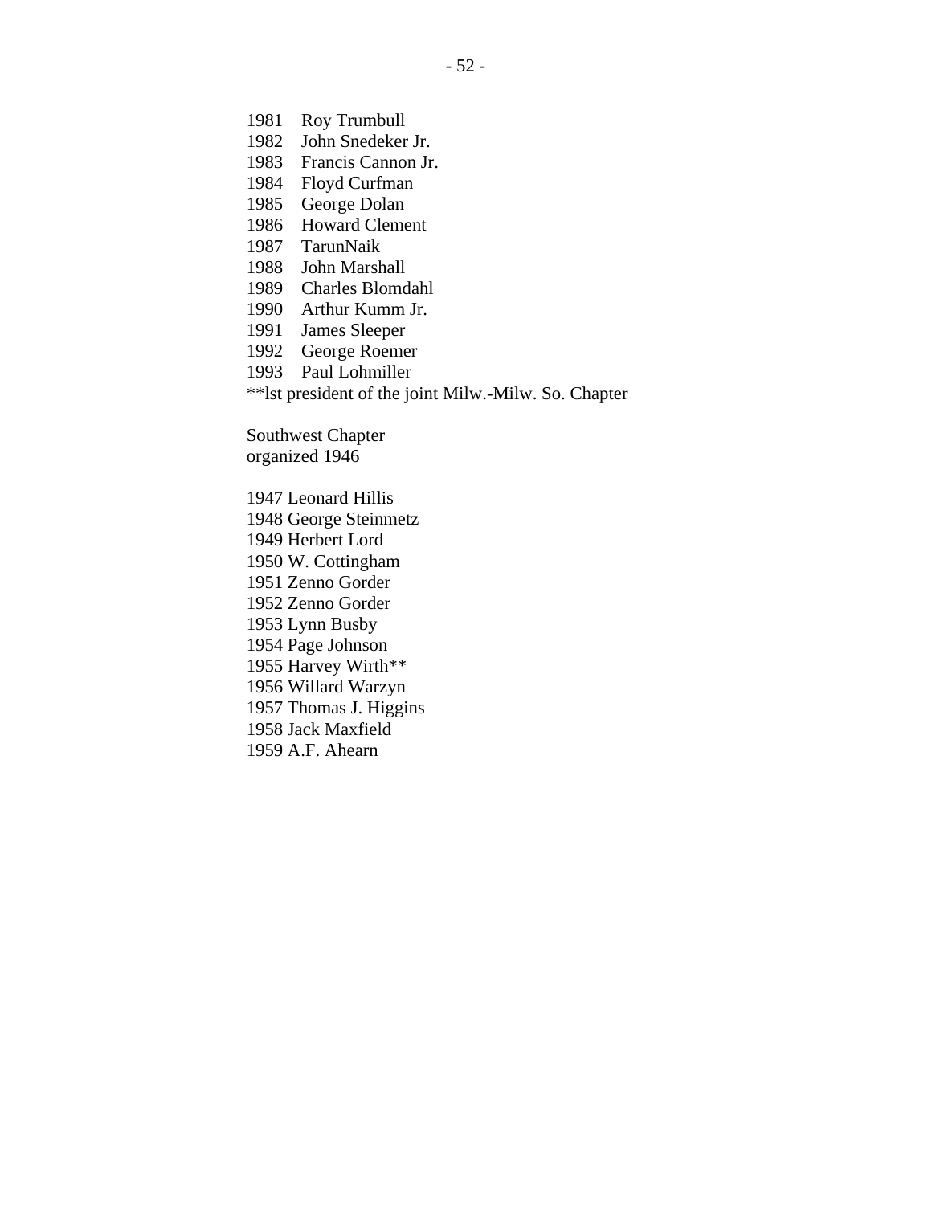1981 Roy Trumbull
1982 John Snedeker Jr.
1983 Francis Cannon Jr.
1984 Floyd Curfman
1985 George Dolan
1986 Howard Clement
1987 TarunNaik
1988 John Marshall
1989 Charles Blomdahl
1990 Arthur Kumm Jr.
1991 James Sleeper
1992 George Roemer
1993 Paul Lohmiller

**lst president of the joint Milw.-Milw. So. Chapter

Southwest Chapter
organized 1946

1947 Leonard Hillis
1948 George Steinmetz
1949 Herbert Lord
1950 W. Cottingham
1951 Zenno Gorder
1952 Zenno Gorder
1953 Lynn Busby
1954 Page Johnson
1955 Harvey Wirth**
1956 Willard Warzyn
1957 Thomas J. Higgins
1958 Jack Maxfield
1959 A.F. Ahearn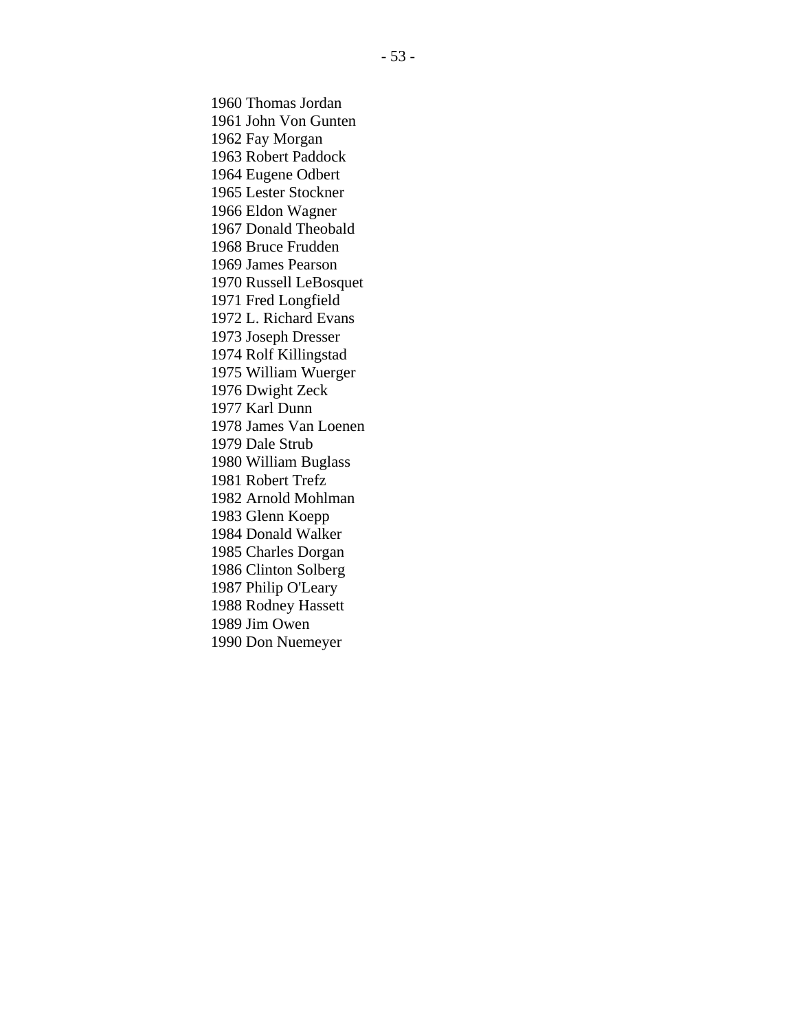1960 Thomas Jordan
1961 John Von Gunten
1962 Fay Morgan
1963 Robert Paddock
1964 Eugene Odbert
1965 Lester Stockner
1966 Eldon Wagner
1967 Donald Theobald
1968 Bruce Frudden
1969 James Pearson
1970 Russell LeBosquet
1971 Fred Longfield
1972 L. Richard Evans
1973 Joseph Dresser
1974 Rolf Killingstad
1975 William Wuerger
1976 Dwight Zeck
1977 Karl Dunn
1978 James Van Loenen
1979 Dale Strub
1980 William Buglass
1981 Robert Trefz
1982 Arnold Mohlman
1983 Glenn Koepp
1984 Donald Walker
1985 Charles Dorgan
1986 Clinton Solberg
1987 Philip O'Leary
1988 Rodney Hassett
1989 Jim Owen
1990 Don Nuemeyer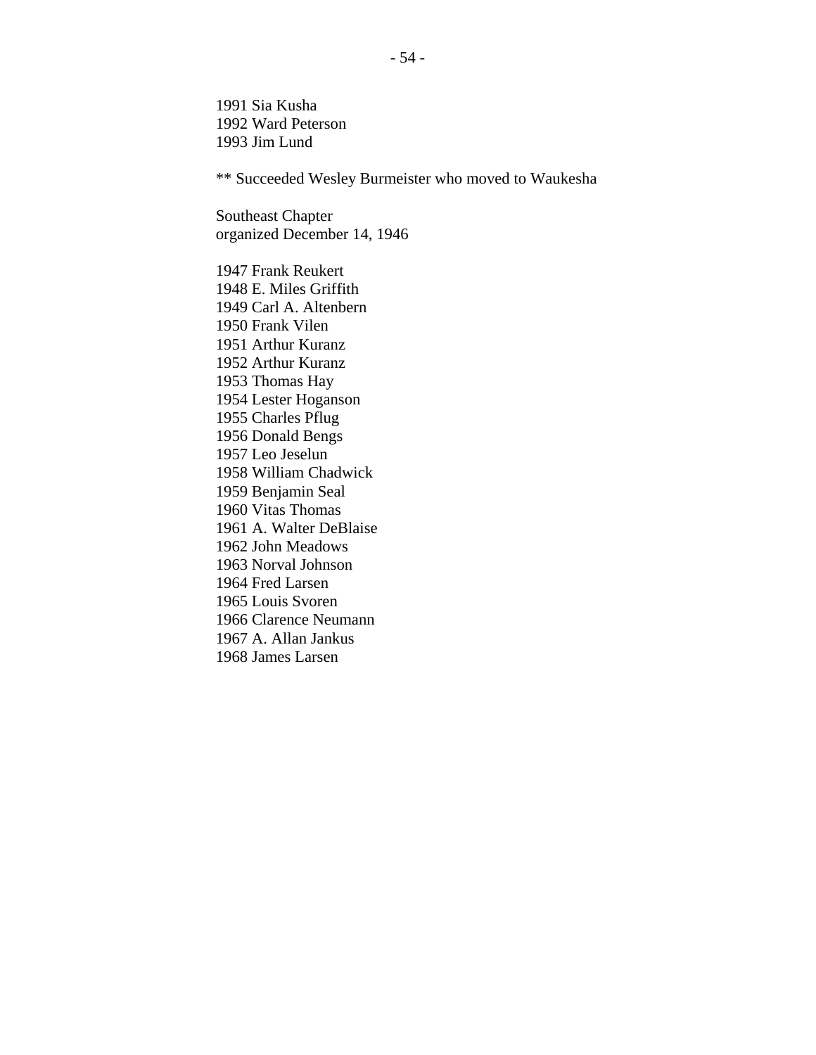1991 Sia Kusha
1992 Ward Peterson
1993 Jim Lund

** Succeeded Wesley Burmeister who moved to Waukesha

Southeast Chapter
organized December 14, 1946

1947 Frank Reukert
1948 E. Miles Griffith
1949 Carl A. Altenbern
1950 Frank Vilen
1951 Arthur Kuranz
1952 Arthur Kuranz
1953 Thomas Hay
1954 Lester Hoganson
1955 Charles Pflug
1956 Donald Bengs
1957 Leo Jeselun
1958 William Chadwick
1959 Benjamin Seal
1960 Vitas Thomas
1961 A. Walter DeBlaise
1962 John Meadows
1963 Norval Johnson
1964 Fred Larsen
1965 Louis Svoren
1966 Clarence Neumann
1967 A. Allan Jankus
1968 James Larsen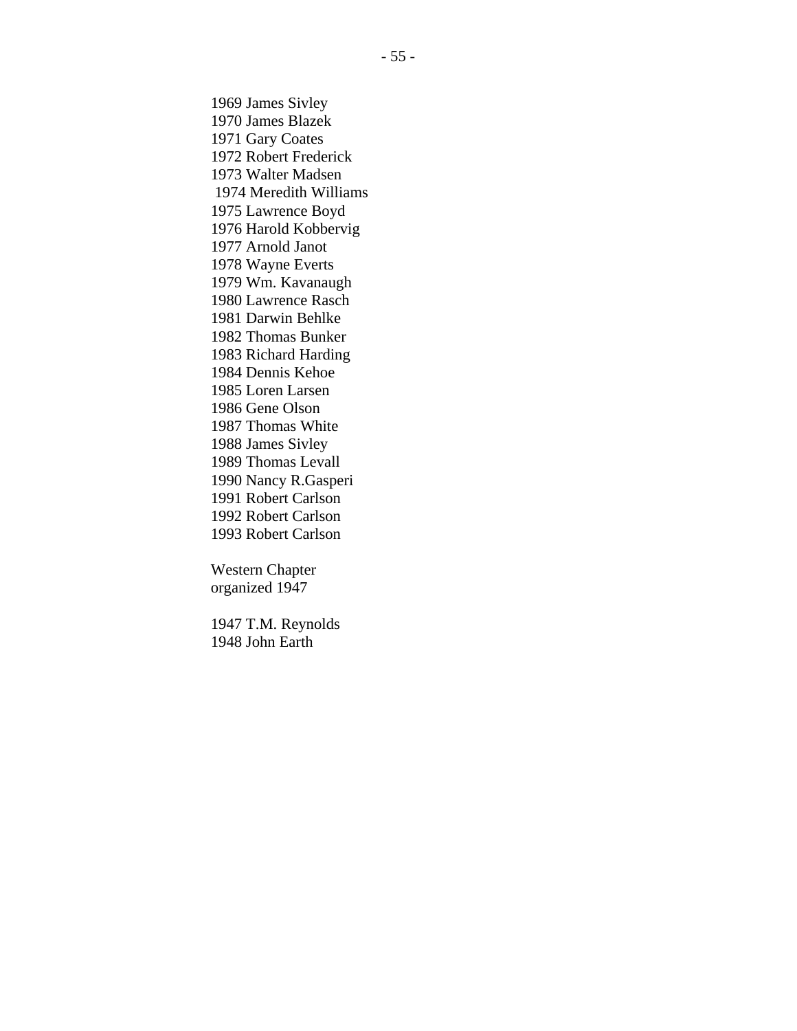1969 James Sivley
1970 James Blazek
1971 Gary Coates
1972 Robert Frederick
1973 Walter Madsen
1974 Meredith Williams
1975 Lawrence Boyd
1976 Harold Kobbervig
1977 Arnold Janot
1978 Wayne Everts
1979 Wm. Kavanaugh
1980 Lawrence Rasch
1981 Darwin Behlke
1982 Thomas Bunker
1983 Richard Harding
1984 Dennis Kehoe
1985 Loren Larsen
1986 Gene Olson
1987 Thomas White
1988 James Sivley
1989 Thomas Levall
1990 Nancy R.Gasperi
1991 Robert Carlson
1992 Robert Carlson
1993 Robert Carlson

Western Chapter
organized 1947

1947 T.M. Reynolds
1948 John Earth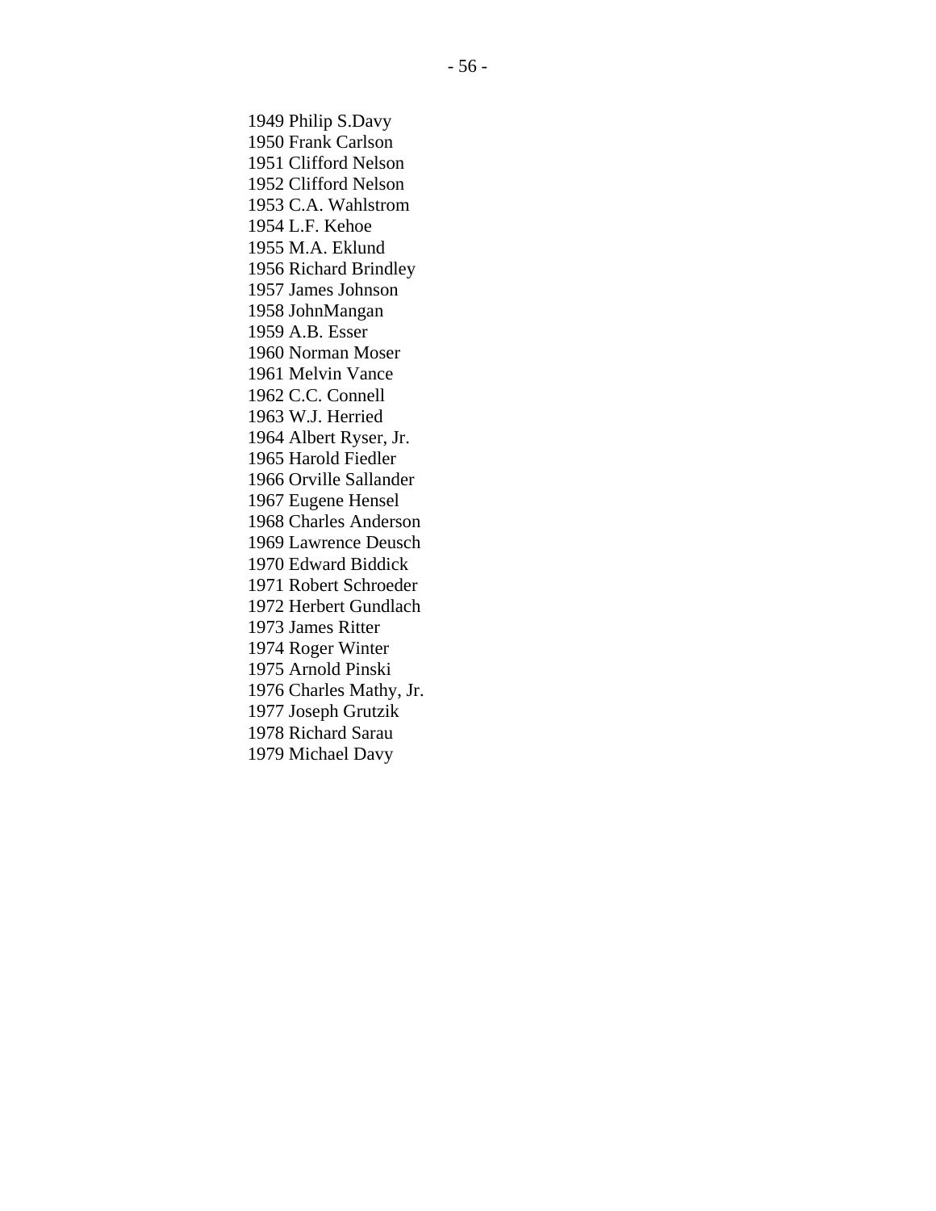1949 Philip S.Davy
1950 Frank Carlson
1951 Clifford Nelson
1952 Clifford Nelson
1953 C.A. Wahlstrom
1954 L.F. Kehoe
1955 M.A. Eklund
1956 Richard Brindley
1957 James Johnson
1958 JohnMangan
1959 A.B. Esser
1960 Norman Moser
1961 Melvin Vance
1962 C.C. Connell
1963 W.J. Herried
1964 Albert Ryser, Jr.
1965 Harold Fiedler
1966 Orville Sallander
1967 Eugene Hensel
1968 Charles Anderson
1969 Lawrence Deusch
1970 Edward Biddick
1971 Robert Schroeder
1972 Herbert Gundlach
1973 James Ritter
1974 Roger Winter
1975 Arnold Pinski
1976 Charles Mathy, Jr.
1977 Joseph Grutzik
1978 Richard Sarau
1979 Michael Davy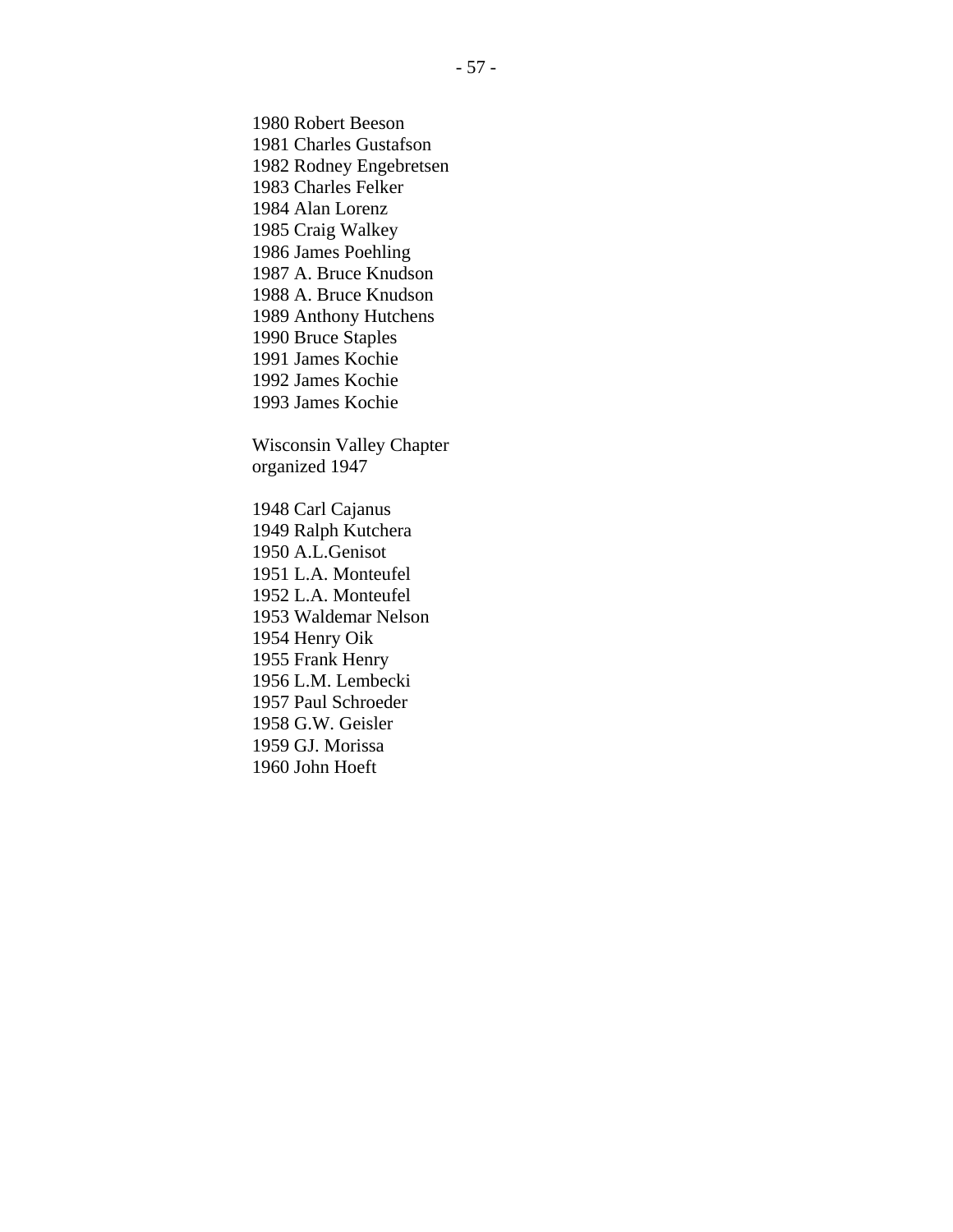1980 Robert Beeson
1981 Charles Gustafson
1982 Rodney Engebretsen
1983 Charles Felker
1984 Alan Lorenz
1985 Craig Walkey
1986 James Poehling
1987 A. Bruce Knudson
1988 A. Bruce Knudson
1989 Anthony Hutchens
1990 Bruce Staples
1991 James Kochie
1992 James Kochie
1993 James Kochie

Wisconsin Valley Chapter
organized 1947

1948 Carl Cajanus
1949 Ralph Kutchera
1950 A.L.Genisot
1951 L.A. Monteufel
1952 L.A. Monteufel
1953 Waldemar Nelson
1954 Henry Oik
1955 Frank Henry
1956 L.M. Lembecki
1957 Paul Schroeder
1958 G.W. Geisler
1959 GJ. Morissa
1960 John Hoeft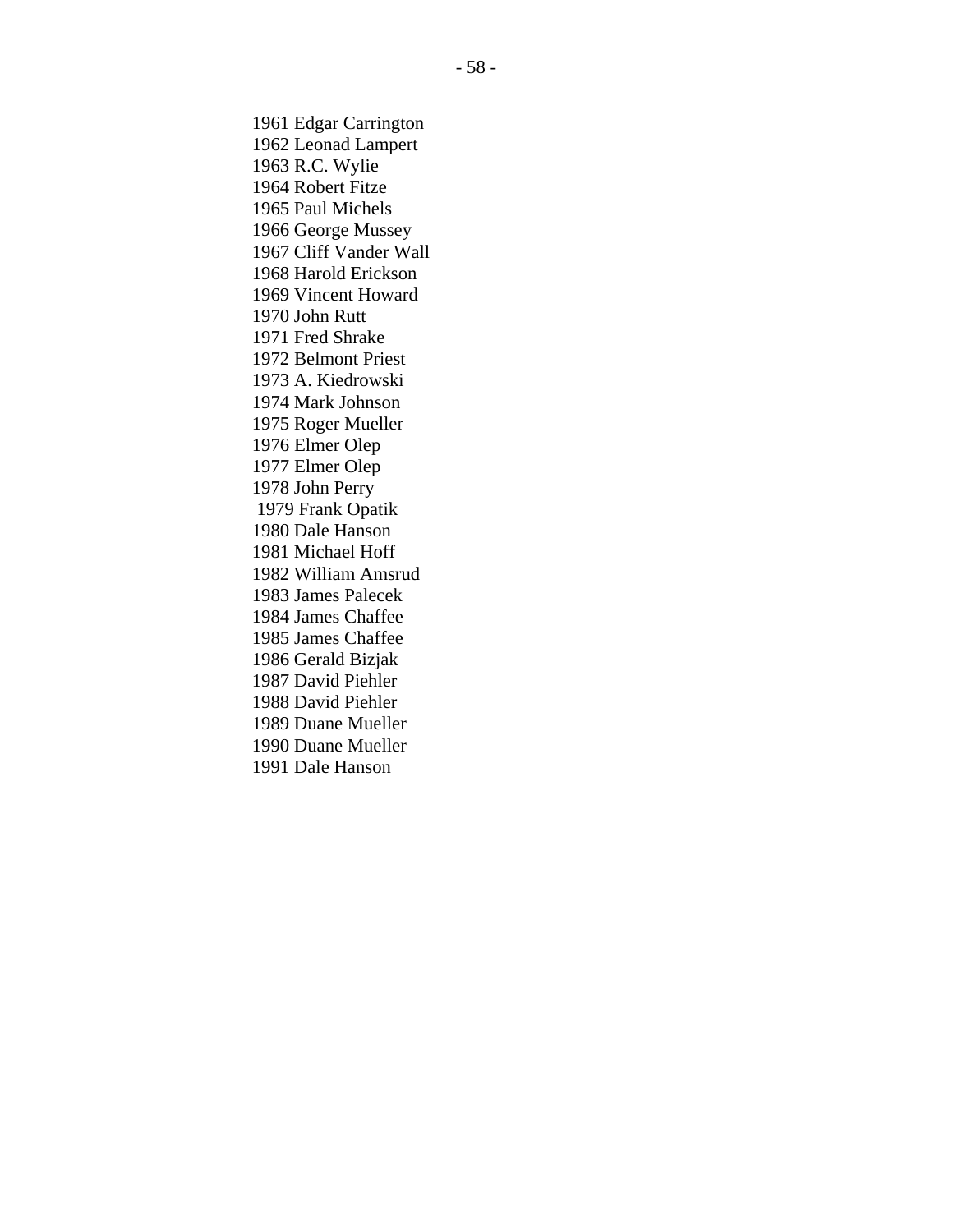1961 Edgar Carrington
1962 Leonad Lampert
1963 R.C. Wylie
1964 Robert Fitze
1965 Paul Michels
1966 George Mussey
1967 Cliff Vander Wall
1968 Harold Erickson
1969 Vincent Howard
1970 John Rutt
1971 Fred Shrake
1972 Belmont Priest
1973 A. Kiedrowski
1974 Mark Johnson
1975 Roger Mueller
1976 Elmer Olep
1977 Elmer Olep
1978 John Perry
1979 Frank Opatik
1980 Dale Hanson
1981 Michael Hoff
1982 William Amsrud
1983 James Palecek
1984 James Chaffee
1985 James Chaffee
1986 Gerald Bizjak
1987 David Piehler
1988 David Piehler
1989 Duane Mueller
1990 Duane Mueller
1991 Dale Hanson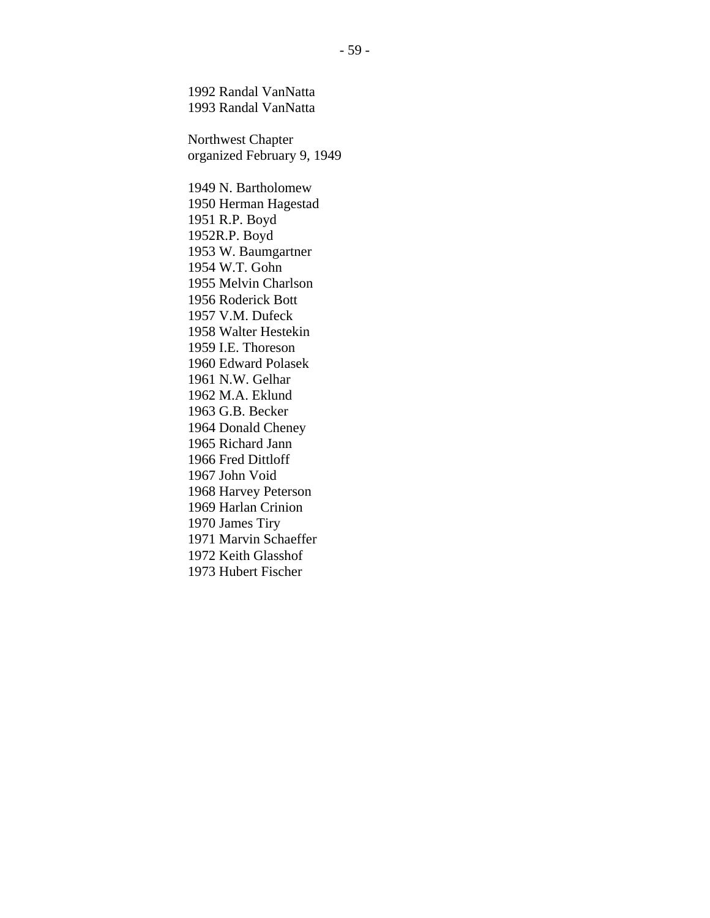1992 Randal VanNatta
1993 Randal VanNatta

Northwest Chapter
organized February 9, 1949

1949 N. Bartholomew
1950 Herman Hagestad
1951 R.P. Boyd
1952R.P. Boyd
1953 W. Baumgartner
1954 W.T. Gohn
1955 Melvin Charlson
1956 Roderick Bott
1957 V.M. Dufeck
1958 Walter Hestekin
1959 I.E. Thoreson
1960 Edward Polasek
1961 N.W. Gelhar
1962 M.A. Eklund
1963 G.B. Becker
1964 Donald Cheney
1965 Richard Jann
1966 Fred Dittloff
1967 John Void
1968 Harvey Peterson
1969 Harlan Crinion
1970 James Tiry
1971 Marvin Schaeffer
1972 Keith Glasshof
1973 Hubert Fischer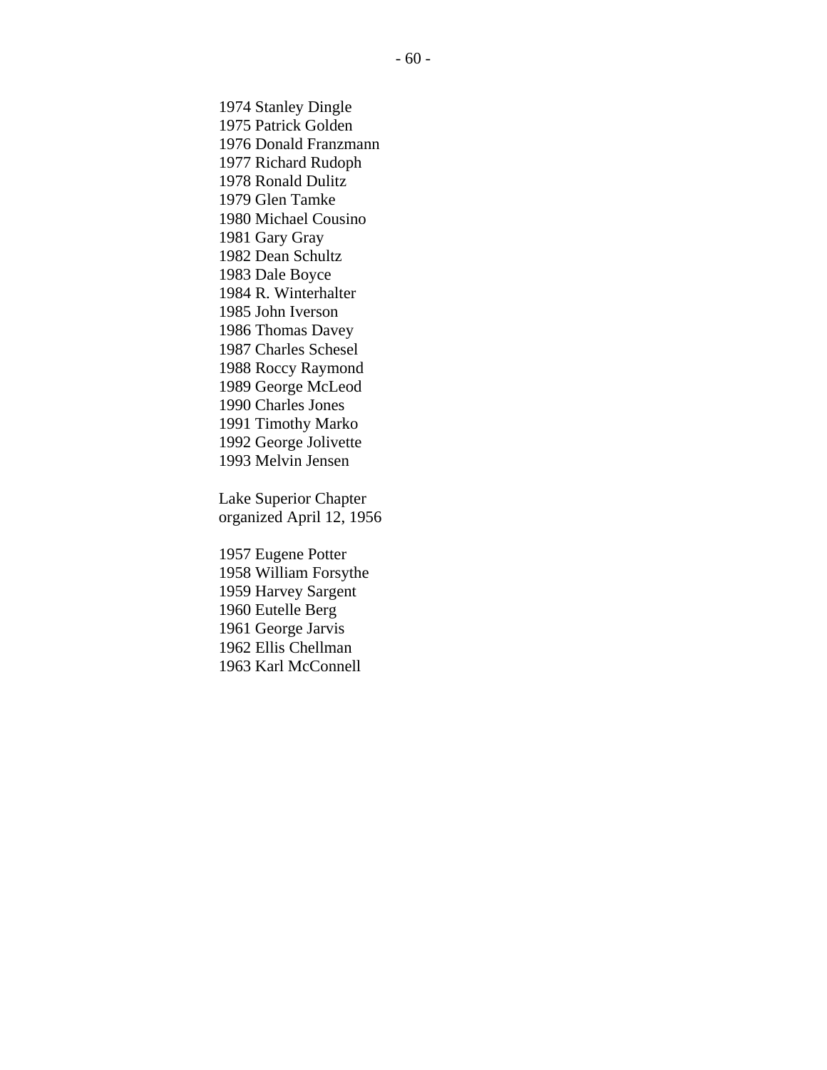1974 Stanley Dingle
1975 Patrick Golden
1976 Donald Franzmann
1977 Richard Rudoph
1978 Ronald Dulitz
1979 Glen Tamke
1980 Michael Cousino
1981 Gary Gray
1982 Dean Schultz
1983 Dale Boyce
1984 R. Winterhalter
1985 John Iverson
1986 Thomas Davey
1987 Charles Schesel
1988 Roccy Raymond
1989 George McLeod
1990 Charles Jones
1991 Timothy Marko
1992 George Jolivette
1993 Melvin Jensen

Lake Superior Chapter
organized April 12, 1956

1957 Eugene Potter
1958 William Forsythe
1959 Harvey Sargent
1960 Eutelle Berg
1961 George Jarvis
1962 Ellis Chellman
1963 Karl McConnell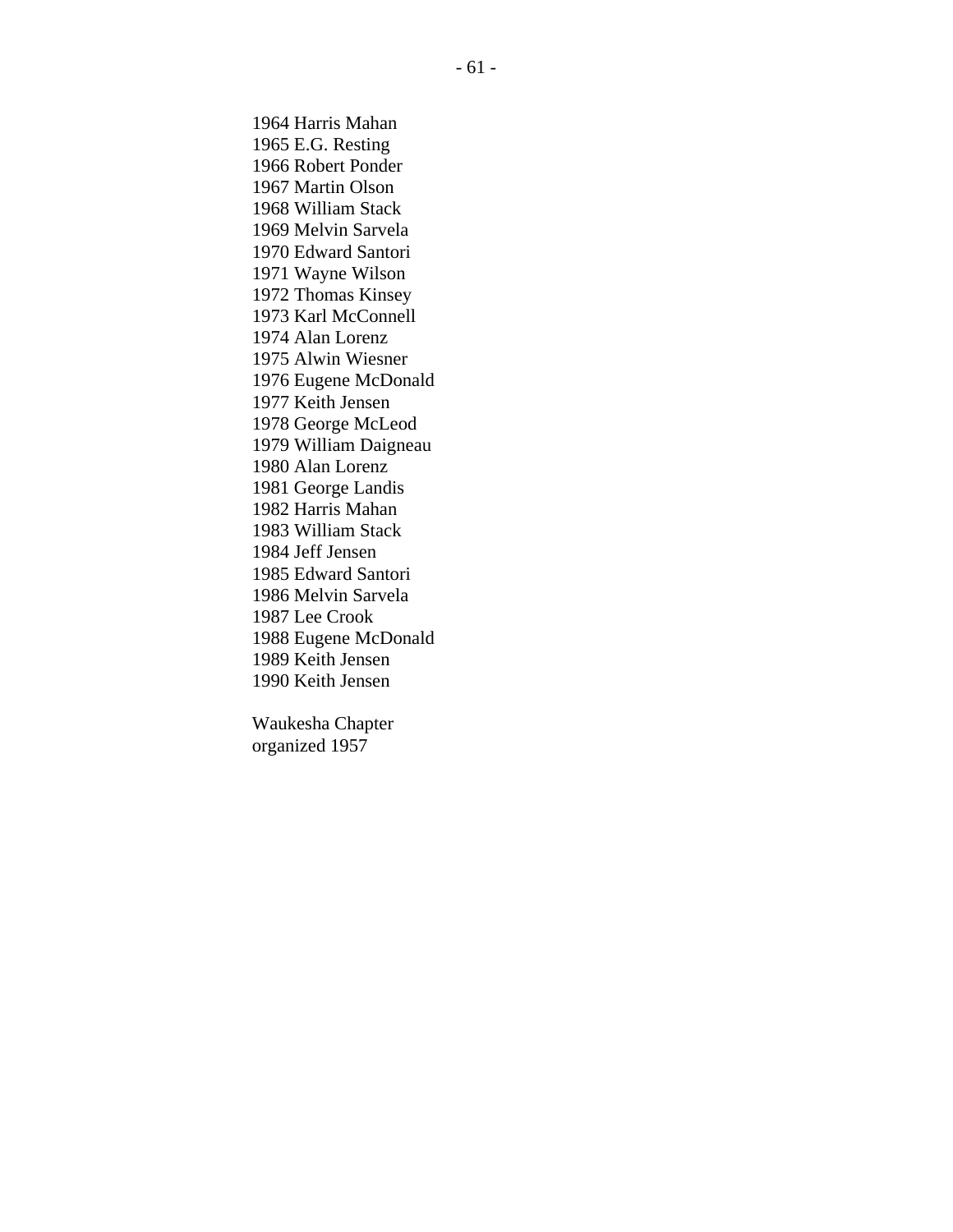1964 Harris Mahan  
1965 E.G. Resting  
1966 Robert Ponder  
1967 Martin Olson  
1968 William Stack  
1969 Melvin Sarvela  
1970 Edward Santori  
1971 Wayne Wilson  
1972 Thomas Kinsey  
1973 Karl McConnell  
1974 Alan Lorenz  
1975 Alwin Wiesner  
1976 Eugene McDonald  
1977 Keith Jensen  
1978 George McLeod  
1979 William Daigneau  
1980 Alan Lorenz  
1981 George Landis  
1982 Harris Mahan  
1983 William Stack  
1984 Jeff Jensen  
1985 Edward Santori  
1986 Melvin Sarvela  
1987 Lee Crook  
1988 Eugene McDonald  
1989 Keith Jensen  
1990 Keith Jensen

Waukesha Chapter  
organized 1957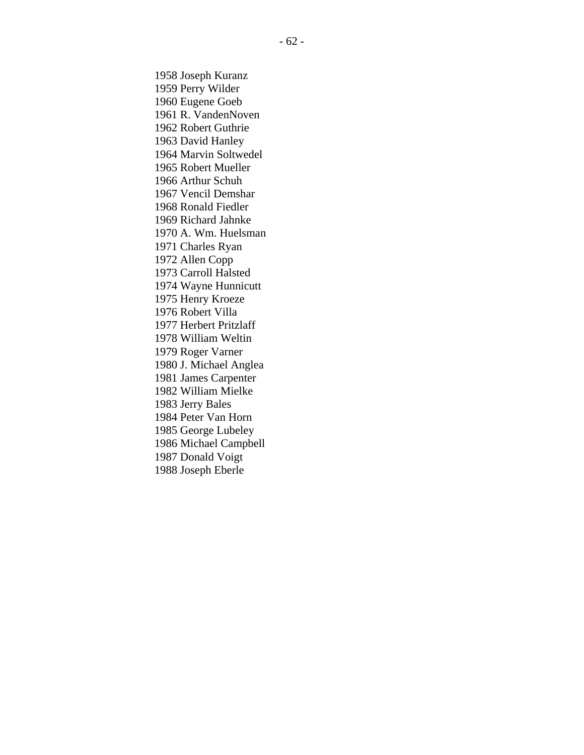1958 Joseph Kuranz
1959 Perry Wilder
1960 Eugene Goeb
1961 R. VandenNoven
1962 Robert Guthrie
1963 David Hanley
1964 Marvin Soltwedel
1965 Robert Mueller
1966 Arthur Schuh
1967 Vencil Demshar
1968 Ronald Fiedler
1969 Richard Jahnke
1970 A. Wm. Huelsman
1971 Charles Ryan
1972 Allen Copp
1973 Carroll Halsted
1974 Wayne Hunnicutt
1975 Henry Kroeze
1976 Robert Villa
1977 Herbert Pritzlaff
1978 William Weltin
1979 Roger Varner
1980 J. Michael Anglea
1981 James Carpenter
1982 William Mielke
1983 Jerry Bales
1984 Peter Van Horn
1985 George Lubeley
1986 Michael Campbell
1987 Donald Voigt
1988 Joseph Eberle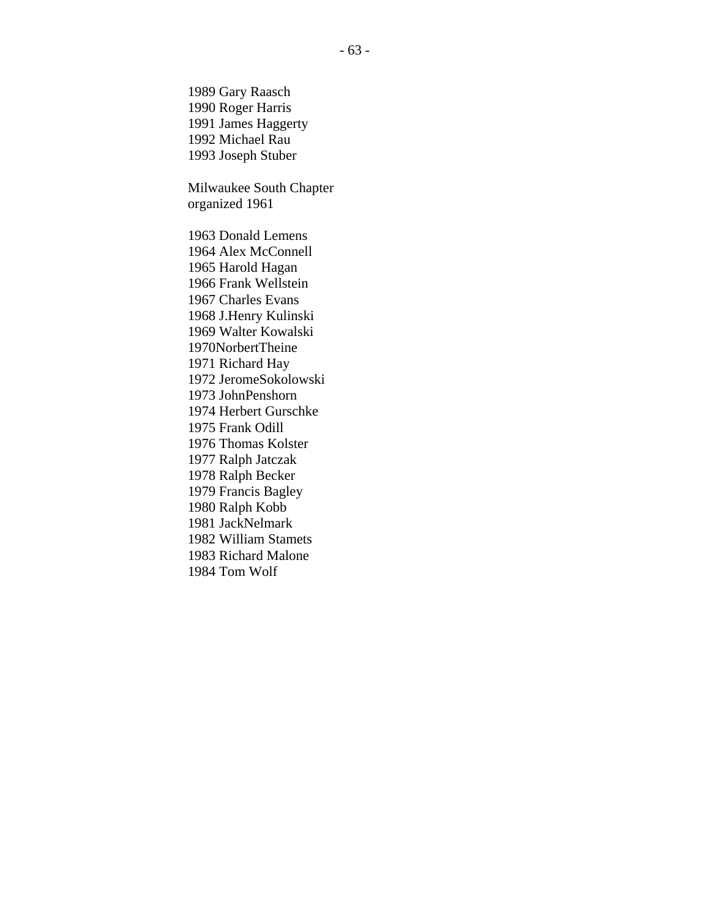1989 Gary Raasch
1990 Roger Harris
1991 James Haggerty
1992 Michael Rau
1993 Joseph Stuber

Milwaukee South Chapter
organized 1961

1963 Donald Lemens
1964 Alex McConnell
1965 Harold Hagan
1966 Frank Wellstein
1967 Charles Evans
1968 J.Henry Kulinski
1969 Walter Kowalski
1970NorbertTheine
1971 Richard Hay
1972 JeromeSokolowski
1973 JohnPenshorn
1974 Herbert Gurschke
1975 Frank Odill
1976 Thomas Kolster
1977 Ralph Jatczak
1978 Ralph Becker
1979 Francis Bagley
1980 Ralph Kobb
1981 JackNelmark
1982 William Stamets
1983 Richard Malone
1984 Tom Wolf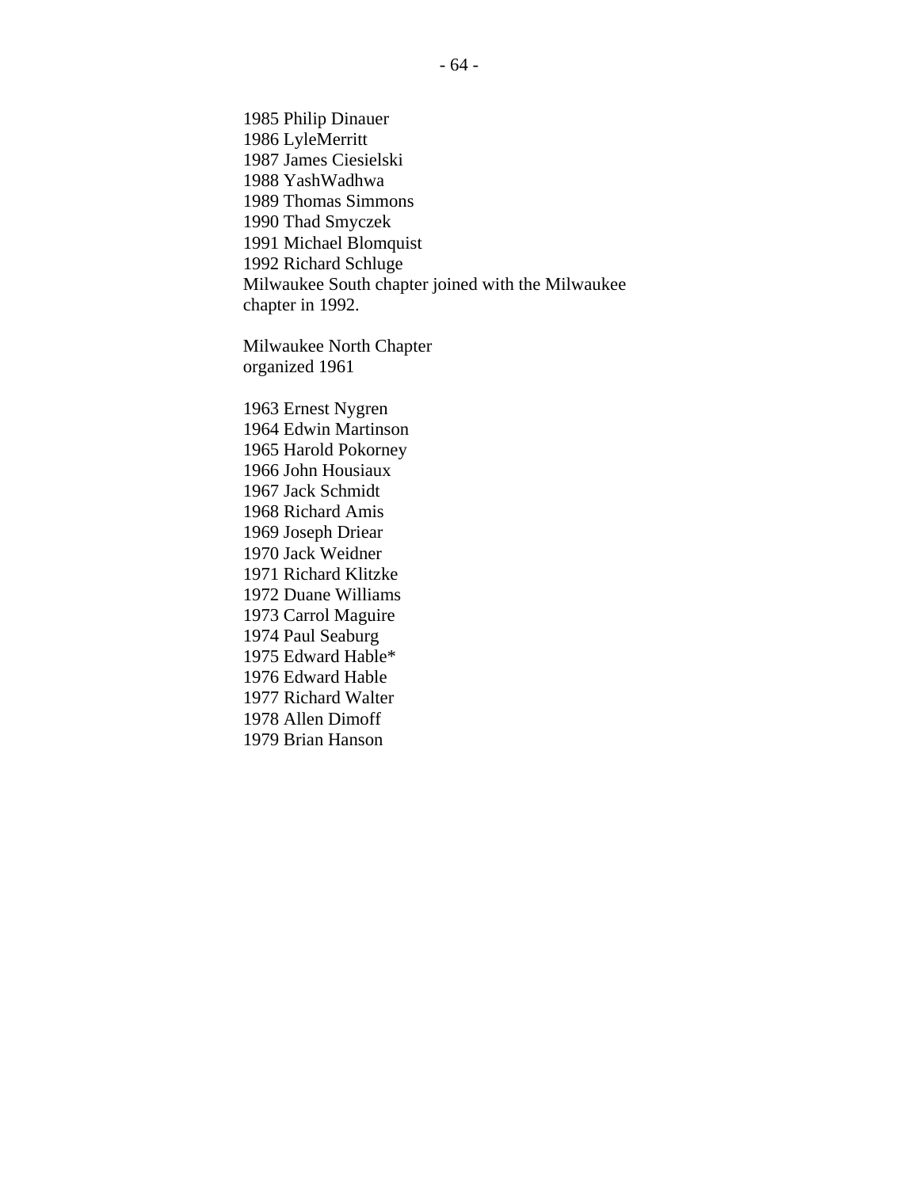1985 Philip Dinauer  
1986 LyleMerritt  
1987 James Ciesielski  
1988 YashWadhwa  
1989 Thomas Simmons  
1990 Thad Smyczek  
1991 Michael Blomquist  
1992 Richard Schluge  
Milwaukee South chapter joined with the Milwaukee chapter in 1992.

Milwaukee North Chapter  
organized 1961

1963 Ernest Nygren  
1964 Edwin Martinson  
1965 Harold Pokorney  
1966 John Housiaux  
1967 Jack Schmidt  
1968 Richard Amis  
1969 Joseph Driear  
1970 Jack Weidner  
1971 Richard Klitzke  
1972 Duane Williams  
1973 Carrol Maguire  
1974 Paul Seaburg  
1975 Edward Hable*  
1976 Edward Hable  
1977 Richard Walter  
1978 Allen Dimoff  
1979 Brian Hanson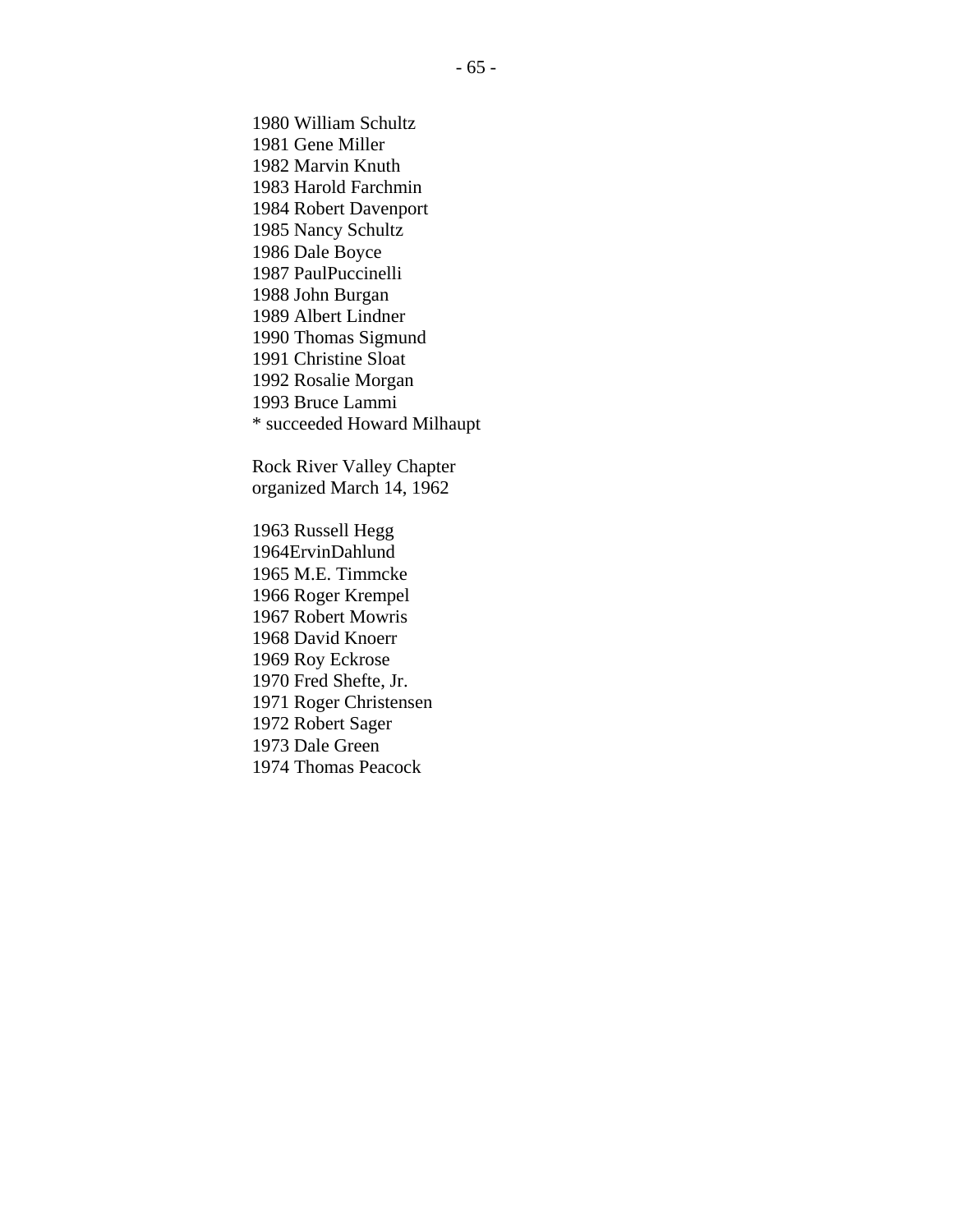1980 William Schultz  
1981 Gene Miller  
1982 Marvin Knuth  
1983 Harold Farchmin  
1984 Robert Davenport  
1985 Nancy Schultz  
1986 Dale Boyce  
1987 PaulPuccinelli  
1988 John Burgan  
1989 Albert Lindner  
1990 Thomas Sigmund  
1991 Christine Sloat  
1992 Rosalie Morgan  
1993 Bruce Lammi  
* succeeded Howard Milhaupt

Rock River Valley Chapter  
organized March 14, 1962

1963 Russell Hegg  
1964ErvinDahlund  
1965 M.E. Timmcke  
1966 Roger Krempel  
1967 Robert Mowris  
1968 David Knoerr  
1969 Roy Eckrose  
1970 Fred Shefte, Jr.  
1971 Roger Christensen  
1972 Robert Sager  
1973 Dale Green  
1974 Thomas Peacock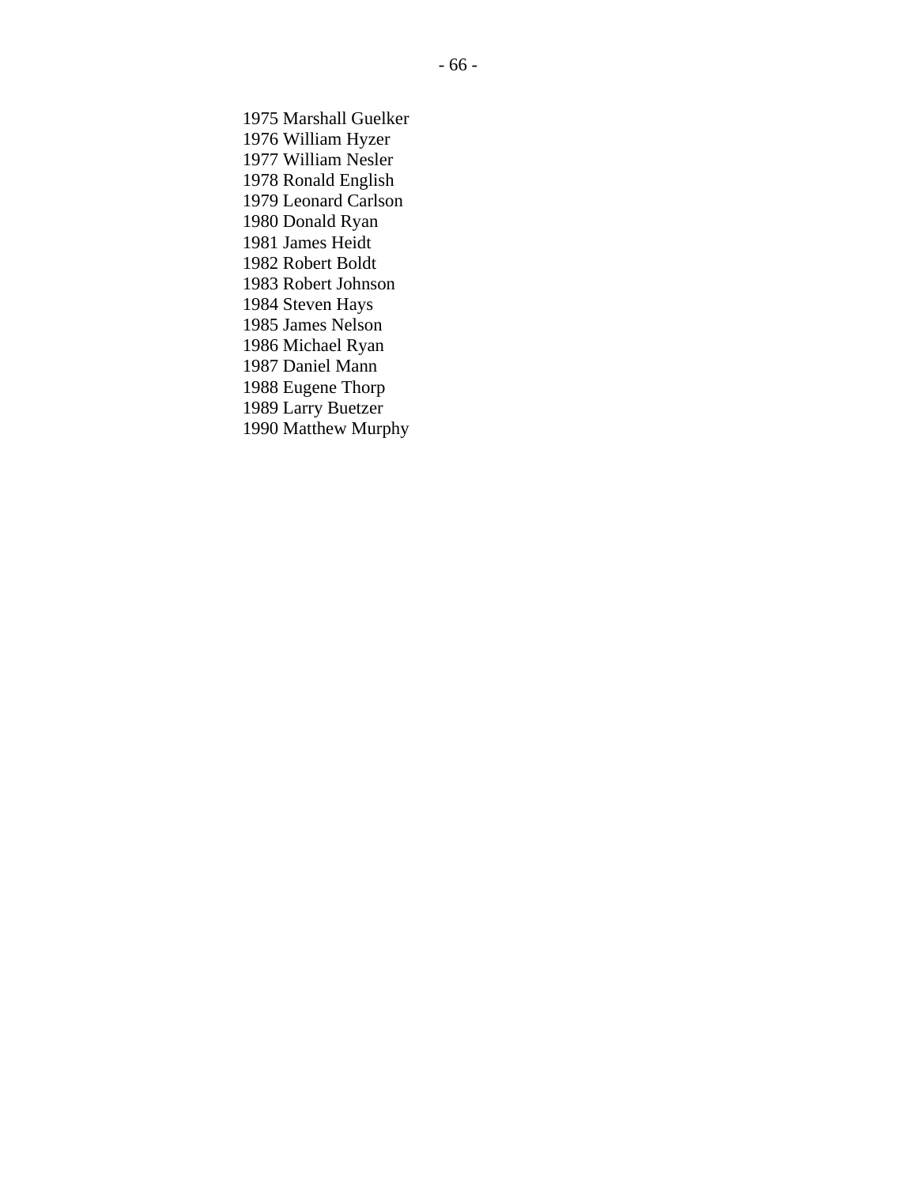1975 Marshall Guelker  
1976 William Hyzer  
1977 William Nesler  
1978 Ronald English  
1979 Leonard Carlson  
1980 Donald Ryan  
1981 James Heidt  
1982 Robert Boldt  
1983 Robert Johnson  
1984 Steven Hays  
1985 James Nelson  
1986 Michael Ryan  
1987 Daniel Mann  
1988 Eugene Thorp  
1989 Larry Buetzer  
1990 Matthew Murphy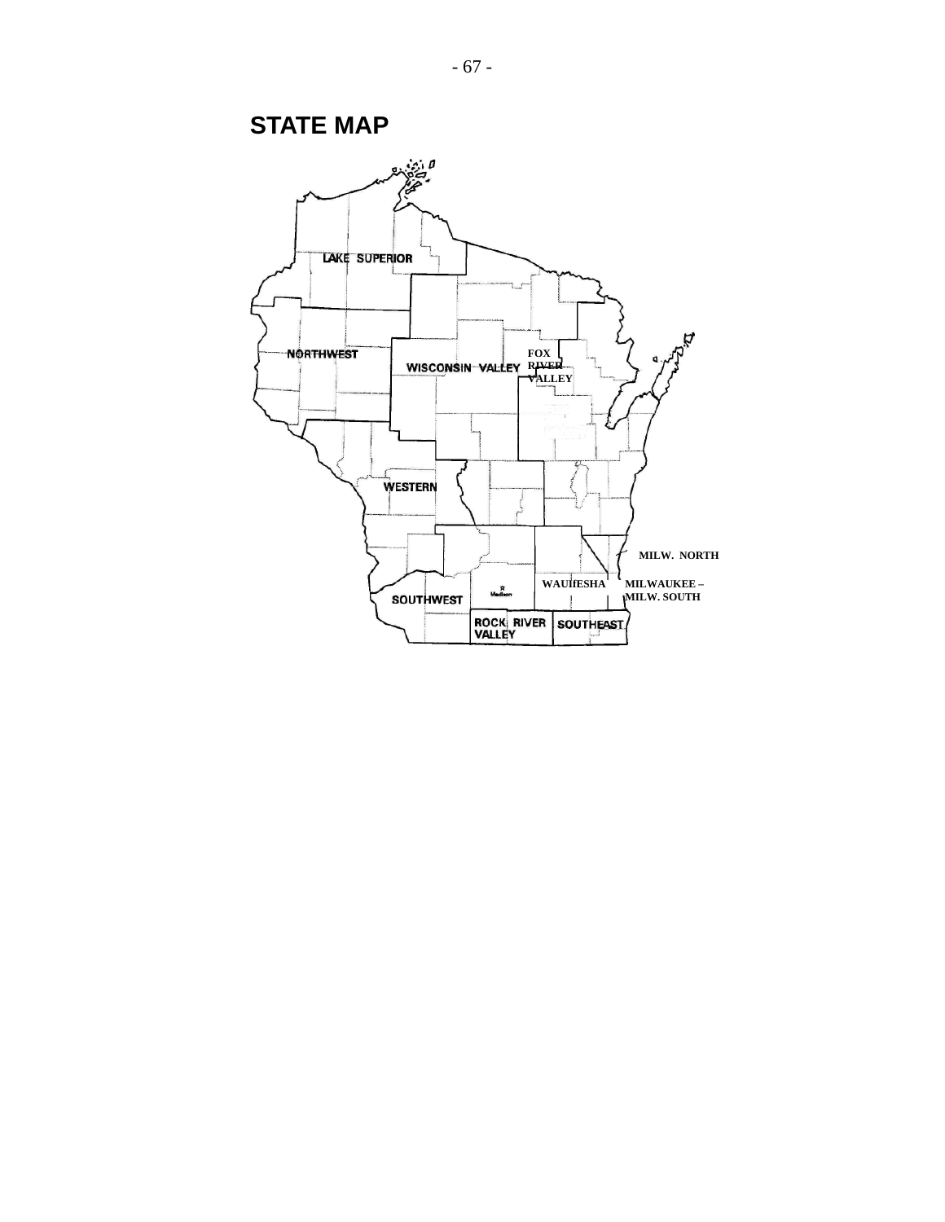# STATE MAP

LAKE SUPERIOR

NORTHWEST

WISCONSIN VALLEY

FOX RIVER VALLEY

WESTERN

MILW. NORTH

WAUKESHA

MILWAUKEE – MILW. SOUTH

SOUTHWEST

Madison

ROCK RIVER VALLEY

SOUTHEAST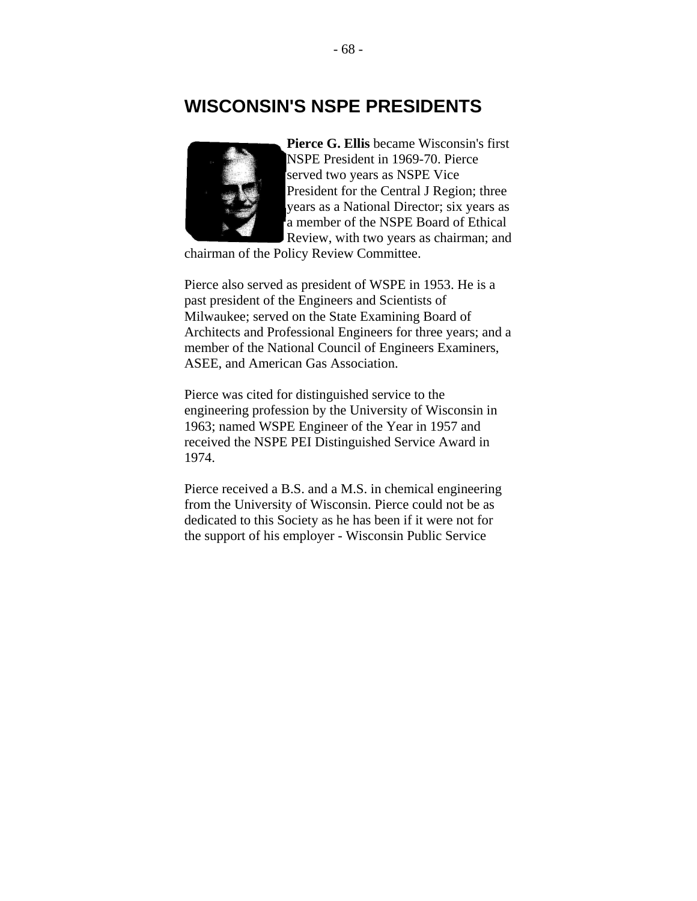## WISCONSIN'S NSPE PRESIDENTS

**Pierce G. Ellis** became Wisconsin's first NSPE President in 1969-70. Pierce served two years as NSPE Vice President for the Central J Region; three years as a National Director; six years as a member of the NSPE Board of Ethical Review, with two years as chairman; and chairman of the Policy Review Committee.

Pierce also served as president of WSPE in 1953. He is a past president of the Engineers and Scientists of Milwaukee; served on the State Examining Board of Architects and Professional Engineers for three years; and a member of the National Council of Engineers Examiners, ASEE, and American Gas Association.

Pierce was cited for distinguished service to the engineering profession by the University of Wisconsin in 1963; named WSPE Engineer of the Year in 1957 and received the NSPE PEI Distinguished Service Award in 1974.

Pierce received a B.S. and a M.S. in chemical engineering from the University of Wisconsin. Pierce could not be as dedicated to this Society as he has been if it were not for the support of his employer - Wisconsin Public Service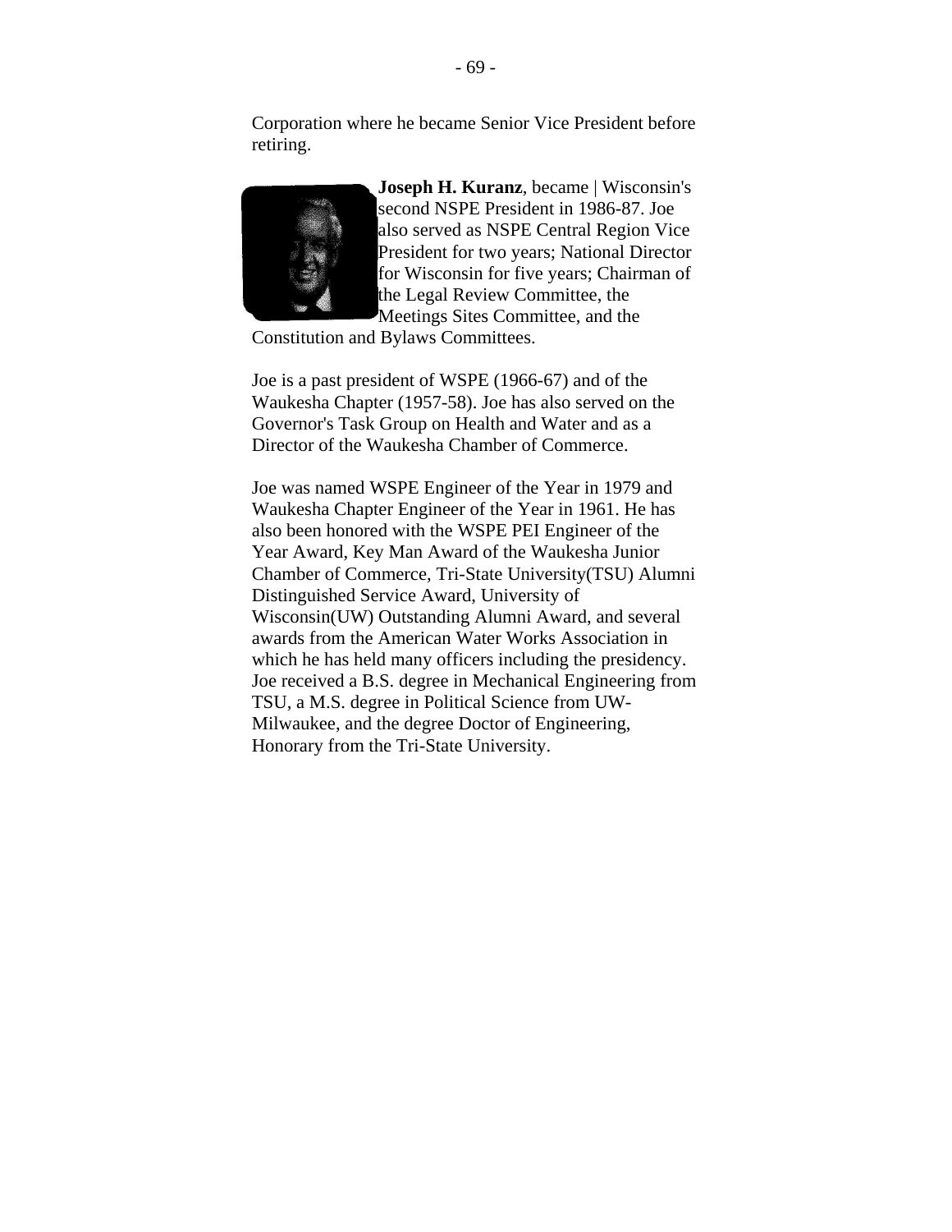Corporation where he became Senior Vice President before retiring.

**Joseph H. Kuranz**, became | Wisconsin's second NSPE President in 1986-87. Joe also served as NSPE Central Region Vice President for two years; National Director for Wisconsin for five years; Chairman of the Legal Review Committee, the Meetings Sites Committee, and the Constitution and Bylaws Committees.

Joe is a past president of WSPE (1966-67) and of the Waukesha Chapter (1957-58). Joe has also served on the Governor's Task Group on Health and Water and as a Director of the Waukesha Chamber of Commerce.

Joe was named WSPE Engineer of the Year in 1979 and Waukesha Chapter Engineer of the Year in 1961. He has also been honored with the WSPE PEI Engineer of the Year Award, Key Man Award of the Waukesha Junior Chamber of Commerce, Tri-State University(TSU) Alumni Distinguished Service Award, University of Wisconsin(UW) Outstanding Alumni Award, and several awards from the American Water Works Association in which he has held many officers including the presidency. Joe received a B.S. degree in Mechanical Engineering from TSU, a M.S. degree in Political Science from UW-Milwaukee, and the degree Doctor of Engineering, Honorary from the Tri-State University.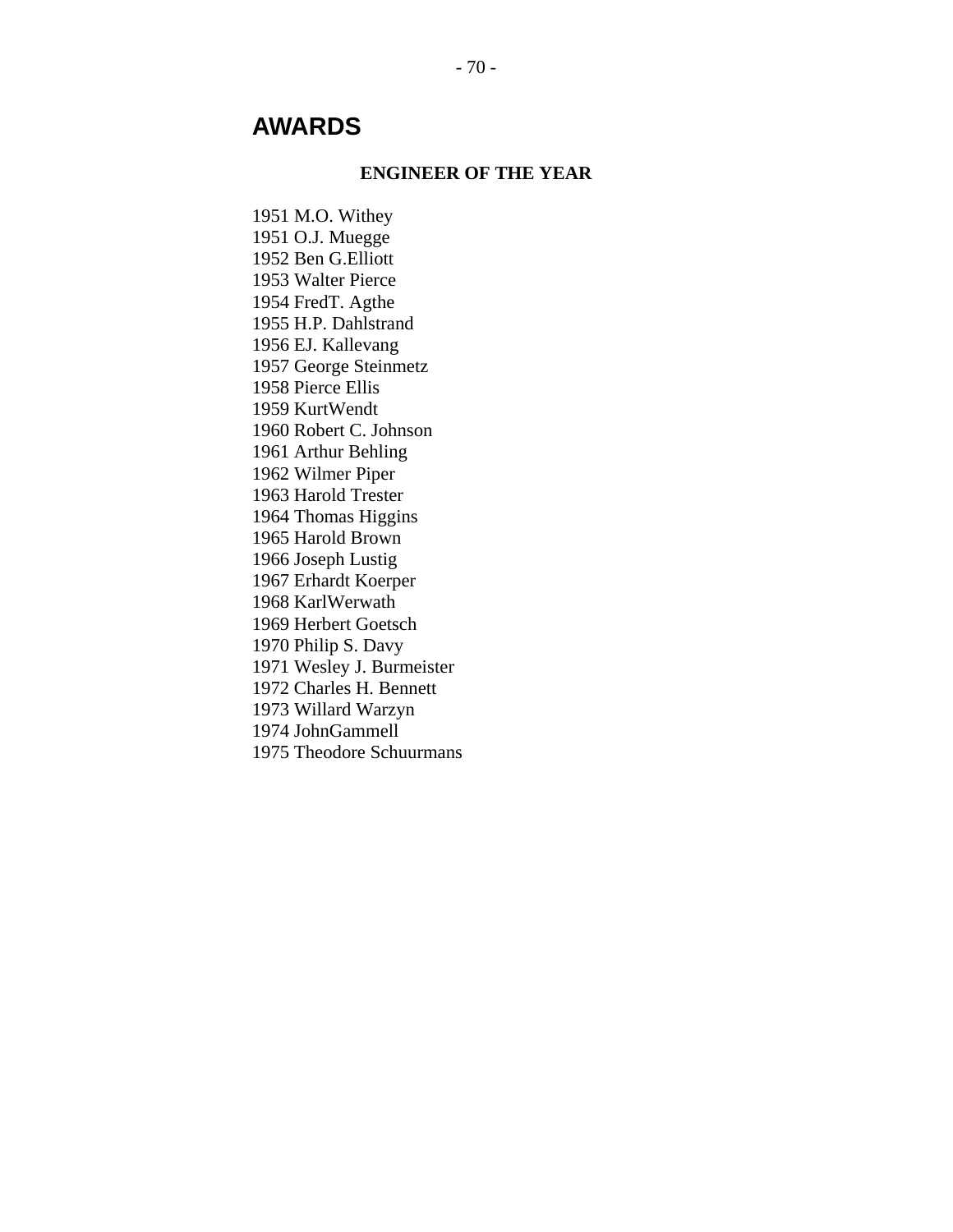# AWARDS

### ENGINEER OF THE YEAR

1951 M.O. Withey
1951 O.J. Muegge
1952 Ben G.Elliott
1953 Walter Pierce
1954 FredT. Agthe
1955 H.P. Dahlstrand
1956 EJ. Kallevang
1957 George Steinmetz
1958 Pierce Ellis
1959 KurtWendt
1960 Robert C. Johnson
1961 Arthur Behling
1962 Wilmer Piper
1963 Harold Trester
1964 Thomas Higgins
1965 Harold Brown
1966 Joseph Lustig
1967 Erhardt Koerper
1968 KarlWerwath
1969 Herbert Goetsch
1970 Philip S. Davy
1971 Wesley J. Burmeister
1972 Charles H. Bennett
1973 Willard Warzyn
1974 JohnGammell
1975 Theodore Schuurmans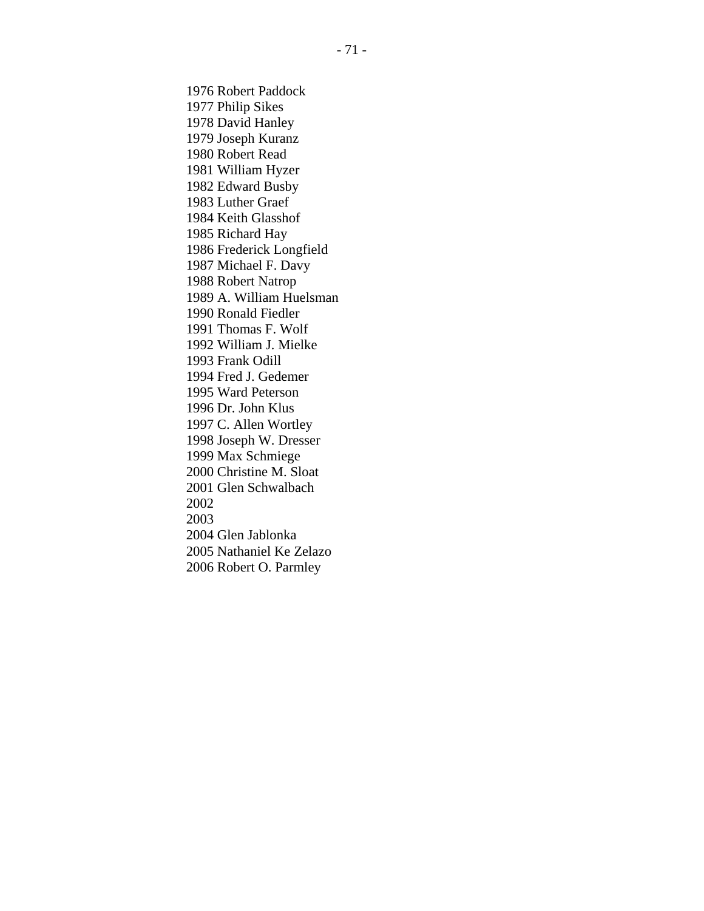1976 Robert Paddock  
1977 Philip Sikes  
1978 David Hanley  
1979 Joseph Kuranz  
1980 Robert Read  
1981 William Hyzer  
1982 Edward Busby  
1983 Luther Graef  
1984 Keith Glasshof  
1985 Richard Hay  
1986 Frederick Longfield  
1987 Michael F. Davy  
1988 Robert Natrop  
1989 A. William Huelsman  
1990 Ronald Fiedler  
1991 Thomas F. Wolf  
1992 William J. Mielke  
1993 Frank Odill  
1994 Fred J. Gedemer  
1995 Ward Peterson  
1996 Dr. John Klus  
1997 C. Allen Wortley  
1998 Joseph W. Dresser  
1999 Max Schmiege  
2000 Christine M. Sloat  
2001 Glen Schwalbach  
2002  
2003  
2004 Glen Jablonka  
2005 Nathaniel Ke Zelazo  
2006 Robert O. Parmley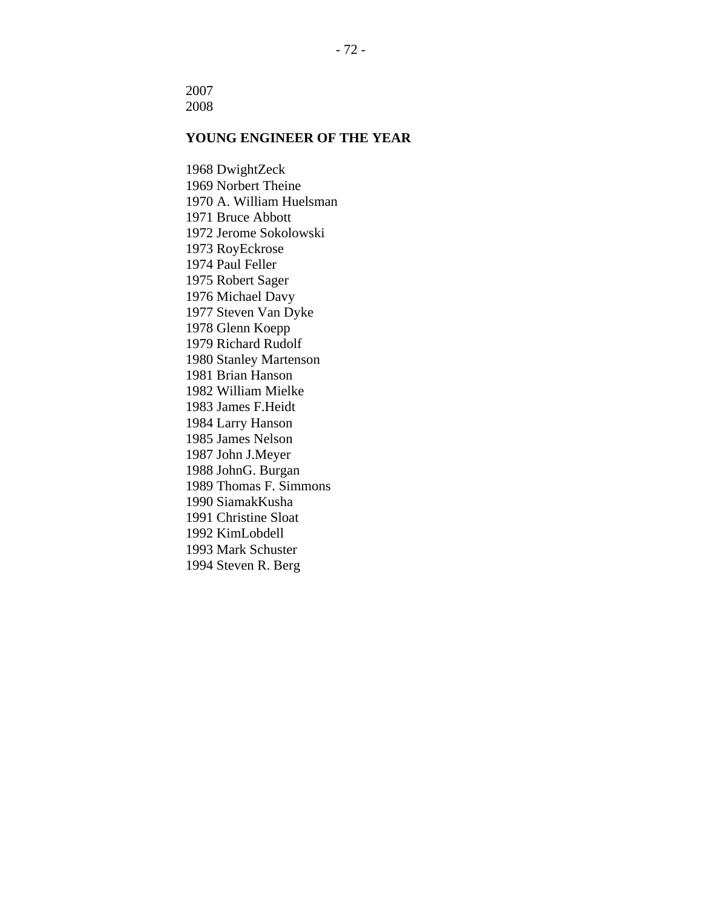2007
2008

**YOUNG ENGINEER OF THE YEAR**

1968 DwightZeck
1969 Norbert Theine
1970 A. William Huelsman
1971 Bruce Abbott
1972 Jerome Sokolowski
1973 RoyEckrose
1974 Paul Feller
1975 Robert Sager
1976 Michael Davy
1977 Steven Van Dyke
1978 Glenn Koepp
1979 Richard Rudolf
1980 Stanley Martenson
1981 Brian Hanson
1982 William Mielke
1983 James F.Heidt
1984 Larry Hanson
1985 James Nelson
1987 John J.Meyer
1988 JohnG. Burgan
1989 Thomas F. Simmons
1990 SiamakKusha
1991 Christine Sloat
1992 KimLobdell
1993 Mark Schuster
1994 Steven R. Berg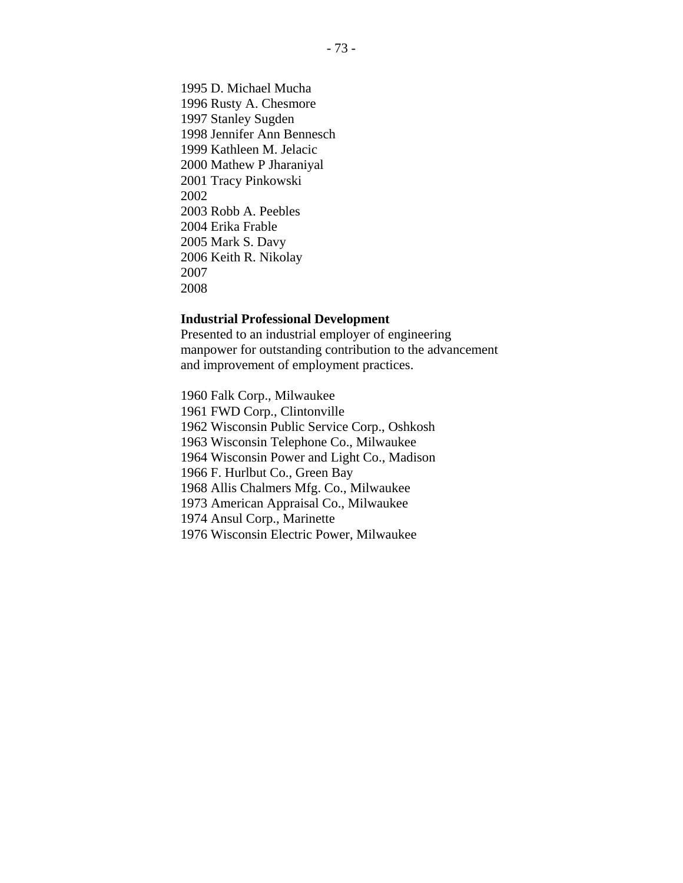1995 D. Michael Mucha
1996 Rusty A. Chesmore
1997 Stanley Sugden
1998 Jennifer Ann Bennesch
1999 Kathleen M. Jelacic
2000 Mathew P Jharaniyal
2001 Tracy Pinkowski
2002
2003 Robb A. Peebles
2004 Erika Frable
2005 Mark S. Davy
2006 Keith R. Nikolay
2007
2008

**Industrial Professional Development**
Presented to an industrial employer of engineering manpower for outstanding contribution to the advancement and improvement of employment practices.

1960 Falk Corp., Milwaukee
1961 FWD Corp., Clintonville
1962 Wisconsin Public Service Corp., Oshkosh
1963 Wisconsin Telephone Co., Milwaukee
1964 Wisconsin Power and Light Co., Madison
1966 F. Hurlbut Co., Green Bay
1968 Allis Chalmers Mfg. Co., Milwaukee
1973 American Appraisal Co., Milwaukee
1974 Ansul Corp., Marinette
1976 Wisconsin Electric Power, Milwaukee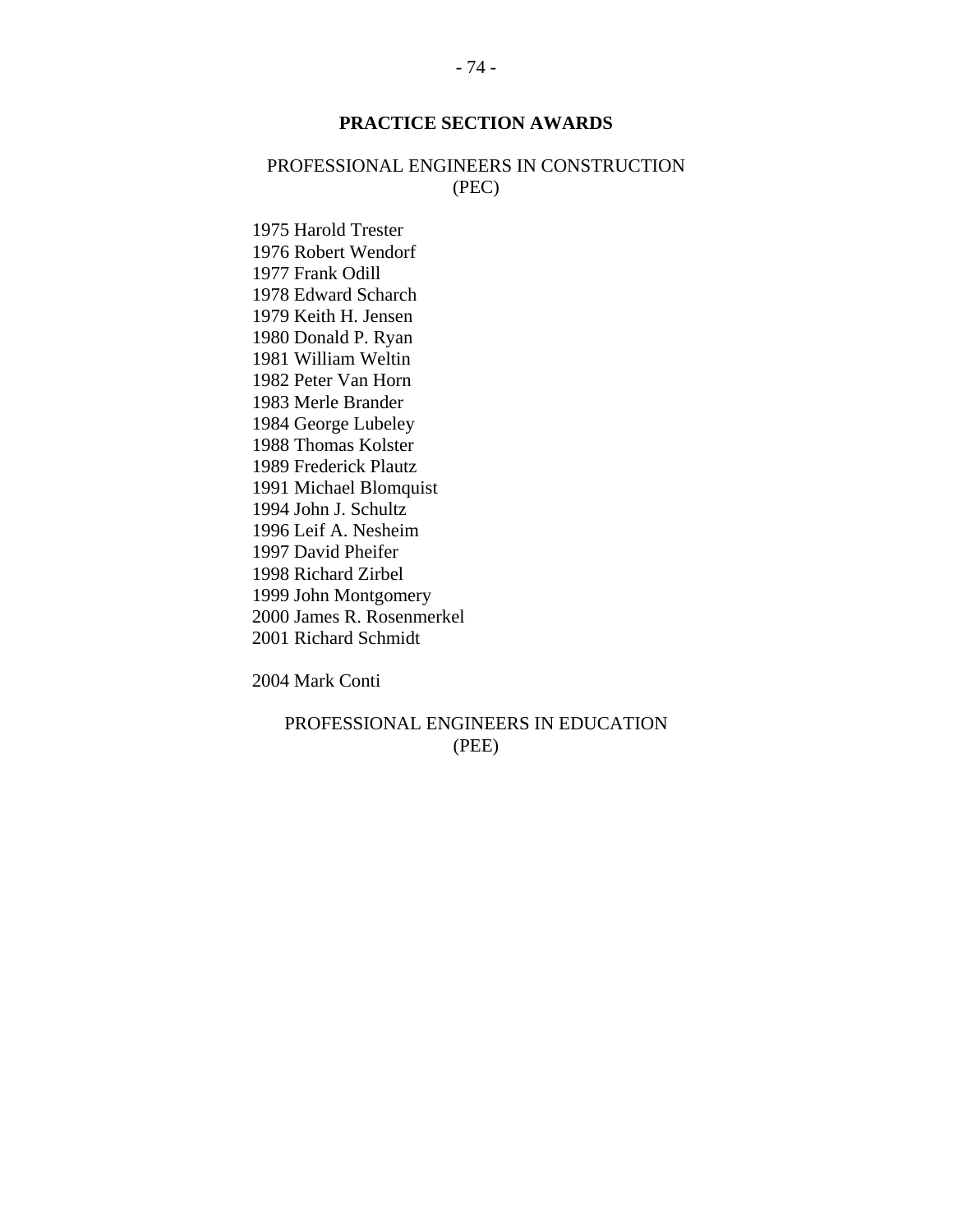## PRACTICE SECTION AWARDS

### PROFESSIONAL ENGINEERS IN CONSTRUCTION (PEC)

1975 Harold Trester
1976 Robert Wendorf
1977 Frank Odill
1978 Edward Scharch
1979 Keith H. Jensen
1980 Donald P. Ryan
1981 William Weltin
1982 Peter Van Horn
1983 Merle Brander
1984 George Lubeley
1988 Thomas Kolster
1989 Frederick Plautz
1991 Michael Blomquist
1994 John J. Schultz
1996 Leif A. Nesheim
1997 David Pheifer
1998 Richard Zirbel
1999 John Montgomery
2000 James R. Rosenmerkel
2001 Richard Schmidt

2004 Mark Conti

### PROFESSIONAL ENGINEERS IN EDUCATION (PEE)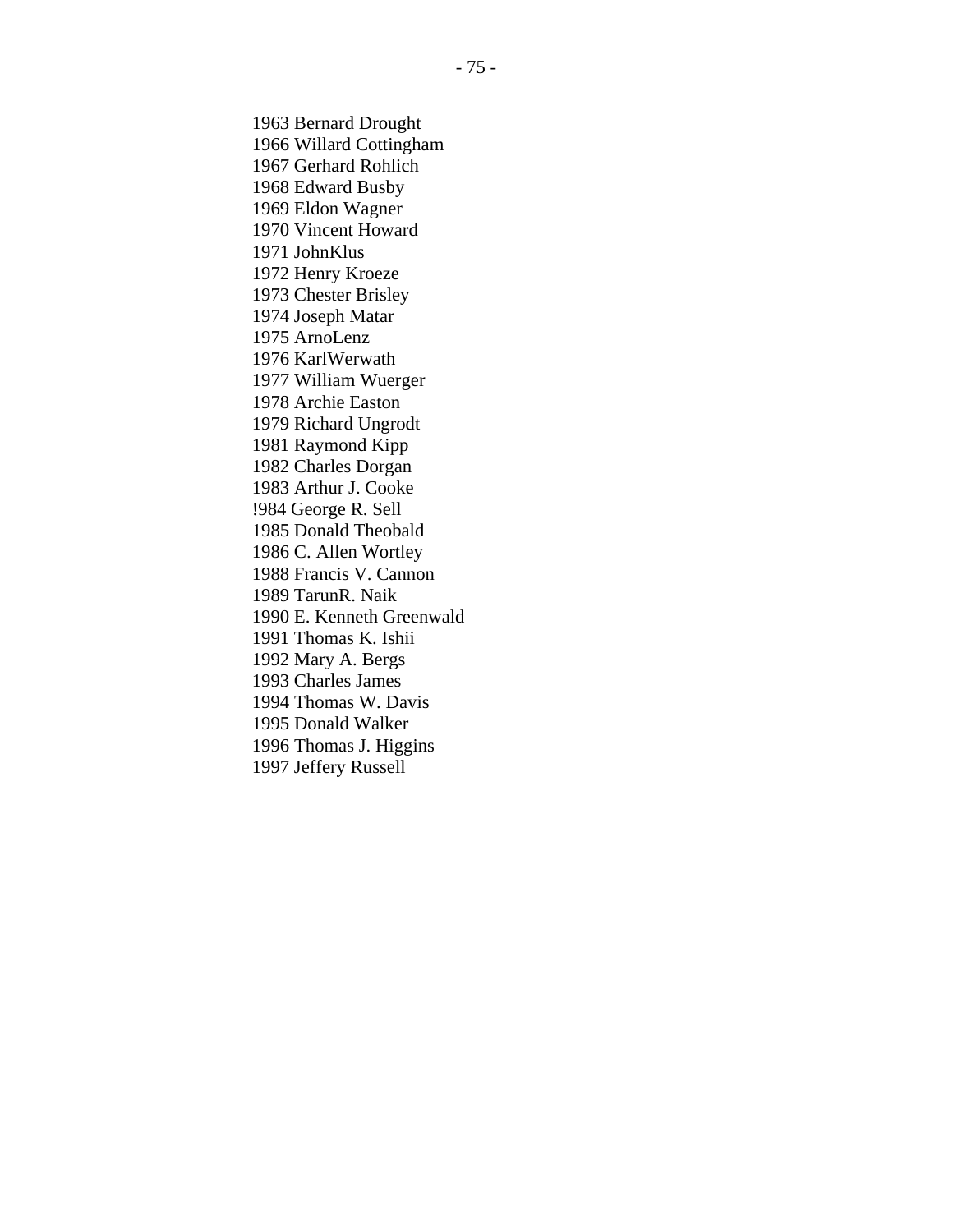1963 Bernard Drought
1966 Willard Cottingham
1967 Gerhard Rohlich
1968 Edward Busby
1969 Eldon Wagner
1970 Vincent Howard
1971 JohnKlus
1972 Henry Kroeze
1973 Chester Brisley
1974 Joseph Matar
1975 ArnoLenz
1976 KarlWerwath
1977 William Wuerger
1978 Archie Easton
1979 Richard Ungrodt
1981 Raymond Kipp
1982 Charles Dorgan
1983 Arthur J. Cooke
!984 George R. Sell
1985 Donald Theobald
1986 C. Allen Wortley
1988 Francis V. Cannon
1989 TarunR. Naik
1990 E. Kenneth Greenwald
1991 Thomas K. Ishii
1992 Mary A. Bergs
1993 Charles James
1994 Thomas W. Davis
1995 Donald Walker
1996 Thomas J. Higgins
1997 Jeffery Russell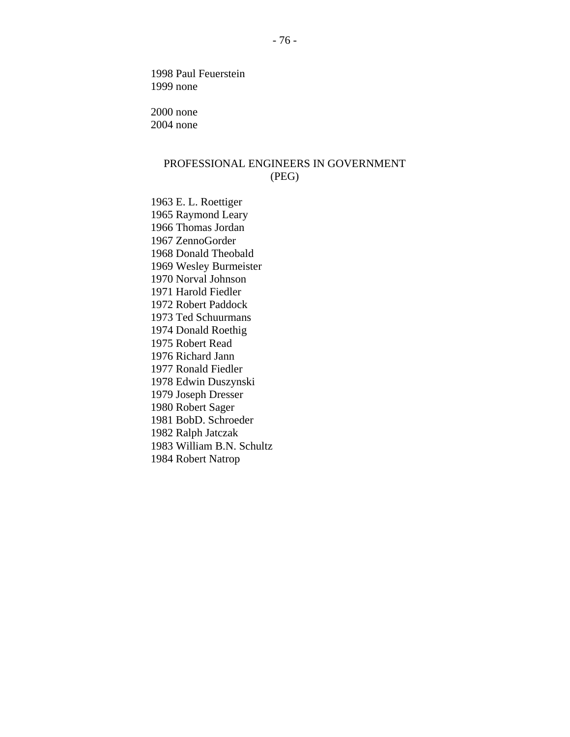1998 Paul Feuerstein
1999 none

2000 none
2004 none

## PROFESSIONAL ENGINEERS IN GOVERNMENT (PEG)

1963 E. L. Roettiger
1965 Raymond Leary
1966 Thomas Jordan
1967 ZennoGorder
1968 Donald Theobald
1969 Wesley Burmeister
1970 Norval Johnson
1971 Harold Fiedler
1972 Robert Paddock
1973 Ted Schuurmans
1974 Donald Roethig
1975 Robert Read
1976 Richard Jann
1977 Ronald Fiedler
1978 Edwin Duszynski
1979 Joseph Dresser
1980 Robert Sager
1981 BobD. Schroeder
1982 Ralph Jatczak
1983 William B.N. Schultz
1984 Robert Natrop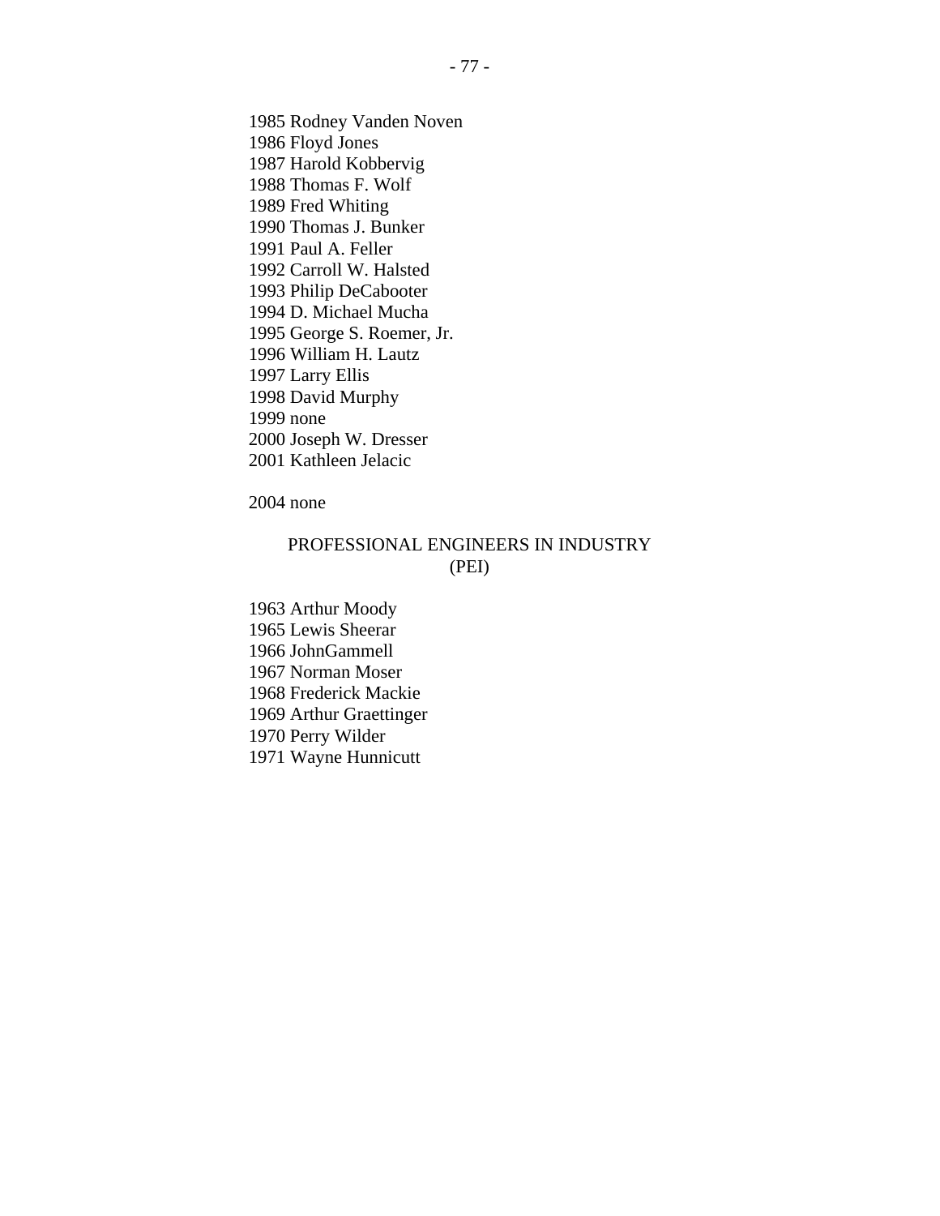1985 Rodney Vanden Noven
1986 Floyd Jones
1987 Harold Kobbervig
1988 Thomas F. Wolf
1989 Fred Whiting
1990 Thomas J. Bunker
1991 Paul A. Feller
1992 Carroll W. Halsted
1993 Philip DeCabooter
1994 D. Michael Mucha
1995 George S. Roemer, Jr.
1996 William H. Lautz
1997 Larry Ellis
1998 David Murphy
1999 none
2000 Joseph W. Dresser
2001 Kathleen Jelacic

2004 none

## PROFESSIONAL ENGINEERS IN INDUSTRY (PEI)

1963 Arthur Moody
1965 Lewis Sheerar
1966 JohnGammell
1967 Norman Moser
1968 Frederick Mackie
1969 Arthur Graettinger
1970 Perry Wilder
1971 Wayne Hunnicutt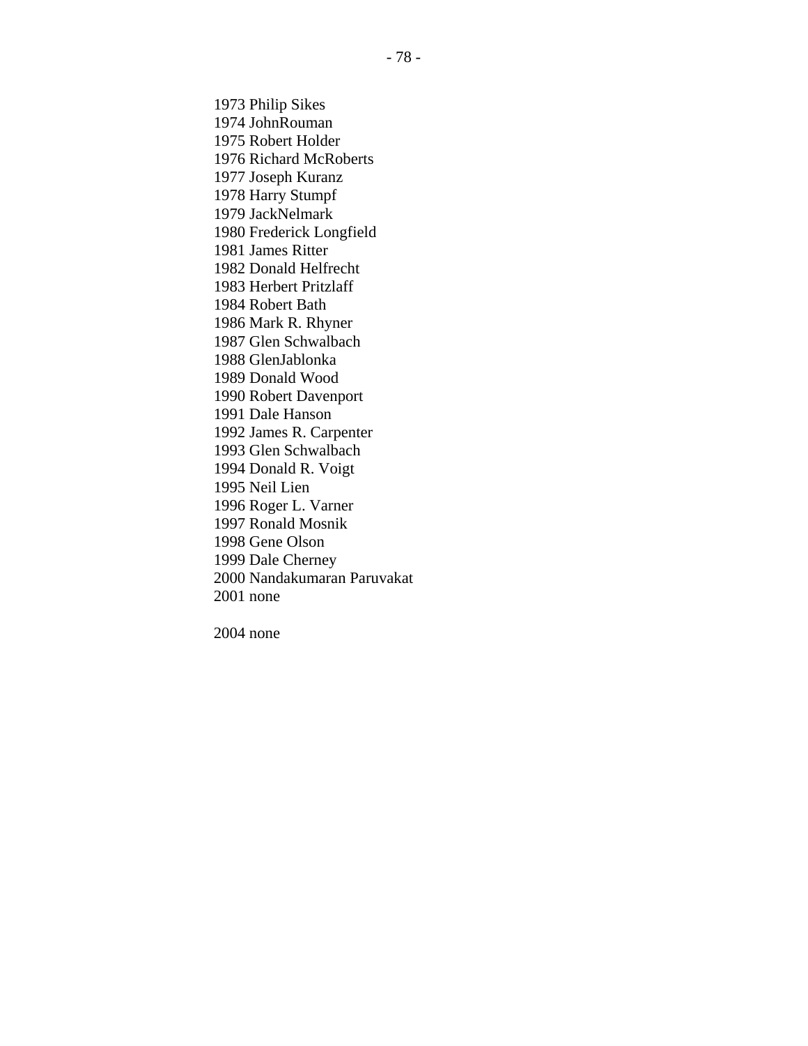1973 Philip Sikes  
1974 JohnRouman  
1975 Robert Holder  
1976 Richard McRoberts  
1977 Joseph Kuranz  
1978 Harry Stumpf  
1979 JackNelmark  
1980 Frederick Longfield  
1981 James Ritter  
1982 Donald Helfrecht  
1983 Herbert Pritzlaff  
1984 Robert Bath  
1986 Mark R. Rhyner  
1987 Glen Schwalbach  
1988 GlenJablonka  
1989 Donald Wood  
1990 Robert Davenport  
1991 Dale Hanson  
1992 James R. Carpenter  
1993 Glen Schwalbach  
1994 Donald R. Voigt  
1995 Neil Lien  
1996 Roger L. Varner  
1997 Ronald Mosnik  
1998 Gene Olson  
1999 Dale Cherney  
2000 Nandakumaran Paruvakat  
2001 none

2004 none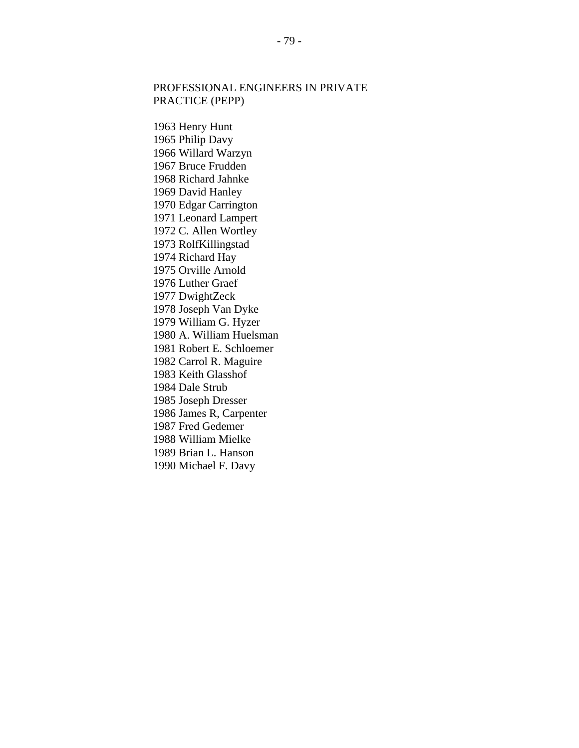## PROFESSIONAL ENGINEERS IN PRIVATE PRACTICE (PEPP)

1963 Henry Hunt
1965 Philip Davy
1966 Willard Warzyn
1967 Bruce Frudden
1968 Richard Jahnke
1969 David Hanley
1970 Edgar Carrington
1971 Leonard Lampert
1972 C. Allen Wortley
1973 RolfKillingstad
1974 Richard Hay
1975 Orville Arnold
1976 Luther Graef
1977 DwightZeck
1978 Joseph Van Dyke
1979 William G. Hyzer
1980 A. William Huelsman
1981 Robert E. Schloemer
1982 Carrol R. Maguire
1983 Keith Glasshof
1984 Dale Strub
1985 Joseph Dresser
1986 James R, Carpenter
1987 Fred Gedemer
1988 William Mielke
1989 Brian L. Hanson
1990 Michael F. Davy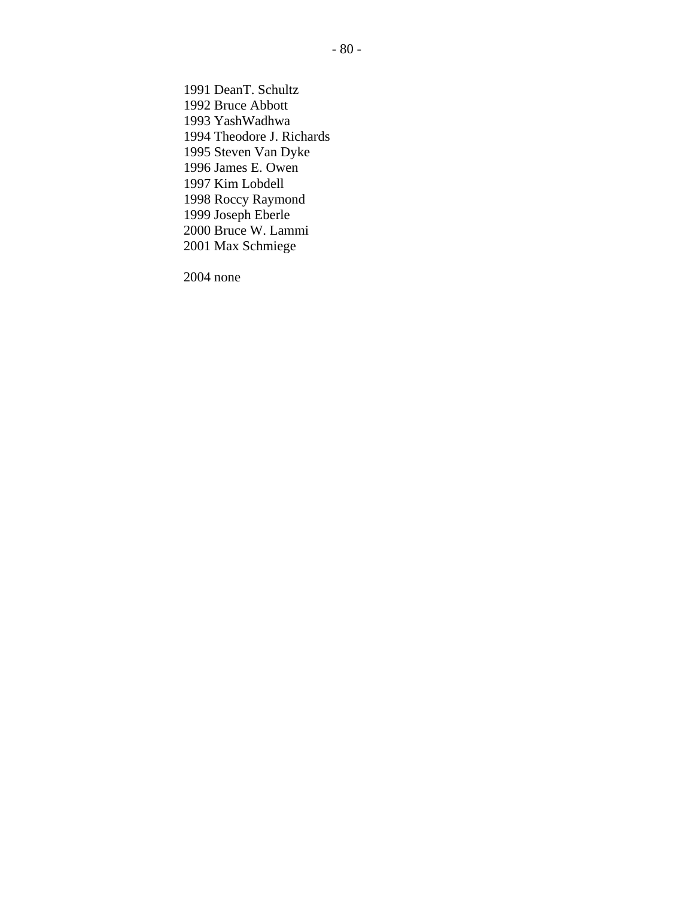1991 DeanT. Schultz
1992 Bruce Abbott
1993 YashWadhwa
1994 Theodore J. Richards
1995 Steven Van Dyke
1996 James E. Owen
1997 Kim Lobdell
1998 Roccy Raymond
1999 Joseph Eberle
2000 Bruce W. Lammi
2001 Max Schmiege

2004 none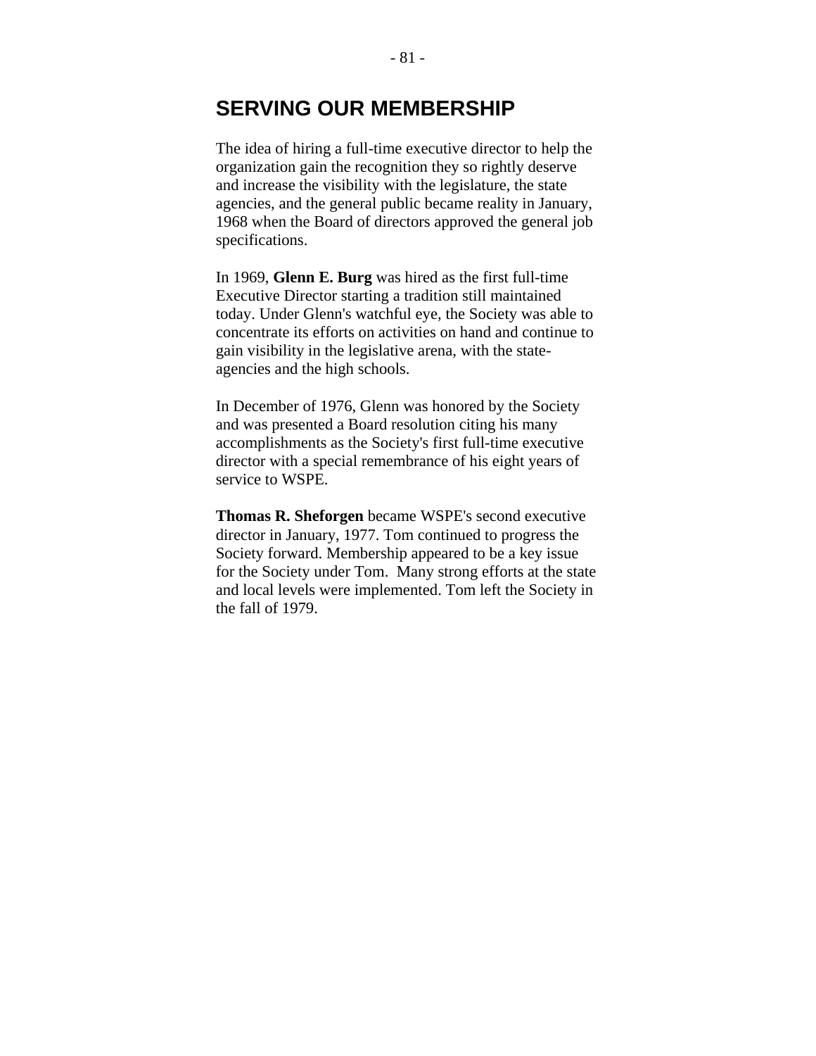## SERVING OUR MEMBERSHIP

The idea of hiring a full-time executive director to help the organization gain the recognition they so rightly deserve and increase the visibility with the legislature, the state agencies, and the general public became reality in January, 1968 when the Board of directors approved the general job specifications.

In 1969, **Glenn E. Burg** was hired as the first full-time Executive Director starting a tradition still maintained today. Under Glenn's watchful eye, the Society was able to concentrate its efforts on activities on hand and continue to gain visibility in the legislative arena, with the state-agencies and the high schools.

In December of 1976, Glenn was honored by the Society and was presented a Board resolution citing his many accomplishments as the Society's first full-time executive director with a special remembrance of his eight years of service to WSPE.

**Thomas R. Sheforgen** became WSPE's second executive director in January, 1977. Tom continued to progress the Society forward. Membership appeared to be a key issue for the Society under Tom. Many strong efforts at the state and local levels were implemented. Tom left the Society in the fall of 1979.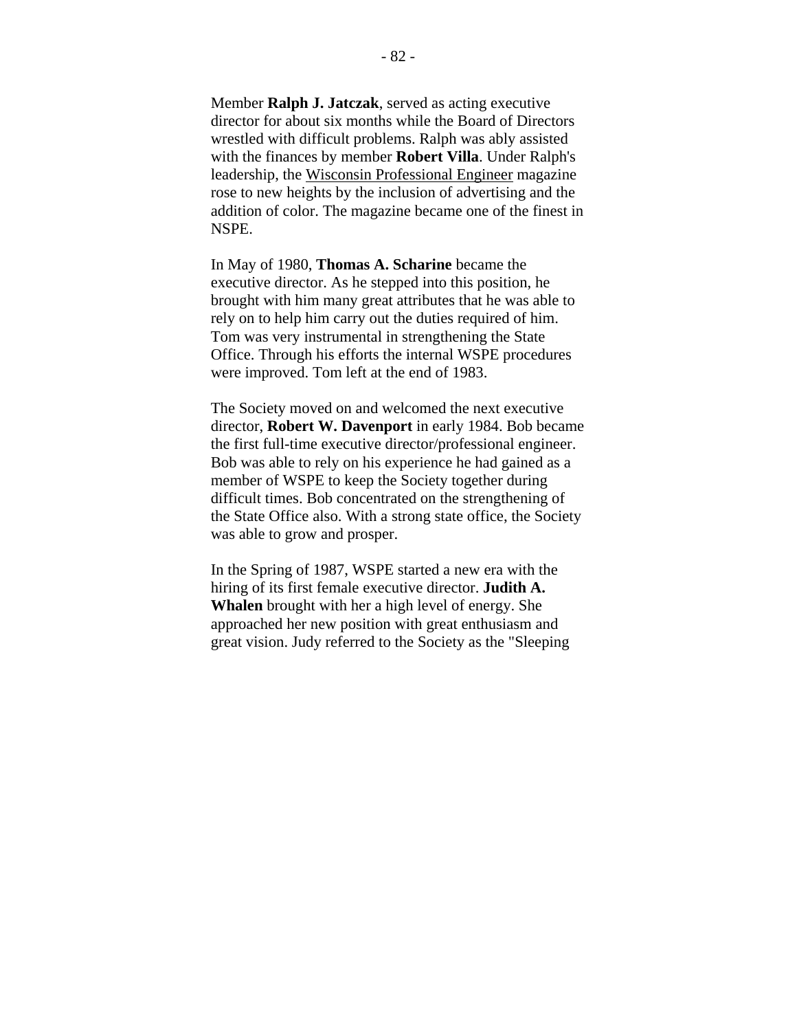Member **Ralph J. Jatczak**, served as acting executive director for about six months while the Board of Directors wrestled with difficult problems. Ralph was ably assisted with the finances by member **Robert Villa**. Under Ralph's leadership, the Wisconsin Professional Engineer magazine rose to new heights by the inclusion of advertising and the addition of color. The magazine became one of the finest in NSPE.

In May of 1980, **Thomas A. Scharine** became the executive director. As he stepped into this position, he brought with him many great attributes that he was able to rely on to help him carry out the duties required of him. Tom was very instrumental in strengthening the State Office. Through his efforts the internal WSPE procedures were improved. Tom left at the end of 1983.

The Society moved on and welcomed the next executive director, **Robert W. Davenport** in early 1984. Bob became the first full-time executive director/professional engineer. Bob was able to rely on his experience he had gained as a member of WSPE to keep the Society together during difficult times. Bob concentrated on the strengthening of the State Office also. With a strong state office, the Society was able to grow and prosper.

In the Spring of 1987, WSPE started a new era with the hiring of its first female executive director. **Judith A. Whalen** brought with her a high level of energy. She approached her new position with great enthusiasm and great vision. Judy referred to the Society as the "Sleeping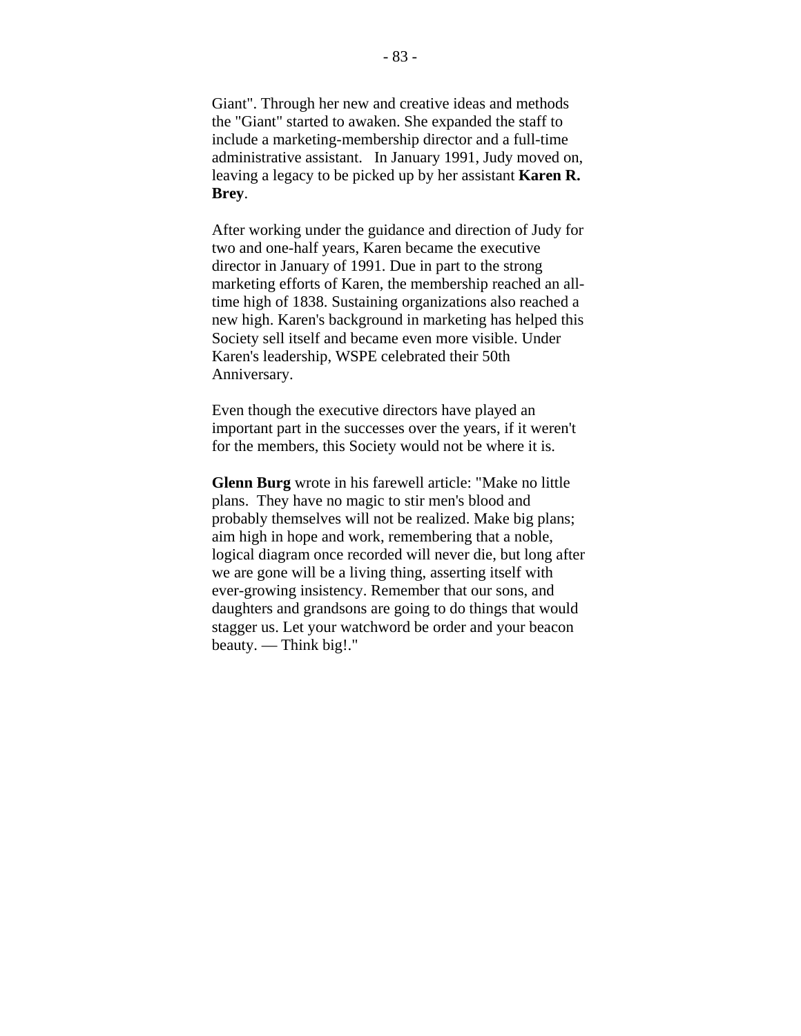Giant". Through her new and creative ideas and methods the "Giant" started to awaken. She expanded the staff to include a marketing-membership director and a full-time administrative assistant.   In January 1991, Judy moved on, leaving a legacy to be picked up by her assistant **Karen R. Brey**.

After working under the guidance and direction of Judy for two and one-half years, Karen became the executive director in January of 1991. Due in part to the strong marketing efforts of Karen, the membership reached an all-time high of 1838. Sustaining organizations also reached a new high. Karen's background in marketing has helped this Society sell itself and became even more visible. Under Karen's leadership, WSPE celebrated their 50th Anniversary.

Even though the executive directors have played an important part in the successes over the years, if it weren't for the members, this Society would not be where it is.

**Glenn Burg** wrote in his farewell article: "Make no little plans.  They have no magic to stir men's blood and probably themselves will not be realized. Make big plans; aim high in hope and work, remembering that a noble, logical diagram once recorded will never die, but long after we are gone will be a living thing, asserting itself with ever-growing insistency. Remember that our sons, and daughters and grandsons are going to do things that would stagger us. Let your watchword be order and your beacon beauty. — Think big!."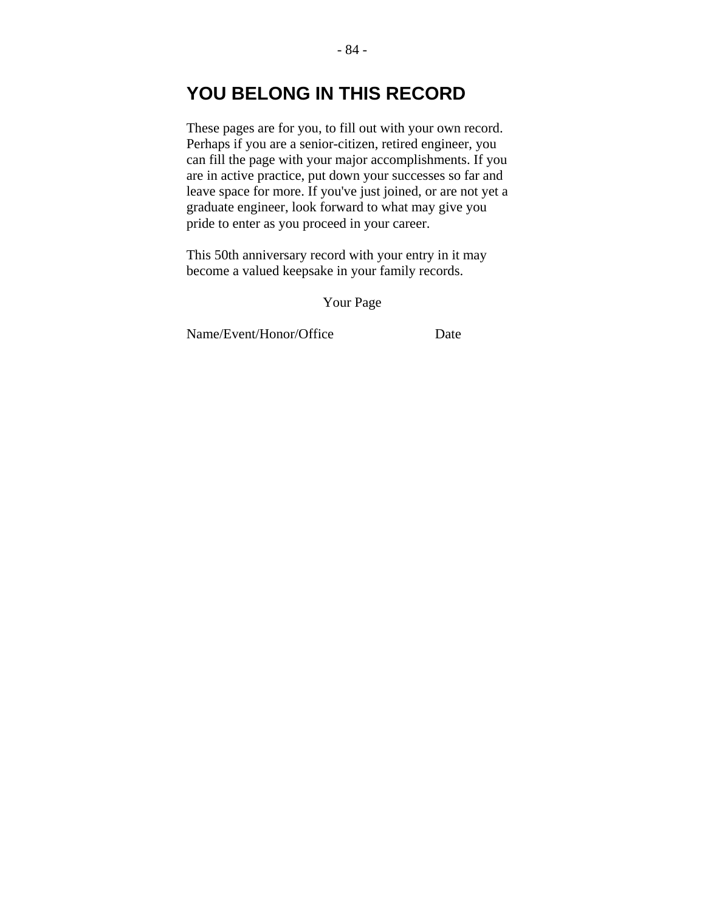# YOU BELONG IN THIS RECORD

These pages are for you, to fill out with your own record. Perhaps if you are a senior-citizen, retired engineer, you can fill the page with your major accomplishments. If you are in active practice, put down your successes so far and leave space for more. If you've just joined, or are not yet a graduate engineer, look forward to what may give you pride to enter as you proceed in your career.

This 50th anniversary record with your entry in it may become a valued keepsake in your family records.

Your Page

| Name/Event/Honor/Office | Date |
|---|---|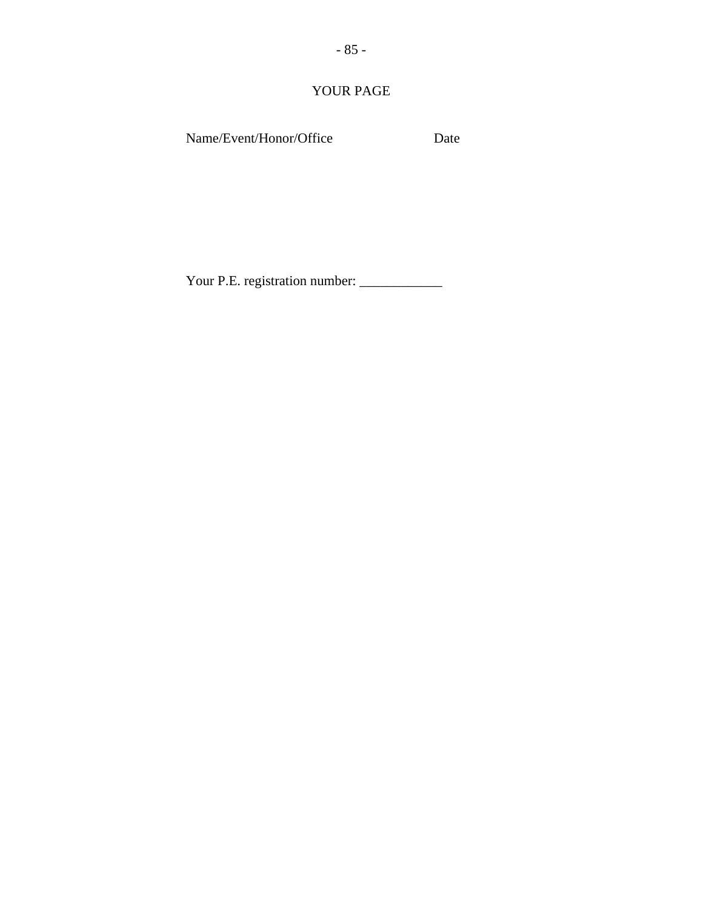# YOUR PAGE

| Name/Event/Honor/Office | Date |
|---|---|
| | |

Your P.E. registration number: ____________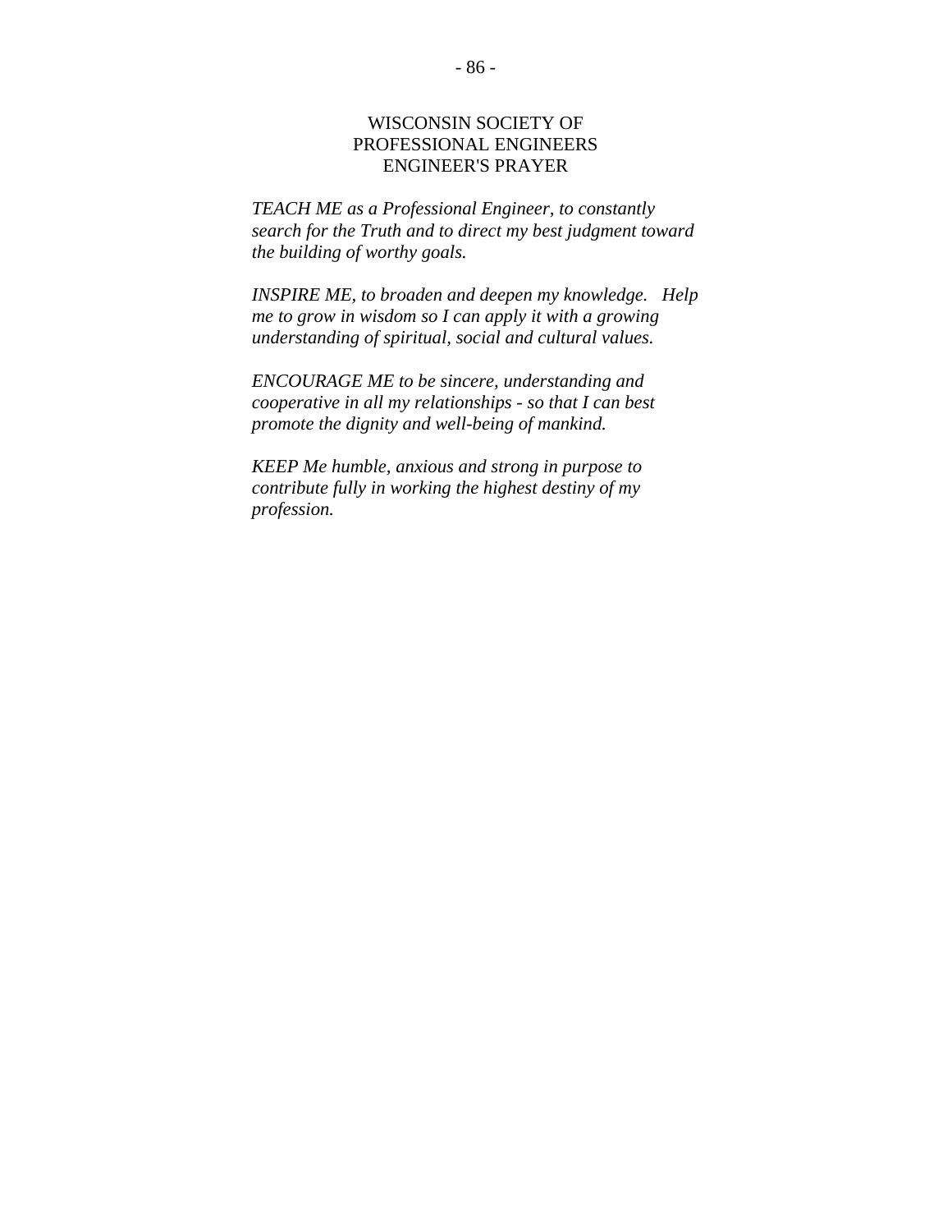# WISCONSIN SOCIETY OF PROFESSIONAL ENGINEERS ENGINEER'S PRAYER

*TEACH ME as a Professional Engineer, to constantly search for the Truth and to direct my best judgment toward the building of worthy goals.*

*INSPIRE ME, to broaden and deepen my knowledge. Help me to grow in wisdom so I can apply it with a growing understanding of spiritual, social and cultural values.*

*ENCOURAGE ME to be sincere, understanding and cooperative in all my relationships - so that I can best promote the dignity and well-being of mankind.*

*KEEP Me humble, anxious and strong in purpose to contribute fully in working the highest destiny of my profession.*